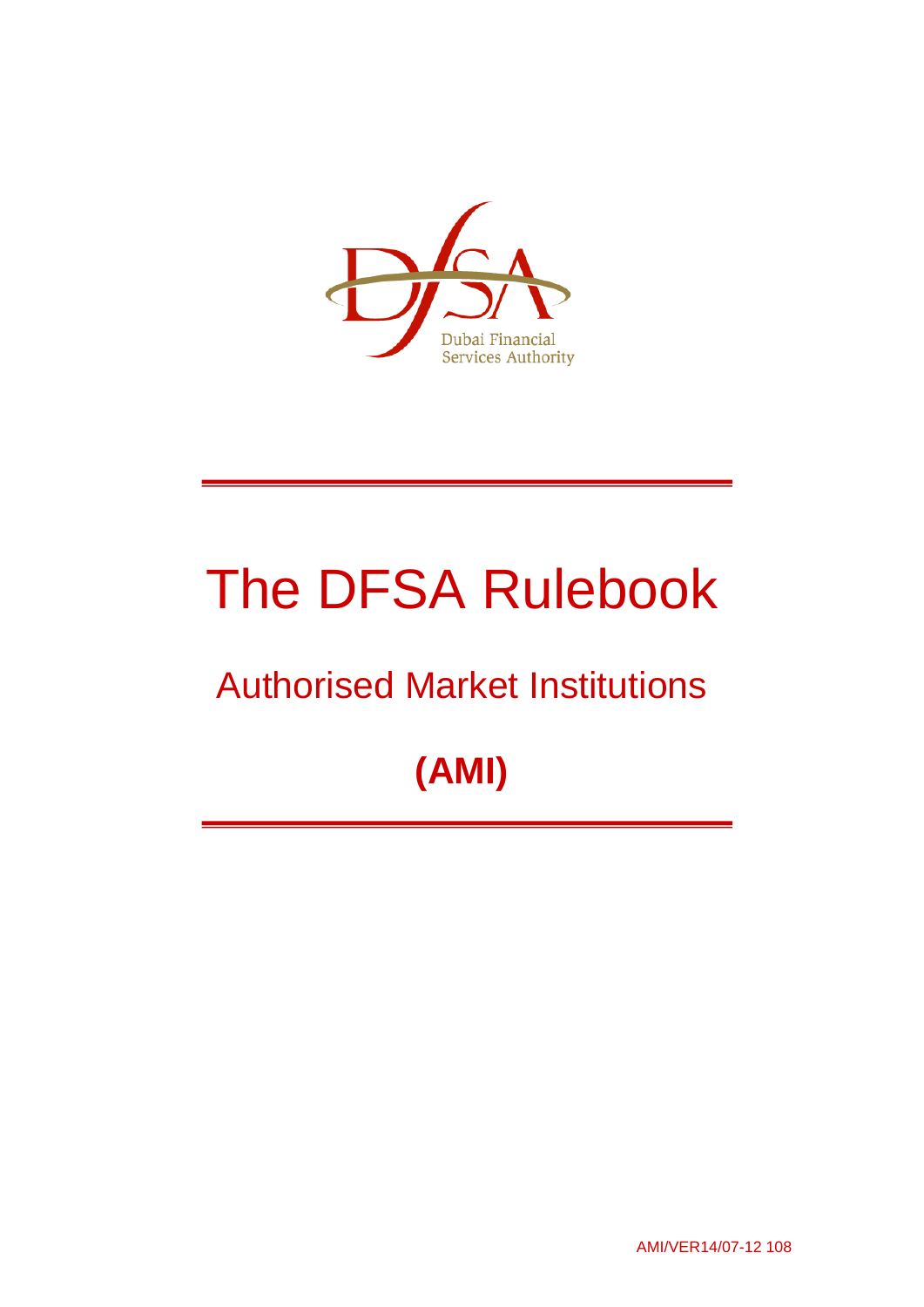Dubai Financial Services Authority

# The DFSA Rulebook

## Authorised Market Institutions

## **(AMI)**

AMI/VER14/07-12 108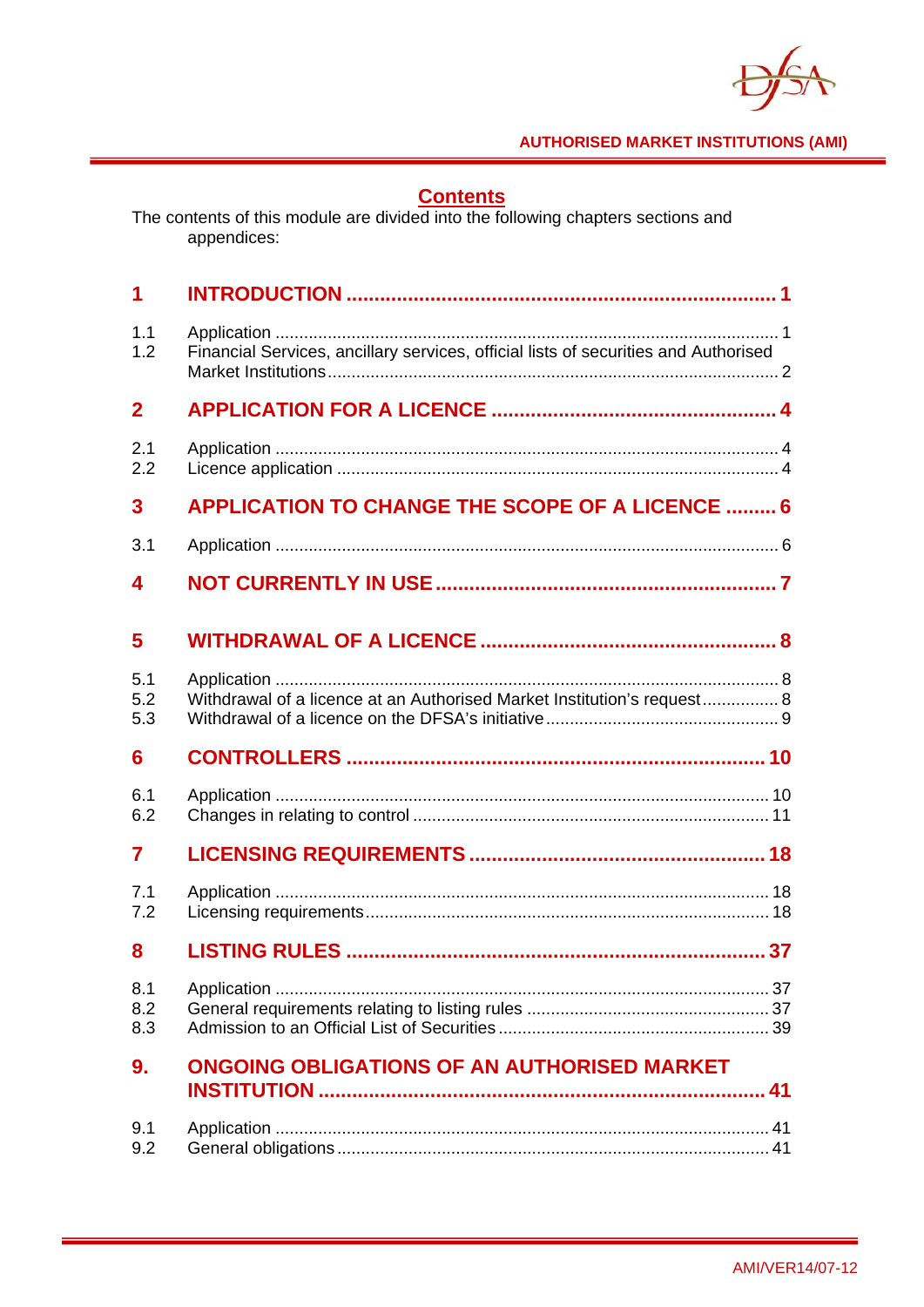# Contents

The contents of this module are divided into the following chapters sections and appendices:

| | | |
|---|---|---|
| **1** | **INTRODUCTION** | **1** |
| 1.1 | Application | 1 |
| 1.2 | Financial Services, ancillary services, official lists of securities and Authorised Market Institutions | 2 |
| **2** | **APPLICATION FOR A LICENCE** | **4** |
| 2.1 | Application | 4 |
| 2.2 | Licence application | 4 |
| **3** | **APPLICATION TO CHANGE THE SCOPE OF A LICENCE** | **6** |
| 3.1 | Application | 6 |
| **4** | **NOT CURRENTLY IN USE** | **7** |
| **5** | **WITHDRAWAL OF A LICENCE** | **8** |
| 5.1 | Application | 8 |
| 5.2 | Withdrawal of a licence at an Authorised Market Institution's request | 8 |
| 5.3 | Withdrawal of a licence on the DFSA's initiative | 9 |
| **6** | **CONTROLLERS** | **10** |
| 6.1 | Application | 10 |
| 6.2 | Changes in relating to control | 11 |
| **7** | **LICENSING REQUIREMENTS** | **18** |
| 7.1 | Application | 18 |
| 7.2 | Licensing requirements | 18 |
| **8** | **LISTING RULES** | **37** |
| 8.1 | Application | 37 |
| 8.2 | General requirements relating to listing rules | 37 |
| 8.3 | Admission to an Official List of Securities | 39 |
| **9.** | **ONGOING OBLIGATIONS OF AN AUTHORISED MARKET INSTITUTION** | **41** |
| 9.1 | Application | 41 |
| 9.2 | General obligations | 41 |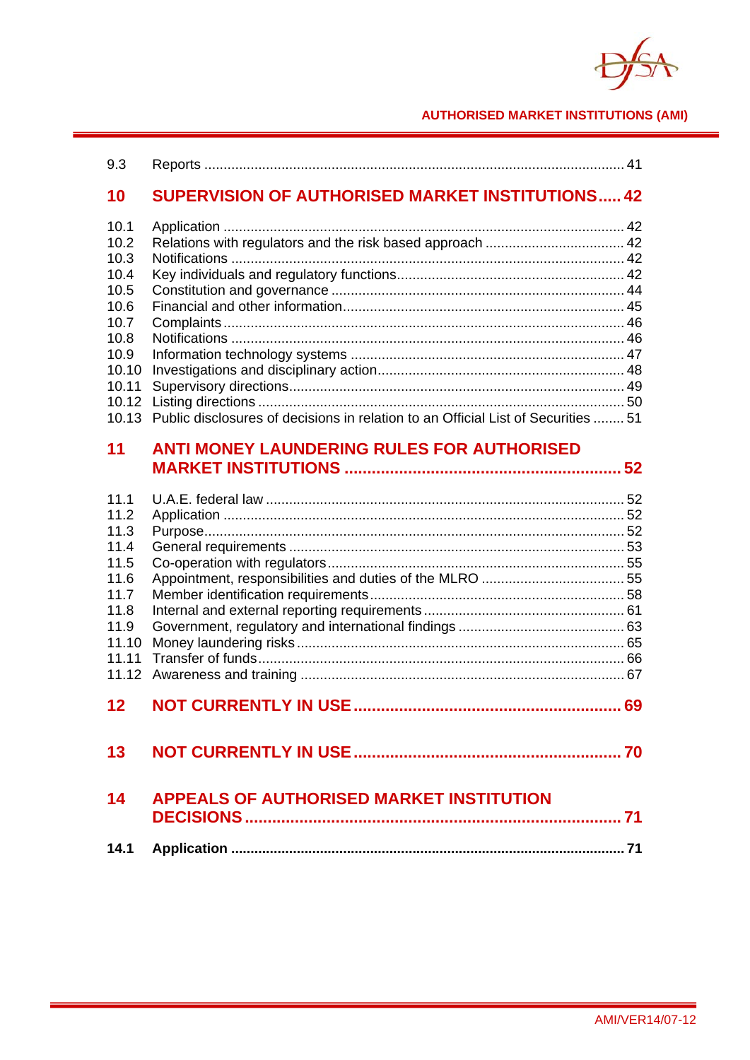9.3 Reports ........................................................................................................ 41

**10 SUPERVISION OF AUTHORISED MARKET INSTITUTIONS..... 42**

10.1 Application ...................................................................................................... 42
10.2 Relations with regulators and the risk based approach .................................... 42
10.3 Notifications ..................................................................................................... 42
10.4 Key individuals and regulatory functions........................................................... 42
10.5 Constitution and governance ........................................................................... 44
10.6 Financial and other information........................................................................ 45
10.7 Complaints........................................................................................................ 46
10.8 Notifications ..................................................................................................... 46
10.9 Information technology systems ...................................................................... 47
10.10 Investigations and disciplinary action................................................................ 48
10.11 Supervisory directions...................................................................................... 49
10.12 Listing directions .............................................................................................. 50
10.13 Public disclosures of decisions in relation to an Official List of Securities ........ 51

**11 ANTI MONEY LAUNDERING RULES FOR AUTHORISED MARKET INSTITUTIONS ............................................................ 52**

11.1 U.A.E. federal law ............................................................................................ 52
11.2 Application ...................................................................................................... 52
11.3 Purpose........................................................................................................... 52
11.4 General requirements ...................................................................................... 53
11.5 Co-operation with regulators............................................................................ 55
11.6 Appointment, responsibilities and duties of the MLRO ..................................... 55
11.7 Member identification requirements................................................................. 58
11.8 Internal and external reporting requirements.................................................... 61
11.9 Government, regulatory and international findings ........................................... 63
11.10 Money laundering risks.................................................................................... 65
11.11 Transfer of funds.............................................................................................. 66
11.12 Awareness and training ................................................................................... 67

**12 NOT CURRENTLY IN USE .......................................................... 69**

**13 NOT CURRENTLY IN USE .......................................................... 70**

**14 APPEALS OF AUTHORISED MARKET INSTITUTION DECISIONS ................................................................................... 71**

**14.1 Application ..................................................................................................... 71**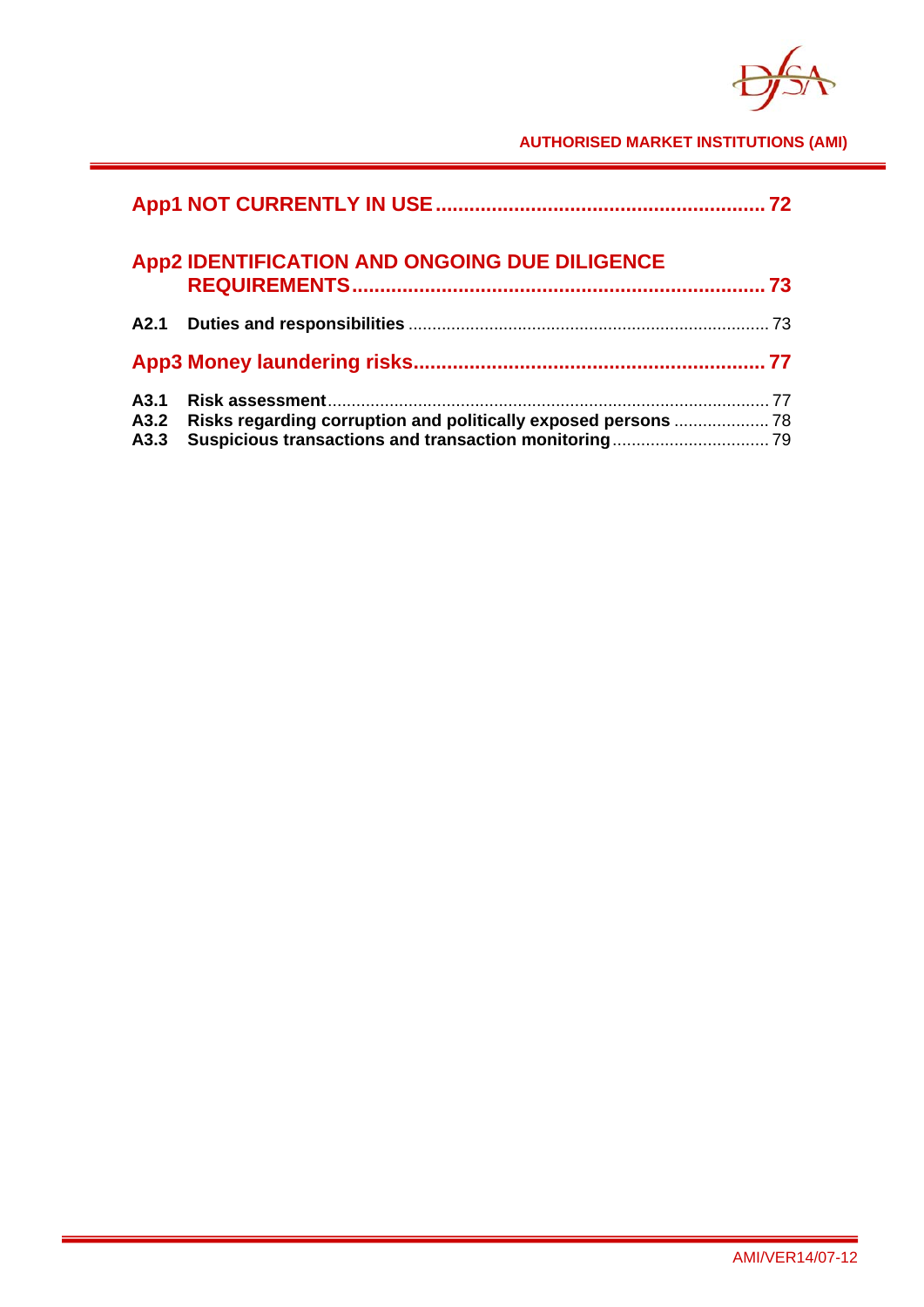**App1 NOT CURRENTLY IN USE .......................................................... 72**

**App2 IDENTIFICATION AND ONGOING DUE DILIGENCE REQUIREMENTS......................................................................... 73**

**A2.1 Duties and responsibilities** ........................................................................... 73

**App3 Money laundering risks.............................................................. 77**

**A3.1 Risk assessment**............................................................................................ 77
**A3.2 Risks regarding corruption and politically exposed persons** .................... 78
**A3.3 Suspicious transactions and transaction monitoring**................................. 79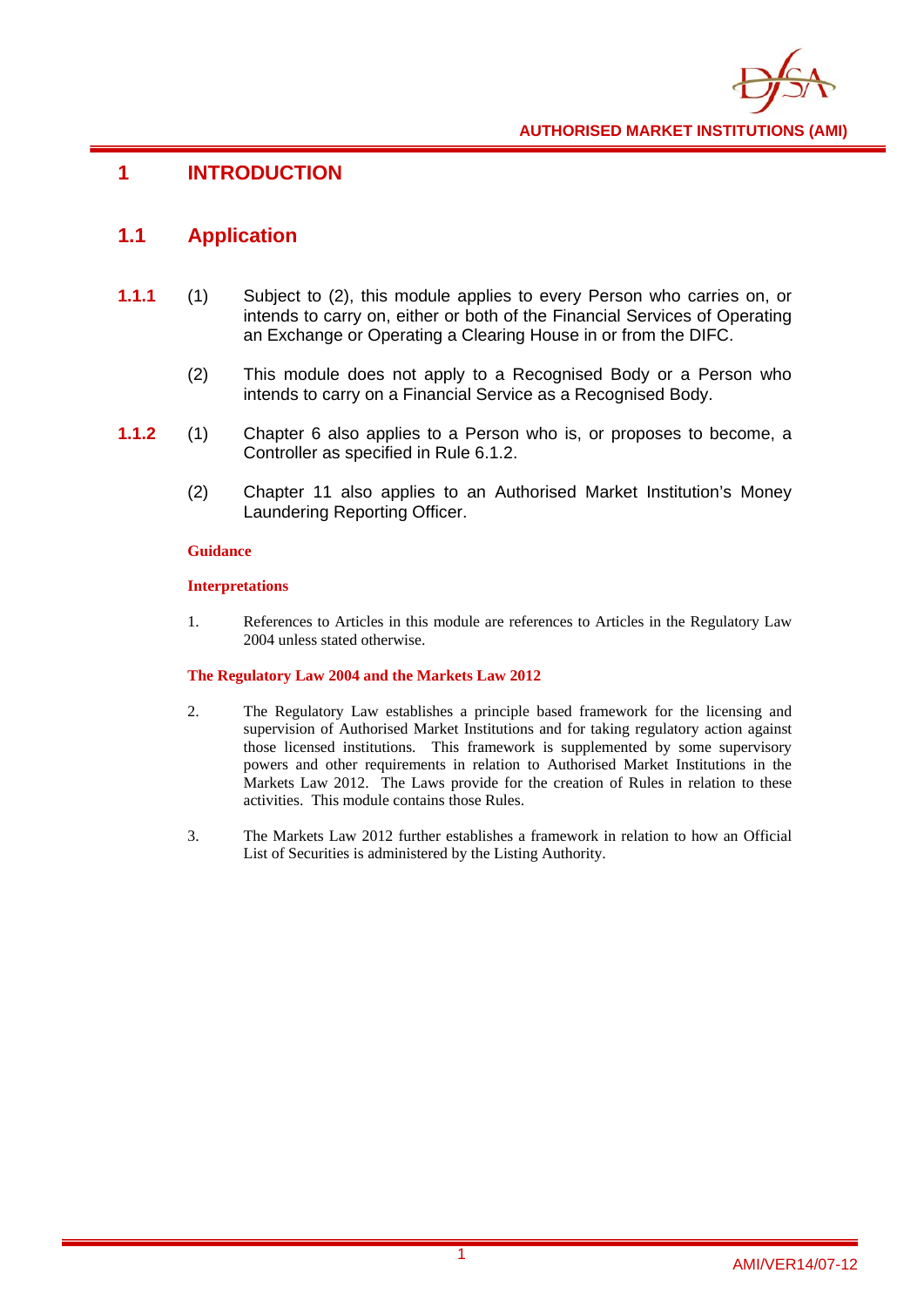# 1 INTRODUCTION

## 1.1 Application

**1.1.1** (1) Subject to (2), this module applies to every Person who carries on, or intends to carry on, either or both of the Financial Services of Operating an Exchange or Operating a Clearing House in or from the DIFC.

(2) This module does not apply to a Recognised Body or a Person who intends to carry on a Financial Service as a Recognised Body.

**1.1.2** (1) Chapter 6 also applies to a Person who is, or proposes to become, a Controller as specified in Rule 6.1.2.

(2) Chapter 11 also applies to an Authorised Market Institution's Money Laundering Reporting Officer.

**Guidance**

**Interpretations**

1. References to Articles in this module are references to Articles in the Regulatory Law 2004 unless stated otherwise.

**The Regulatory Law 2004 and the Markets Law 2012**

2. The Regulatory Law establishes a principle based framework for the licensing and supervision of Authorised Market Institutions and for taking regulatory action against those licensed institutions. This framework is supplemented by some supervisory powers and other requirements in relation to Authorised Market Institutions in the Markets Law 2012. The Laws provide for the creation of Rules in relation to these activities. This module contains those Rules.

3. The Markets Law 2012 further establishes a framework in relation to how an Official List of Securities is administered by the Listing Authority.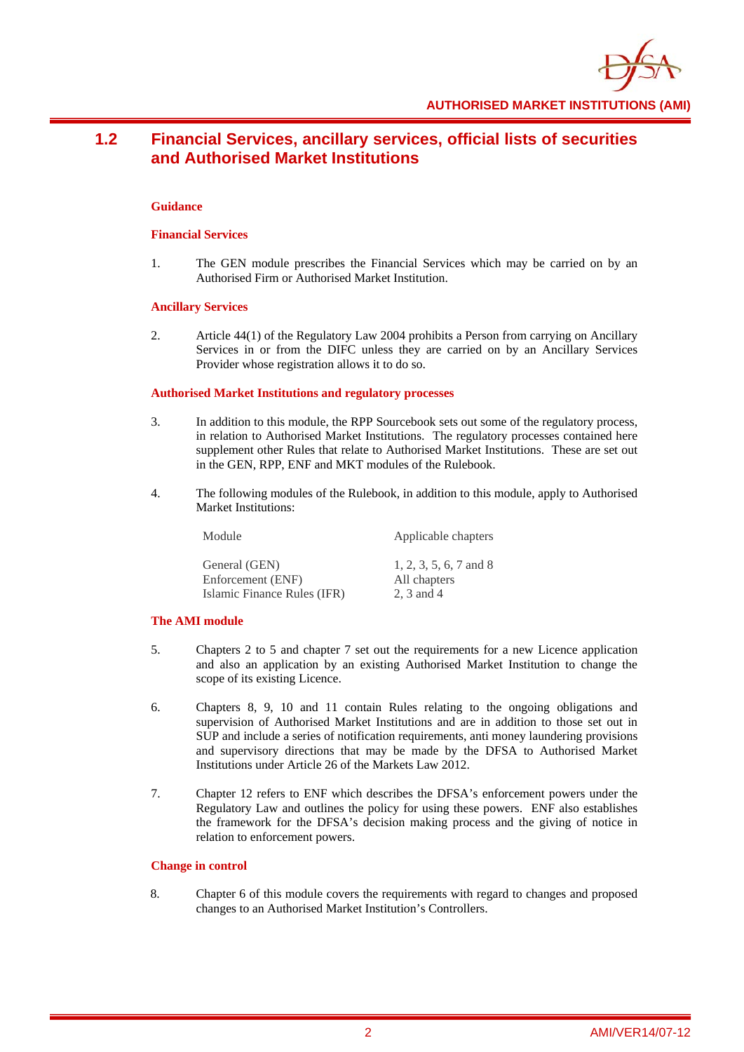## 1.2 Financial Services, ancillary services, official lists of securities and Authorised Market Institutions

**Guidance**

**Financial Services**

1. The GEN module prescribes the Financial Services which may be carried on by an Authorised Firm or Authorised Market Institution.

**Ancillary Services**

2. Article 44(1) of the Regulatory Law 2004 prohibits a Person from carrying on Ancillary Services in or from the DIFC unless they are carried on by an Ancillary Services Provider whose registration allows it to do so.

**Authorised Market Institutions and regulatory processes**

3. In addition to this module, the RPP Sourcebook sets out some of the regulatory process, in relation to Authorised Market Institutions. The regulatory processes contained here supplement other Rules that relate to Authorised Market Institutions. These are set out in the GEN, RPP, ENF and MKT modules of the Rulebook.

4. The following modules of the Rulebook, in addition to this module, apply to Authorised Market Institutions:

| Module | Applicable chapters |
|---|---|
| General (GEN) | 1, 2, 3, 5, 6, 7 and 8 |
| Enforcement (ENF) | All chapters |
| Islamic Finance Rules (IFR) | 2, 3 and 4 |

**The AMI module**

5. Chapters 2 to 5 and chapter 7 set out the requirements for a new Licence application and also an application by an existing Authorised Market Institution to change the scope of its existing Licence.

6. Chapters 8, 9, 10 and 11 contain Rules relating to the ongoing obligations and supervision of Authorised Market Institutions and are in addition to those set out in SUP and include a series of notification requirements, anti money laundering provisions and supervisory directions that may be made by the DFSA to Authorised Market Institutions under Article 26 of the Markets Law 2012.

7. Chapter 12 refers to ENF which describes the DFSA's enforcement powers under the Regulatory Law and outlines the policy for using these powers. ENF also establishes the framework for the DFSA's decision making process and the giving of notice in relation to enforcement powers.

**Change in control**

8. Chapter 6 of this module covers the requirements with regard to changes and proposed changes to an Authorised Market Institution's Controllers.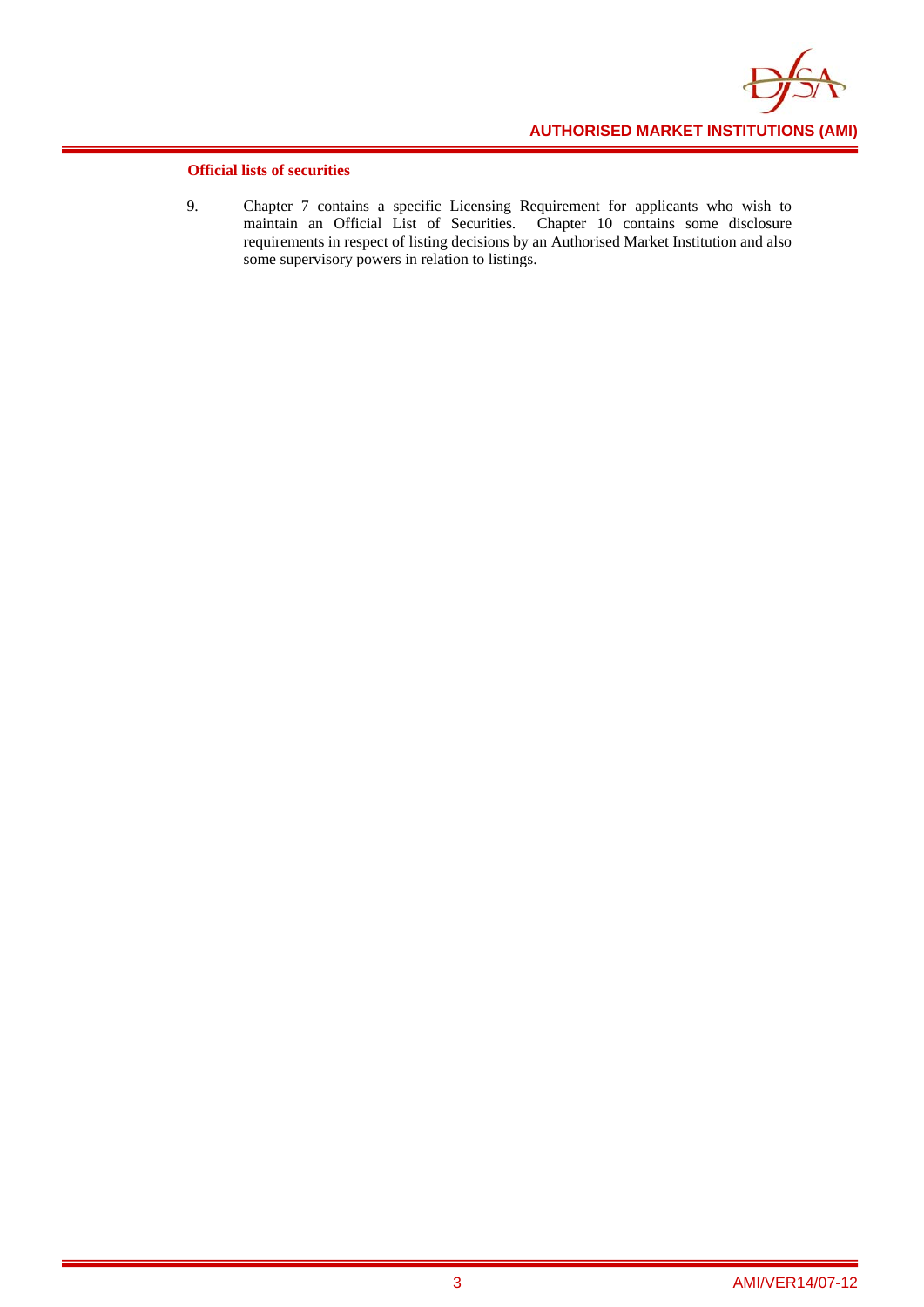### Official lists of securities

9. Chapter 7 contains a specific Licensing Requirement for applicants who wish to maintain an Official List of Securities. Chapter 10 contains some disclosure requirements in respect of listing decisions by an Authorised Market Institution and also some supervisory powers in relation to listings.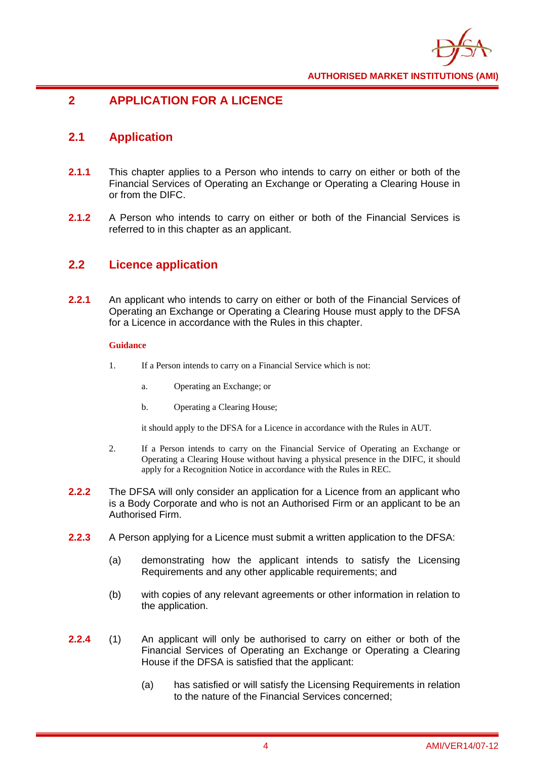## 2 APPLICATION FOR A LICENCE

### 2.1 Application

**2.1.1** This chapter applies to a Person who intends to carry on either or both of the Financial Services of Operating an Exchange or Operating a Clearing House in or from the DIFC.

**2.1.2** A Person who intends to carry on either or both of the Financial Services is referred to in this chapter as an applicant.

### 2.2 Licence application

**2.2.1** An applicant who intends to carry on either or both of the Financial Services of Operating an Exchange or Operating a Clearing House must apply to the DFSA for a Licence in accordance with the Rules in this chapter.

**Guidance**

1. If a Person intends to carry on a Financial Service which is not:

   a. Operating an Exchange; or

   b. Operating a Clearing House;

   it should apply to the DFSA for a Licence in accordance with the Rules in AUT.

2. If a Person intends to carry on the Financial Service of Operating an Exchange or Operating a Clearing House without having a physical presence in the DIFC, it should apply for a Recognition Notice in accordance with the Rules in REC.

**2.2.2** The DFSA will only consider an application for a Licence from an applicant who is a Body Corporate and who is not an Authorised Firm or an applicant to be an Authorised Firm.

**2.2.3** A Person applying for a Licence must submit a written application to the DFSA:

(a) demonstrating how the applicant intends to satisfy the Licensing Requirements and any other applicable requirements; and

(b) with copies of any relevant agreements or other information in relation to the application.

**2.2.4** (1) An applicant will only be authorised to carry on either or both of the Financial Services of Operating an Exchange or Operating a Clearing House if the DFSA is satisfied that the applicant:

(a) has satisfied or will satisfy the Licensing Requirements in relation to the nature of the Financial Services concerned;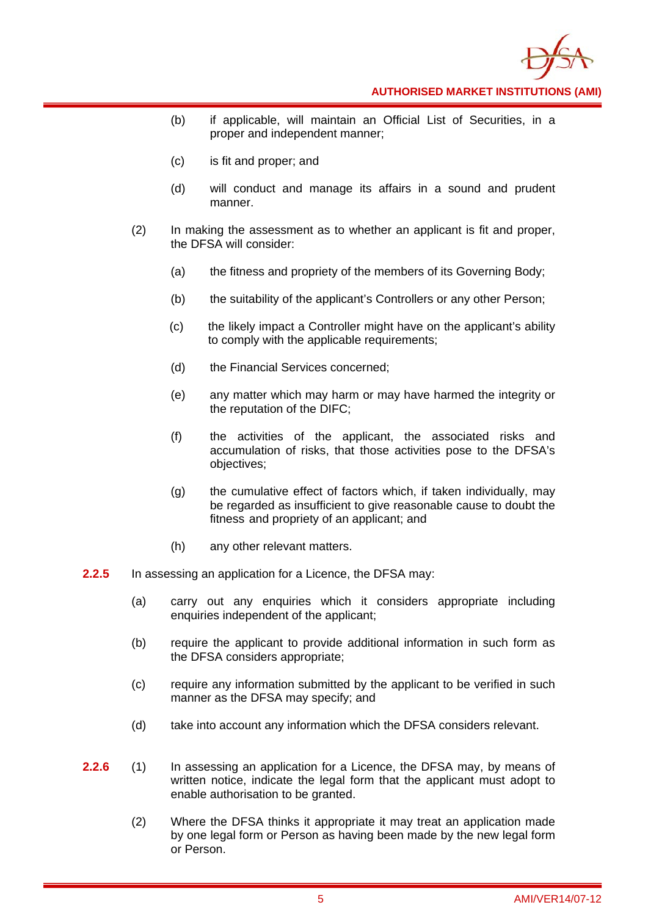(b) if applicable, will maintain an Official List of Securities, in a proper and independent manner;

(c) is fit and proper; and

(d) will conduct and manage its affairs in a sound and prudent manner.

(2) In making the assessment as to whether an applicant is fit and proper, the DFSA will consider:

(a) the fitness and propriety of the members of its Governing Body;

(b) the suitability of the applicant's Controllers or any other Person;

(c) the likely impact a Controller might have on the applicant's ability to comply with the applicable requirements;

(d) the Financial Services concerned;

(e) any matter which may harm or may have harmed the integrity or the reputation of the DIFC;

(f) the activities of the applicant, the associated risks and accumulation of risks, that those activities pose to the DFSA's objectives;

(g) the cumulative effect of factors which, if taken individually, may be regarded as insufficient to give reasonable cause to doubt the fitness and propriety of an applicant; and

(h) any other relevant matters.

**2.2.5** In assessing an application for a Licence, the DFSA may:

(a) carry out any enquiries which it considers appropriate including enquiries independent of the applicant;

(b) require the applicant to provide additional information in such form as the DFSA considers appropriate;

(c) require any information submitted by the applicant to be verified in such manner as the DFSA may specify; and

(d) take into account any information which the DFSA considers relevant.

**2.2.6** (1) In assessing an application for a Licence, the DFSA may, by means of written notice, indicate the legal form that the applicant must adopt to enable authorisation to be granted.

(2) Where the DFSA thinks it appropriate it may treat an application made by one legal form or Person as having been made by the new legal form or Person.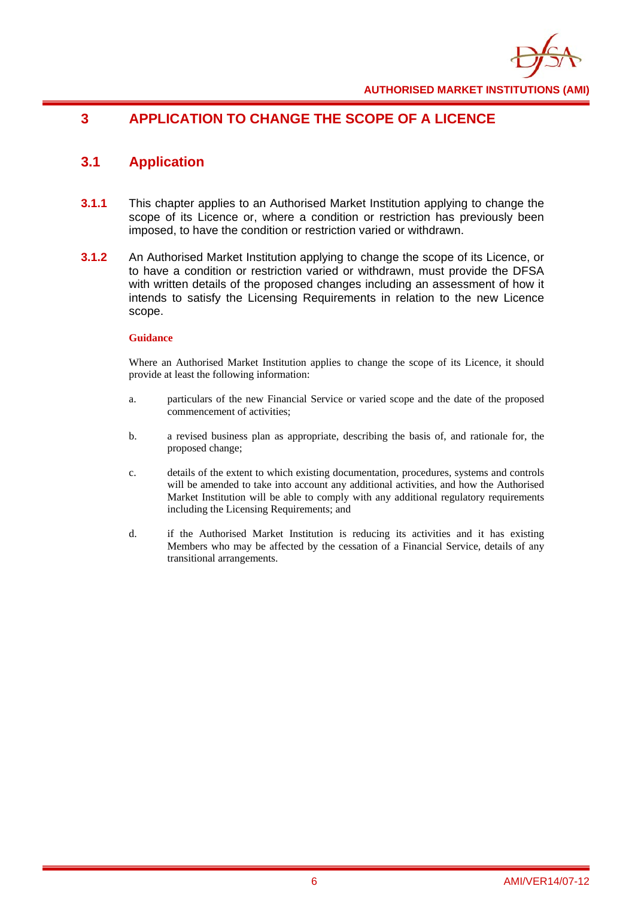# 3 APPLICATION TO CHANGE THE SCOPE OF A LICENCE

## 3.1 Application

**3.1.1** This chapter applies to an Authorised Market Institution applying to change the scope of its Licence or, where a condition or restriction has previously been imposed, to have the condition or restriction varied or withdrawn.

**3.1.2** An Authorised Market Institution applying to change the scope of its Licence, or to have a condition or restriction varied or withdrawn, must provide the DFSA with written details of the proposed changes including an assessment of how it intends to satisfy the Licensing Requirements in relation to the new Licence scope.

**Guidance**

Where an Authorised Market Institution applies to change the scope of its Licence, it should provide at least the following information:

a. particulars of the new Financial Service or varied scope and the date of the proposed commencement of activities;

b. a revised business plan as appropriate, describing the basis of, and rationale for, the proposed change;

c. details of the extent to which existing documentation, procedures, systems and controls will be amended to take into account any additional activities, and how the Authorised Market Institution will be able to comply with any additional regulatory requirements including the Licensing Requirements; and

d. if the Authorised Market Institution is reducing its activities and it has existing Members who may be affected by the cessation of a Financial Service, details of any transitional arrangements.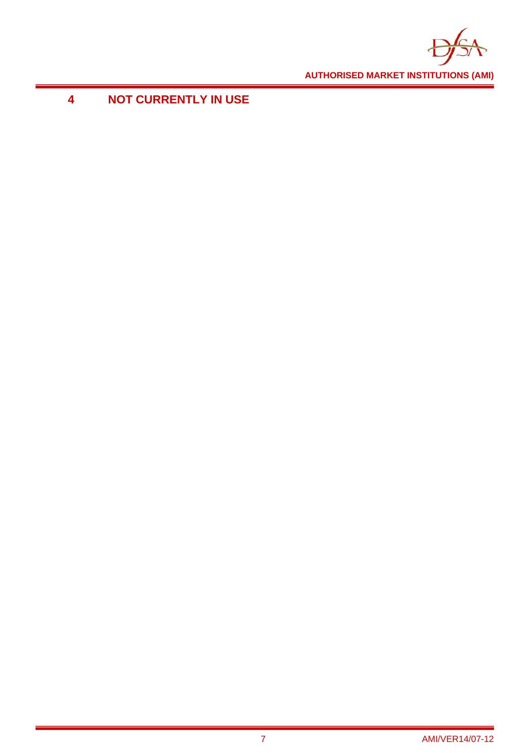# 4 NOT CURRENTLY IN USE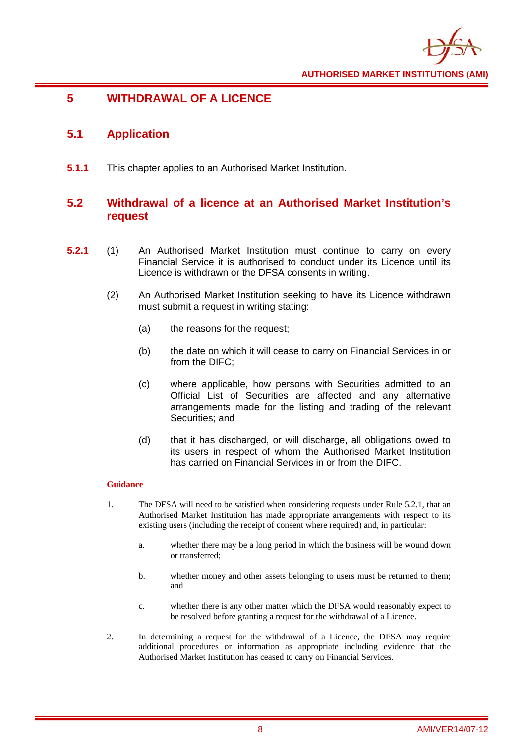# 5 WITHDRAWAL OF A LICENCE

## 5.1 Application

**5.1.1** This chapter applies to an Authorised Market Institution.

## 5.2 Withdrawal of a licence at an Authorised Market Institution's request

**5.2.1** (1) An Authorised Market Institution must continue to carry on every Financial Service it is authorised to conduct under its Licence until its Licence is withdrawn or the DFSA consents in writing.

(2) An Authorised Market Institution seeking to have its Licence withdrawn must submit a request in writing stating:

(a) the reasons for the request;

(b) the date on which it will cease to carry on Financial Services in or from the DIFC;

(c) where applicable, how persons with Securities admitted to an Official List of Securities are affected and any alternative arrangements made for the listing and trading of the relevant Securities; and

(d) that it has discharged, or will discharge, all obligations owed to its users in respect of whom the Authorised Market Institution has carried on Financial Services in or from the DIFC.

**Guidance**

1. The DFSA will need to be satisfied when considering requests under Rule 5.2.1, that an Authorised Market Institution has made appropriate arrangements with respect to its existing users (including the receipt of consent where required) and, in particular:

   a. whether there may be a long period in which the business will be wound down or transferred;

   b. whether money and other assets belonging to users must be returned to them; and

   c. whether there is any other matter which the DFSA would reasonably expect to be resolved before granting a request for the withdrawal of a Licence.

2. In determining a request for the withdrawal of a Licence, the DFSA may require additional procedures or information as appropriate including evidence that the Authorised Market Institution has ceased to carry on Financial Services.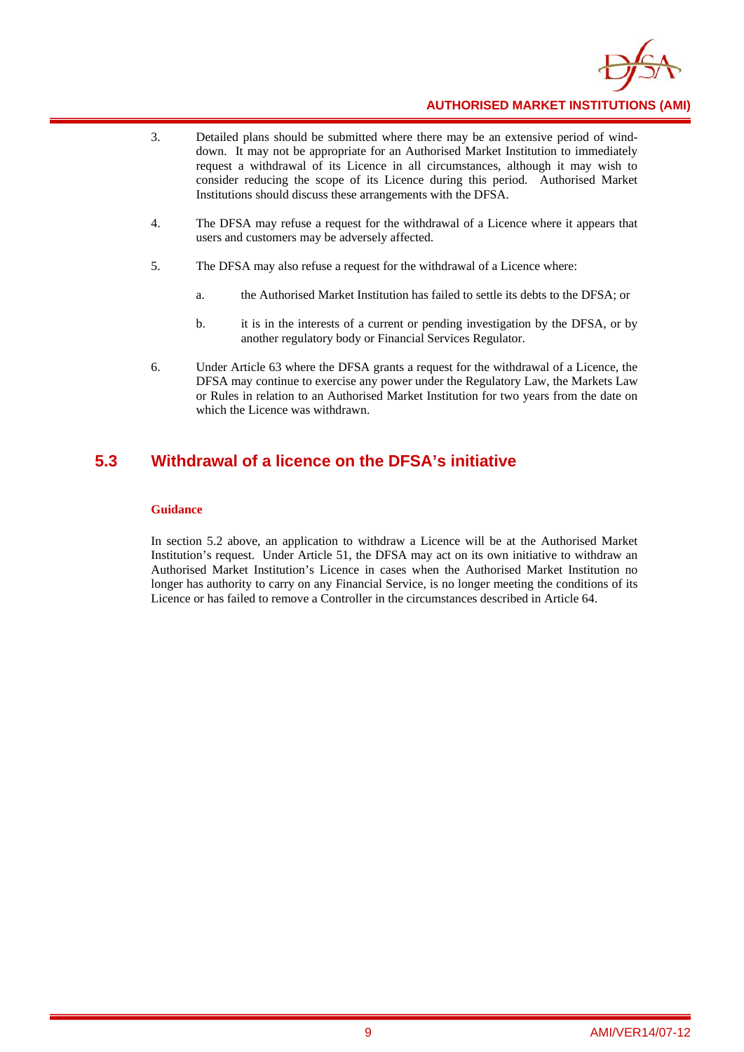3. Detailed plans should be submitted where there may be an extensive period of wind-down. It may not be appropriate for an Authorised Market Institution to immediately request a withdrawal of its Licence in all circumstances, although it may wish to consider reducing the scope of its Licence during this period. Authorised Market Institutions should discuss these arrangements with the DFSA.

4. The DFSA may refuse a request for the withdrawal of a Licence where it appears that users and customers may be adversely affected.

5. The DFSA may also refuse a request for the withdrawal of a Licence where:

   a. the Authorised Market Institution has failed to settle its debts to the DFSA; or

   b. it is in the interests of a current or pending investigation by the DFSA, or by another regulatory body or Financial Services Regulator.

6. Under Article 63 where the DFSA grants a request for the withdrawal of a Licence, the DFSA may continue to exercise any power under the Regulatory Law, the Markets Law or Rules in relation to an Authorised Market Institution for two years from the date on which the Licence was withdrawn.

## 5.3 Withdrawal of a licence on the DFSA's initiative

**Guidance**

In section 5.2 above, an application to withdraw a Licence will be at the Authorised Market Institution's request. Under Article 51, the DFSA may act on its own initiative to withdraw an Authorised Market Institution's Licence in cases when the Authorised Market Institution no longer has authority to carry on any Financial Service, is no longer meeting the conditions of its Licence or has failed to remove a Controller in the circumstances described in Article 64.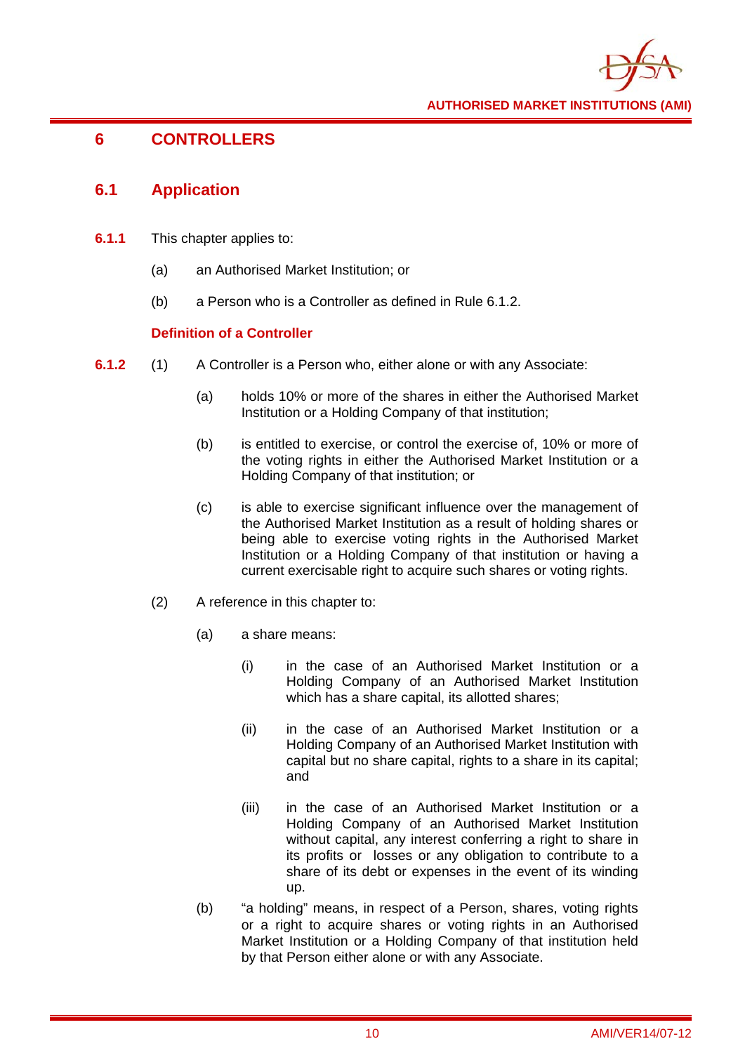# 6 CONTROLLERS

## 6.1 Application

**6.1.1** This chapter applies to:

(a) an Authorised Market Institution; or

(b) a Person who is a Controller as defined in Rule 6.1.2.

### Definition of a Controller

**6.1.2** (1) A Controller is a Person who, either alone or with any Associate:

(a) holds 10% or more of the shares in either the Authorised Market Institution or a Holding Company of that institution;

(b) is entitled to exercise, or control the exercise of, 10% or more of the voting rights in either the Authorised Market Institution or a Holding Company of that institution; or

(c) is able to exercise significant influence over the management of the Authorised Market Institution as a result of holding shares or being able to exercise voting rights in the Authorised Market Institution or a Holding Company of that institution or having a current exercisable right to acquire such shares or voting rights.

(2) A reference in this chapter to:

(a) a share means:

(i) in the case of an Authorised Market Institution or a Holding Company of an Authorised Market Institution which has a share capital, its allotted shares;

(ii) in the case of an Authorised Market Institution or a Holding Company of an Authorised Market Institution with capital but no share capital, rights to a share in its capital; and

(iii) in the case of an Authorised Market Institution or a Holding Company of an Authorised Market Institution without capital, any interest conferring a right to share in its profits or losses or any obligation to contribute to a share of its debt or expenses in the event of its winding up.

(b) "a holding" means, in respect of a Person, shares, voting rights or a right to acquire shares or voting rights in an Authorised Market Institution or a Holding Company of that institution held by that Person either alone or with any Associate.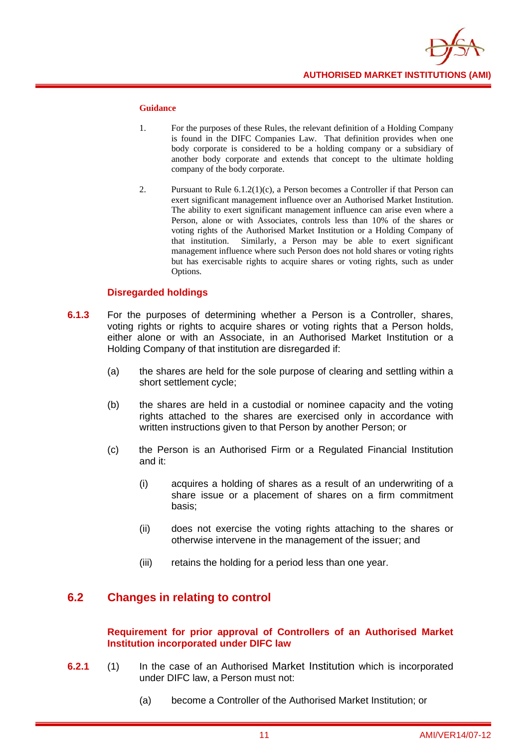#### Guidance

1. For the purposes of these Rules, the relevant definition of a Holding Company is found in the DIFC Companies Law. That definition provides when one body corporate is considered to be a holding company or a subsidiary of another body corporate and extends that concept to the ultimate holding company of the body corporate.

2. Pursuant to Rule 6.1.2(1)(c), a Person becomes a Controller if that Person can exert significant management influence over an Authorised Market Institution. The ability to exert significant management influence can arise even where a Person, alone or with Associates, controls less than 10% of the shares or voting rights of the Authorised Market Institution or a Holding Company of that institution. Similarly, a Person may be able to exert significant management influence where such Person does not hold shares or voting rights but has exercisable rights to acquire shares or voting rights, such as under Options.

### Disregarded holdings

**6.1.3** For the purposes of determining whether a Person is a Controller, shares, voting rights or rights to acquire shares or voting rights that a Person holds, either alone or with an Associate, in an Authorised Market Institution or a Holding Company of that institution are disregarded if:

(a) the shares are held for the sole purpose of clearing and settling within a short settlement cycle;

(b) the shares are held in a custodial or nominee capacity and the voting rights attached to the shares are exercised only in accordance with written instructions given to that Person by another Person; or

(c) the Person is an Authorised Firm or a Regulated Financial Institution and it:

(i) acquires a holding of shares as a result of an underwriting of a share issue or a placement of shares on a firm commitment basis;

(ii) does not exercise the voting rights attaching to the shares or otherwise intervene in the management of the issuer; and

(iii) retains the holding for a period less than one year.

## 6.2 Changes in relating to control

### Requirement for prior approval of Controllers of an Authorised Market Institution incorporated under DIFC law

**6.2.1** (1) In the case of an Authorised Market Institution which is incorporated under DIFC law, a Person must not:

(a) become a Controller of the Authorised Market Institution; or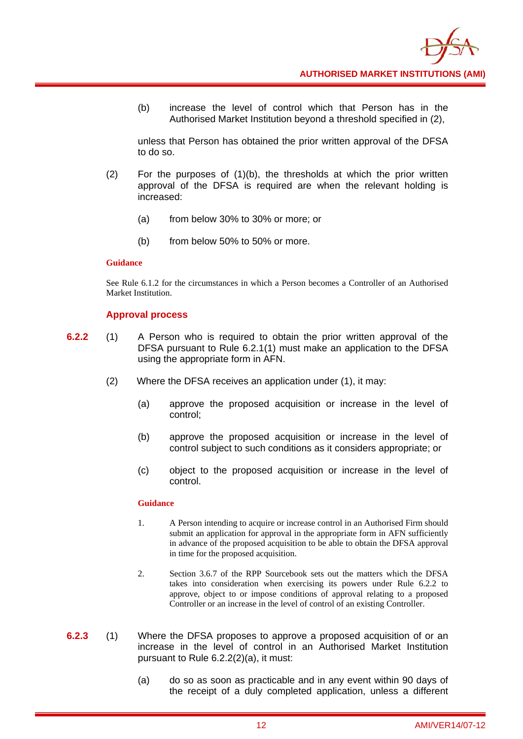(b) increase the level of control which that Person has in the Authorised Market Institution beyond a threshold specified in (2),

unless that Person has obtained the prior written approval of the DFSA to do so.

(2) For the purposes of (1)(b), the thresholds at which the prior written approval of the DFSA is required are when the relevant holding is increased:

(a) from below 30% to 30% or more; or

(b) from below 50% to 50% or more.

**Guidance**

See Rule 6.1.2 for the circumstances in which a Person becomes a Controller of an Authorised Market Institution.

### Approval process

**6.2.2** (1) A Person who is required to obtain the prior written approval of the DFSA pursuant to Rule 6.2.1(1) must make an application to the DFSA using the appropriate form in AFN.

(2) Where the DFSA receives an application under (1), it may:

(a) approve the proposed acquisition or increase in the level of control;

(b) approve the proposed acquisition or increase in the level of control subject to such conditions as it considers appropriate; or

(c) object to the proposed acquisition or increase in the level of control.

**Guidance**

1. A Person intending to acquire or increase control in an Authorised Firm should submit an application for approval in the appropriate form in AFN sufficiently in advance of the proposed acquisition to be able to obtain the DFSA approval in time for the proposed acquisition.

2. Section 3.6.7 of the RPP Sourcebook sets out the matters which the DFSA takes into consideration when exercising its powers under Rule 6.2.2 to approve, object to or impose conditions of approval relating to a proposed Controller or an increase in the level of control of an existing Controller.

**6.2.3** (1) Where the DFSA proposes to approve a proposed acquisition of or an increase in the level of control in an Authorised Market Institution pursuant to Rule 6.2.2(2)(a), it must:

(a) do so as soon as practicable and in any event within 90 days of the receipt of a duly completed application, unless a different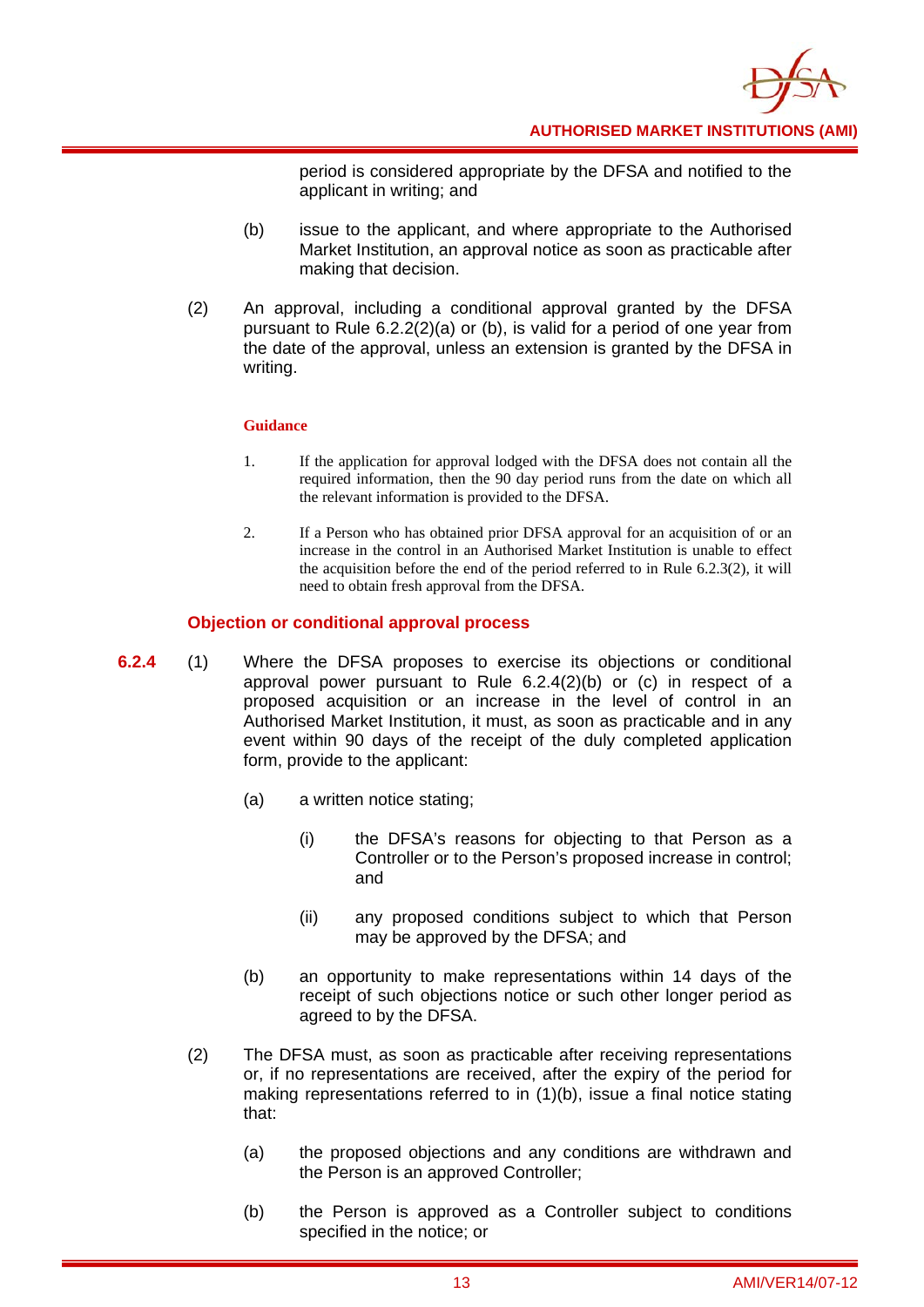period is considered appropriate by the DFSA and notified to the applicant in writing; and

(b) issue to the applicant, and where appropriate to the Authorised Market Institution, an approval notice as soon as practicable after making that decision.

(2) An approval, including a conditional approval granted by the DFSA pursuant to Rule 6.2.2(2)(a) or (b), is valid for a period of one year from the date of the approval, unless an extension is granted by the DFSA in writing.

**Guidance**

1. If the application for approval lodged with the DFSA does not contain all the required information, then the 90 day period runs from the date on which all the relevant information is provided to the DFSA.

2. If a Person who has obtained prior DFSA approval for an acquisition of or an increase in the control in an Authorised Market Institution is unable to effect the acquisition before the end of the period referred to in Rule 6.2.3(2), it will need to obtain fresh approval from the DFSA.

### Objection or conditional approval process

**6.2.4** (1) Where the DFSA proposes to exercise its objections or conditional approval power pursuant to Rule 6.2.4(2)(b) or (c) in respect of a proposed acquisition or an increase in the level of control in an Authorised Market Institution, it must, as soon as practicable and in any event within 90 days of the receipt of the duly completed application form, provide to the applicant:

(a) a written notice stating;

(i) the DFSA's reasons for objecting to that Person as a Controller or to the Person's proposed increase in control; and

(ii) any proposed conditions subject to which that Person may be approved by the DFSA; and

(b) an opportunity to make representations within 14 days of the receipt of such objections notice or such other longer period as agreed to by the DFSA.

(2) The DFSA must, as soon as practicable after receiving representations or, if no representations are received, after the expiry of the period for making representations referred to in (1)(b), issue a final notice stating that:

(a) the proposed objections and any conditions are withdrawn and the Person is an approved Controller;

(b) the Person is approved as a Controller subject to conditions specified in the notice; or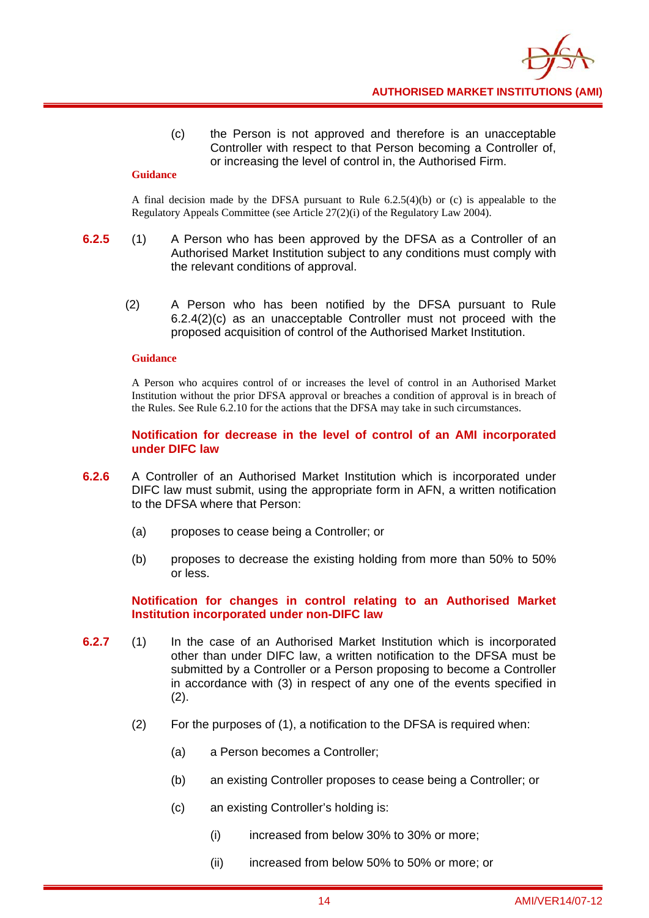(c) the Person is not approved and therefore is an unacceptable Controller with respect to that Person becoming a Controller of, or increasing the level of control in, the Authorised Firm.

**Guidance**

A final decision made by the DFSA pursuant to Rule 6.2.5(4)(b) or (c) is appealable to the Regulatory Appeals Committee (see Article 27(2)(i) of the Regulatory Law 2004).

**6.2.5** (1) A Person who has been approved by the DFSA as a Controller of an Authorised Market Institution subject to any conditions must comply with the relevant conditions of approval.

(2) A Person who has been notified by the DFSA pursuant to Rule 6.2.4(2)(c) as an unacceptable Controller must not proceed with the proposed acquisition of control of the Authorised Market Institution.

**Guidance**

A Person who acquires control of or increases the level of control in an Authorised Market Institution without the prior DFSA approval or breaches a condition of approval is in breach of the Rules. See Rule 6.2.10 for the actions that the DFSA may take in such circumstances.

**Notification for decrease in the level of control of an AMI incorporated under DIFC law**

**6.2.6** A Controller of an Authorised Market Institution which is incorporated under DIFC law must submit, using the appropriate form in AFN, a written notification to the DFSA where that Person:

(a) proposes to cease being a Controller; or

(b) proposes to decrease the existing holding from more than 50% to 50% or less.

**Notification for changes in control relating to an Authorised Market Institution incorporated under non-DIFC law**

**6.2.7** (1) In the case of an Authorised Market Institution which is incorporated other than under DIFC law, a written notification to the DFSA must be submitted by a Controller or a Person proposing to become a Controller in accordance with (3) in respect of any one of the events specified in (2).

(2) For the purposes of (1), a notification to the DFSA is required when:

(a) a Person becomes a Controller;

(b) an existing Controller proposes to cease being a Controller; or

(c) an existing Controller's holding is:

(i) increased from below 30% to 30% or more;

(ii) increased from below 50% to 50% or more; or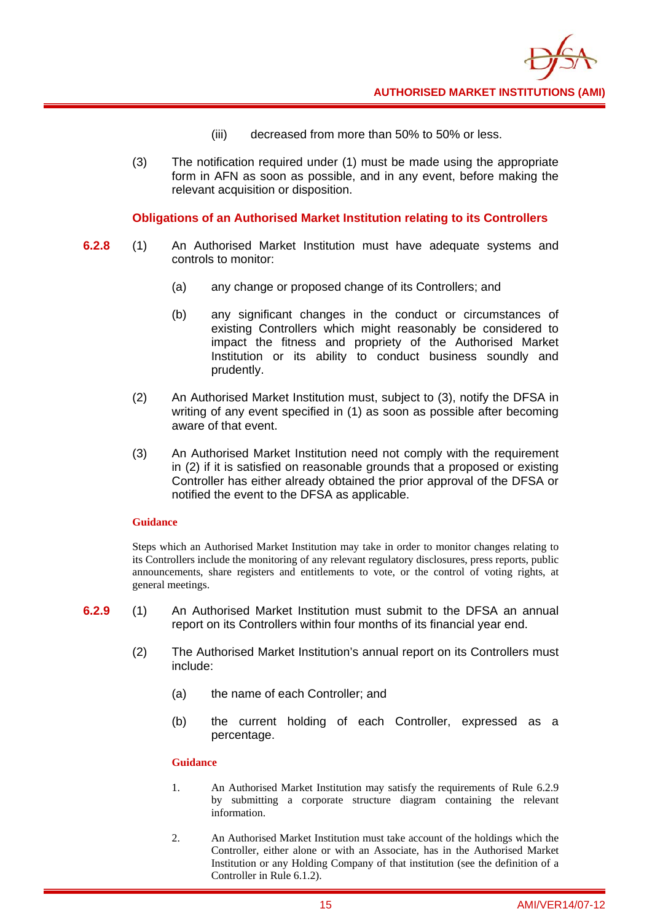(iii) decreased from more than 50% to 50% or less.

(3) The notification required under (1) must be made using the appropriate form in AFN as soon as possible, and in any event, before making the relevant acquisition or disposition.

### Obligations of an Authorised Market Institution relating to its Controllers

**6.2.8** (1) An Authorised Market Institution must have adequate systems and controls to monitor:

(a) any change or proposed change of its Controllers; and

(b) any significant changes in the conduct or circumstances of existing Controllers which might reasonably be considered to impact the fitness and propriety of the Authorised Market Institution or its ability to conduct business soundly and prudently.

(2) An Authorised Market Institution must, subject to (3), notify the DFSA in writing of any event specified in (1) as soon as possible after becoming aware of that event.

(3) An Authorised Market Institution need not comply with the requirement in (2) if it is satisfied on reasonable grounds that a proposed or existing Controller has either already obtained the prior approval of the DFSA or notified the event to the DFSA as applicable.

**Guidance**

Steps which an Authorised Market Institution may take in order to monitor changes relating to its Controllers include the monitoring of any relevant regulatory disclosures, press reports, public announcements, share registers and entitlements to vote, or the control of voting rights, at general meetings.

**6.2.9** (1) An Authorised Market Institution must submit to the DFSA an annual report on its Controllers within four months of its financial year end.

(2) The Authorised Market Institution's annual report on its Controllers must include:

(a) the name of each Controller; and

(b) the current holding of each Controller, expressed as a percentage.

**Guidance**

1. An Authorised Market Institution may satisfy the requirements of Rule 6.2.9 by submitting a corporate structure diagram containing the relevant information.

2. An Authorised Market Institution must take account of the holdings which the Controller, either alone or with an Associate, has in the Authorised Market Institution or any Holding Company of that institution (see the definition of a Controller in Rule 6.1.2).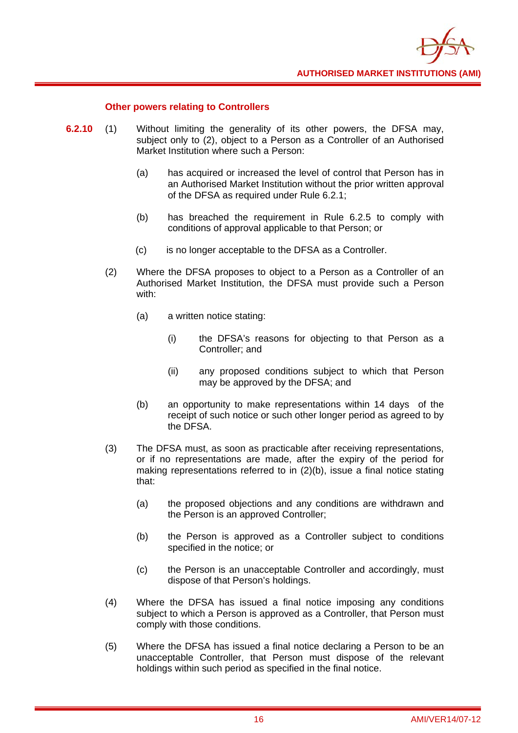### Other powers relating to Controllers

**6.2.10** (1) Without limiting the generality of its other powers, the DFSA may, subject only to (2), object to a Person as a Controller of an Authorised Market Institution where such a Person:

(a) has acquired or increased the level of control that Person has in an Authorised Market Institution without the prior written approval of the DFSA as required under Rule 6.2.1;

(b) has breached the requirement in Rule 6.2.5 to comply with conditions of approval applicable to that Person; or

(c) is no longer acceptable to the DFSA as a Controller.

(2) Where the DFSA proposes to object to a Person as a Controller of an Authorised Market Institution, the DFSA must provide such a Person with:

(a) a written notice stating:

(i) the DFSA's reasons for objecting to that Person as a Controller; and

(ii) any proposed conditions subject to which that Person may be approved by the DFSA; and

(b) an opportunity to make representations within 14 days of the receipt of such notice or such other longer period as agreed to by the DFSA.

(3) The DFSA must, as soon as practicable after receiving representations, or if no representations are made, after the expiry of the period for making representations referred to in (2)(b), issue a final notice stating that:

(a) the proposed objections and any conditions are withdrawn and the Person is an approved Controller;

(b) the Person is approved as a Controller subject to conditions specified in the notice; or

(c) the Person is an unacceptable Controller and accordingly, must dispose of that Person's holdings.

(4) Where the DFSA has issued a final notice imposing any conditions subject to which a Person is approved as a Controller, that Person must comply with those conditions.

(5) Where the DFSA has issued a final notice declaring a Person to be an unacceptable Controller, that Person must dispose of the relevant holdings within such period as specified in the final notice.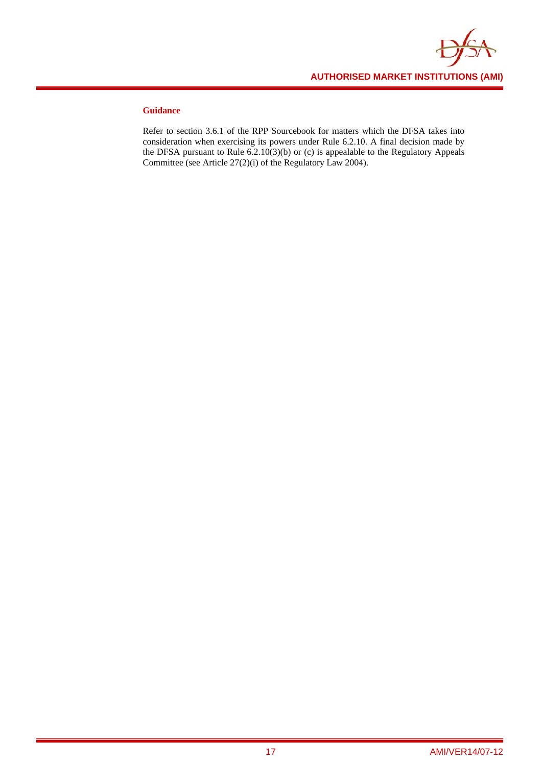**Guidance**

Refer to section 3.6.1 of the RPP Sourcebook for matters which the DFSA takes into consideration when exercising its powers under Rule 6.2.10. A final decision made by the DFSA pursuant to Rule 6.2.10(3)(b) or (c) is appealable to the Regulatory Appeals Committee (see Article 27(2)(i) of the Regulatory Law 2004).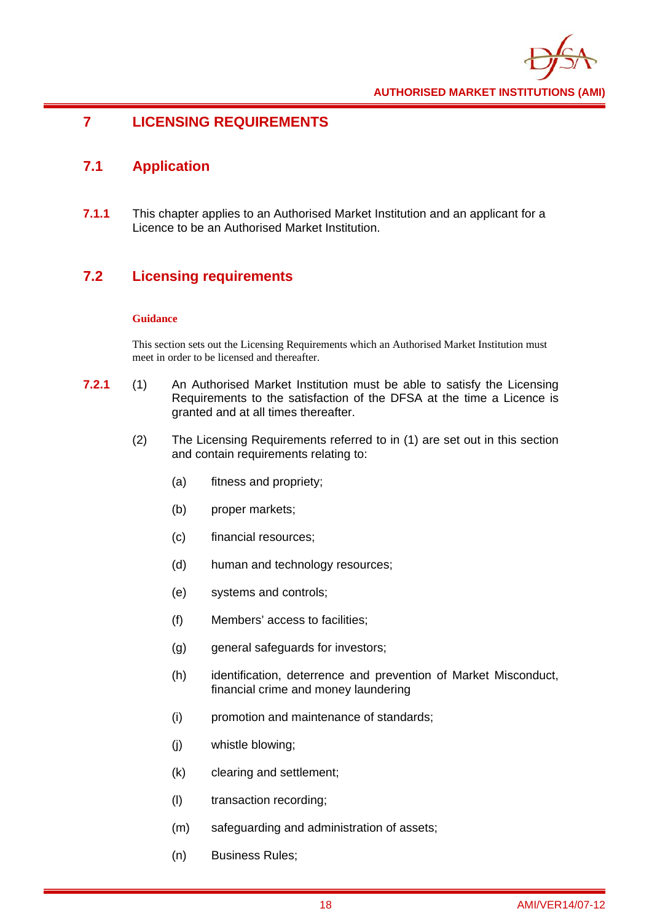# 7 LICENSING REQUIREMENTS

## 7.1 Application

**7.1.1** This chapter applies to an Authorised Market Institution and an applicant for a Licence to be an Authorised Market Institution.

## 7.2 Licensing requirements

**Guidance**

This section sets out the Licensing Requirements which an Authorised Market Institution must meet in order to be licensed and thereafter.

**7.2.1** (1) An Authorised Market Institution must be able to satisfy the Licensing Requirements to the satisfaction of the DFSA at the time a Licence is granted and at all times thereafter.

(2) The Licensing Requirements referred to in (1) are set out in this section and contain requirements relating to:

(a) fitness and propriety;

(b) proper markets;

(c) financial resources;

(d) human and technology resources;

(e) systems and controls;

(f) Members' access to facilities;

(g) general safeguards for investors;

(h) identification, deterrence and prevention of Market Misconduct, financial crime and money laundering

(i) promotion and maintenance of standards;

(j) whistle blowing;

(k) clearing and settlement;

(l) transaction recording;

(m) safeguarding and administration of assets;

(n) Business Rules;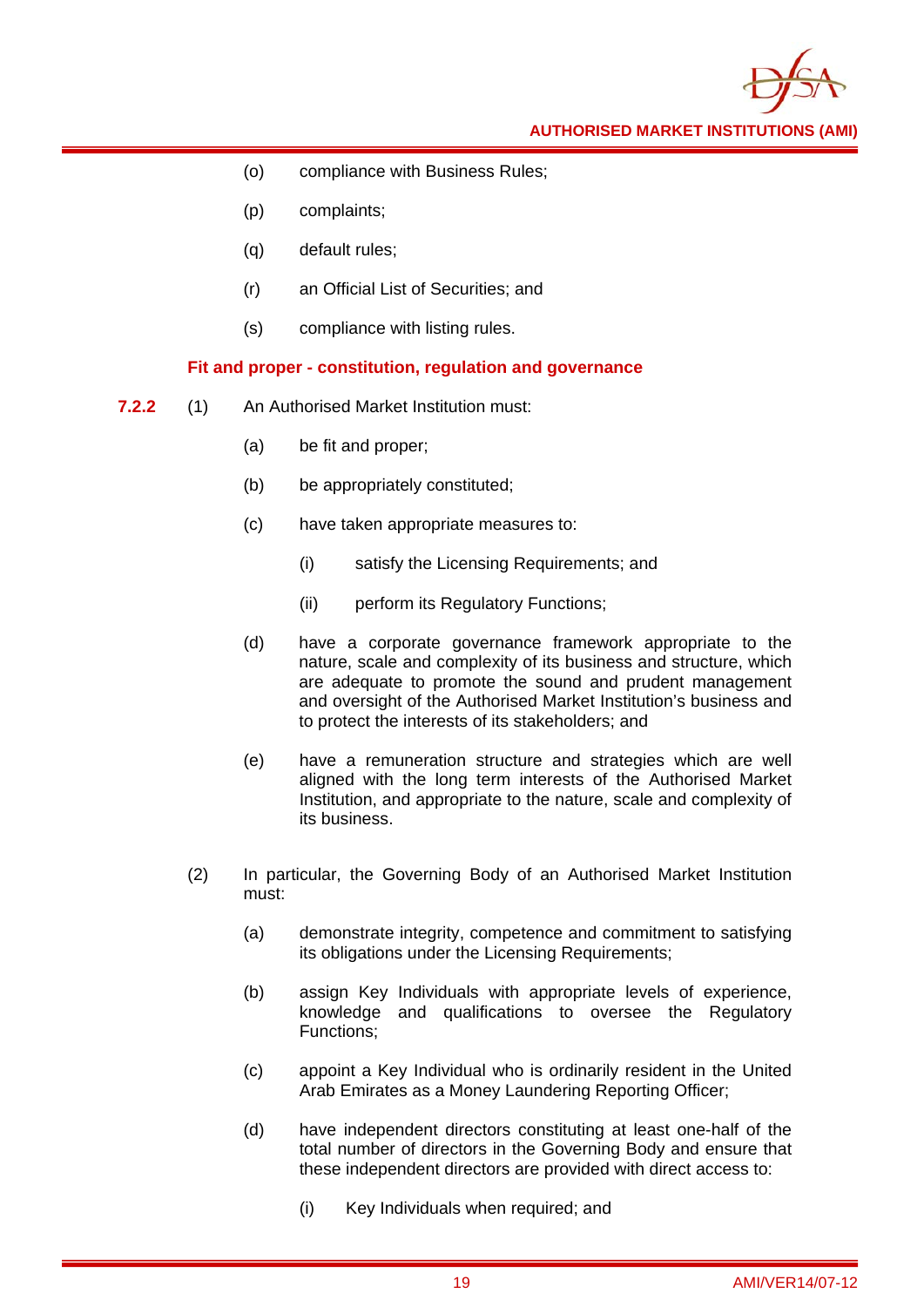(o) compliance with Business Rules;

(p) complaints;

(q) default rules;

(r) an Official List of Securities; and

(s) compliance with listing rules.

**Fit and proper - constitution, regulation and governance**

**7.2.2** (1) An Authorised Market Institution must:

(a) be fit and proper;

(b) be appropriately constituted;

(c) have taken appropriate measures to:

(i) satisfy the Licensing Requirements; and

(ii) perform its Regulatory Functions;

(d) have a corporate governance framework appropriate to the nature, scale and complexity of its business and structure, which are adequate to promote the sound and prudent management and oversight of the Authorised Market Institution's business and to protect the interests of its stakeholders; and

(e) have a remuneration structure and strategies which are well aligned with the long term interests of the Authorised Market Institution, and appropriate to the nature, scale and complexity of its business.

(2) In particular, the Governing Body of an Authorised Market Institution must:

(a) demonstrate integrity, competence and commitment to satisfying its obligations under the Licensing Requirements;

(b) assign Key Individuals with appropriate levels of experience, knowledge and qualifications to oversee the Regulatory Functions;

(c) appoint a Key Individual who is ordinarily resident in the United Arab Emirates as a Money Laundering Reporting Officer;

(d) have independent directors constituting at least one-half of the total number of directors in the Governing Body and ensure that these independent directors are provided with direct access to:

(i) Key Individuals when required; and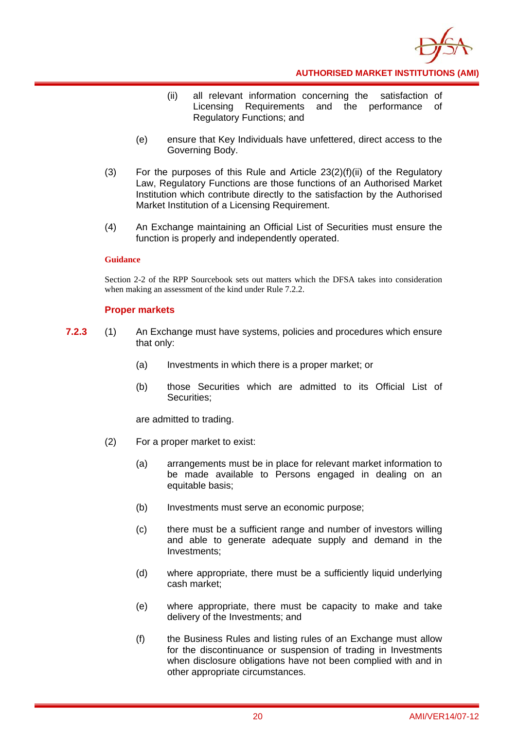(ii) all relevant information concerning the satisfaction of Licensing Requirements and the performance of Regulatory Functions; and

(e) ensure that Key Individuals have unfettered, direct access to the Governing Body.

(3) For the purposes of this Rule and Article 23(2)(f)(ii) of the Regulatory Law, Regulatory Functions are those functions of an Authorised Market Institution which contribute directly to the satisfaction by the Authorised Market Institution of a Licensing Requirement.

(4) An Exchange maintaining an Official List of Securities must ensure the function is properly and independently operated.

**Guidance**

Section 2-2 of the RPP Sourcebook sets out matters which the DFSA takes into consideration when making an assessment of the kind under Rule 7.2.2.

### Proper markets

**7.2.3** (1) An Exchange must have systems, policies and procedures which ensure that only:

(a) Investments in which there is a proper market; or

(b) those Securities which are admitted to its Official List of Securities;

are admitted to trading.

(2) For a proper market to exist:

(a) arrangements must be in place for relevant market information to be made available to Persons engaged in dealing on an equitable basis;

(b) Investments must serve an economic purpose;

(c) there must be a sufficient range and number of investors willing and able to generate adequate supply and demand in the Investments;

(d) where appropriate, there must be a sufficiently liquid underlying cash market;

(e) where appropriate, there must be capacity to make and take delivery of the Investments; and

(f) the Business Rules and listing rules of an Exchange must allow for the discontinuance or suspension of trading in Investments when disclosure obligations have not been complied with and in other appropriate circumstances.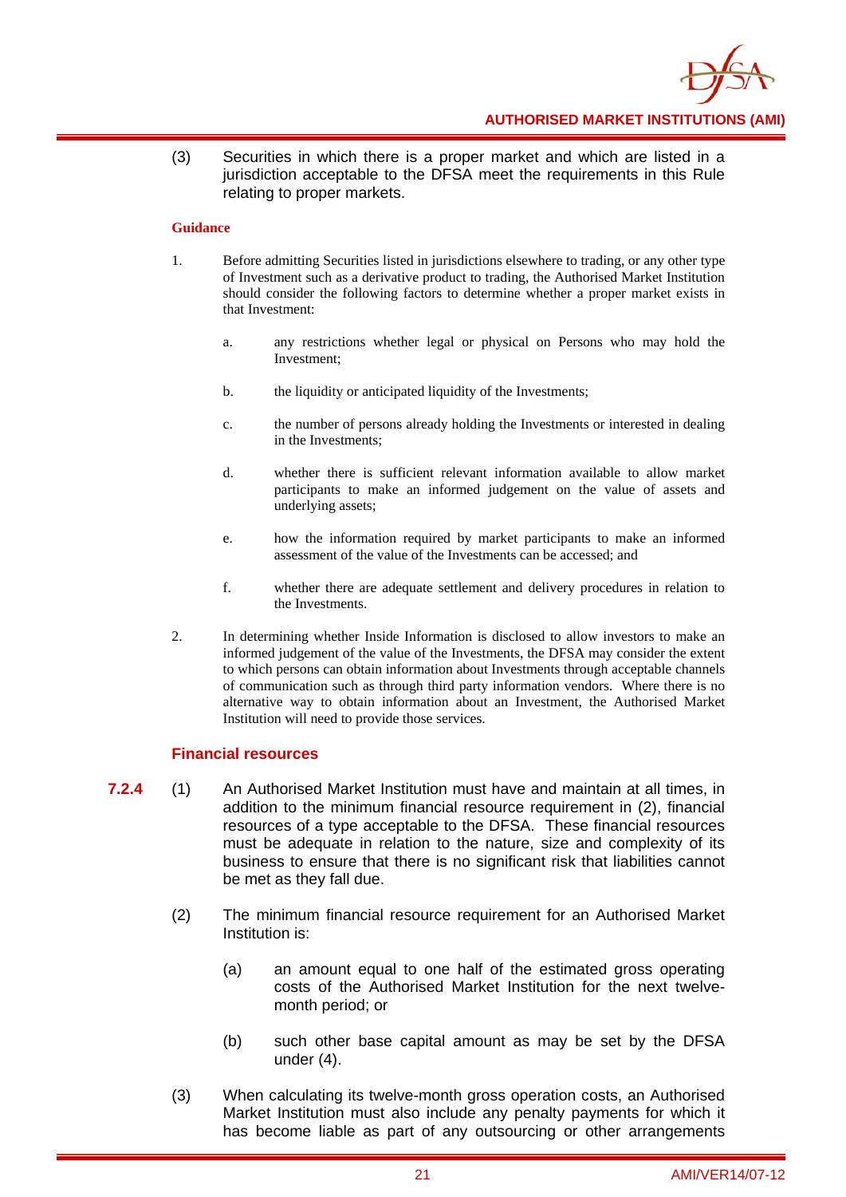(3) Securities in which there is a proper market and which are listed in a jurisdiction acceptable to the DFSA meet the requirements in this Rule relating to proper markets.

**Guidance**

1. Before admitting Securities listed in jurisdictions elsewhere to trading, or any other type of Investment such as a derivative product to trading, the Authorised Market Institution should consider the following factors to determine whether a proper market exists in that Investment:

   a. any restrictions whether legal or physical on Persons who may hold the Investment;

   b. the liquidity or anticipated liquidity of the Investments;

   c. the number of persons already holding the Investments or interested in dealing in the Investments;

   d. whether there is sufficient relevant information available to allow market participants to make an informed judgement on the value of assets and underlying assets;

   e. how the information required by market participants to make an informed assessment of the value of the Investments can be accessed; and

   f. whether there are adequate settlement and delivery procedures in relation to the Investments.

2. In determining whether Inside Information is disclosed to allow investors to make an informed judgement of the value of the Investments, the DFSA may consider the extent to which persons can obtain information about Investments through acceptable channels of communication such as through third party information vendors. Where there is no alternative way to obtain information about an Investment, the Authorised Market Institution will need to provide those services.

### Financial resources

**7.2.4** (1) An Authorised Market Institution must have and maintain at all times, in addition to the minimum financial resource requirement in (2), financial resources of a type acceptable to the DFSA. These financial resources must be adequate in relation to the nature, size and complexity of its business to ensure that there is no significant risk that liabilities cannot be met as they fall due.

(2) The minimum financial resource requirement for an Authorised Market Institution is:

   (a) an amount equal to one half of the estimated gross operating costs of the Authorised Market Institution for the next twelve-month period; or

   (b) such other base capital amount as may be set by the DFSA under (4).

(3) When calculating its twelve-month gross operation costs, an Authorised Market Institution must also include any penalty payments for which it has become liable as part of any outsourcing or other arrangements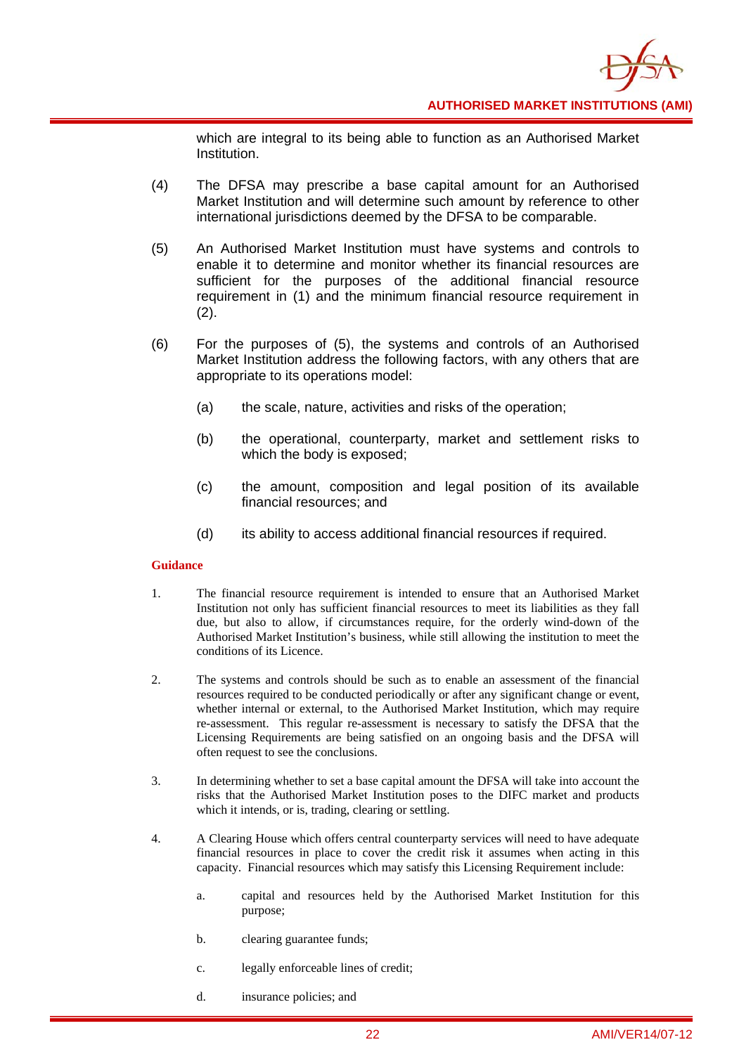which are integral to its being able to function as an Authorised Market Institution.

(4) The DFSA may prescribe a base capital amount for an Authorised Market Institution and will determine such amount by reference to other international jurisdictions deemed by the DFSA to be comparable.

(5) An Authorised Market Institution must have systems and controls to enable it to determine and monitor whether its financial resources are sufficient for the purposes of the additional financial resource requirement in (1) and the minimum financial resource requirement in (2).

(6) For the purposes of (5), the systems and controls of an Authorised Market Institution address the following factors, with any others that are appropriate to its operations model:

(a) the scale, nature, activities and risks of the operation;

(b) the operational, counterparty, market and settlement risks to which the body is exposed;

(c) the amount, composition and legal position of its available financial resources; and

(d) its ability to access additional financial resources if required.

**Guidance**

1. The financial resource requirement is intended to ensure that an Authorised Market Institution not only has sufficient financial resources to meet its liabilities as they fall due, but also to allow, if circumstances require, for the orderly wind-down of the Authorised Market Institution's business, while still allowing the institution to meet the conditions of its Licence.

2. The systems and controls should be such as to enable an assessment of the financial resources required to be conducted periodically or after any significant change or event, whether internal or external, to the Authorised Market Institution, which may require re-assessment. This regular re-assessment is necessary to satisfy the DFSA that the Licensing Requirements are being satisfied on an ongoing basis and the DFSA will often request to see the conclusions.

3. In determining whether to set a base capital amount the DFSA will take into account the risks that the Authorised Market Institution poses to the DIFC market and products which it intends, or is, trading, clearing or settling.

4. A Clearing House which offers central counterparty services will need to have adequate financial resources in place to cover the credit risk it assumes when acting in this capacity. Financial resources which may satisfy this Licensing Requirement include:

a. capital and resources held by the Authorised Market Institution for this purpose;

b. clearing guarantee funds;

c. legally enforceable lines of credit;

d. insurance policies; and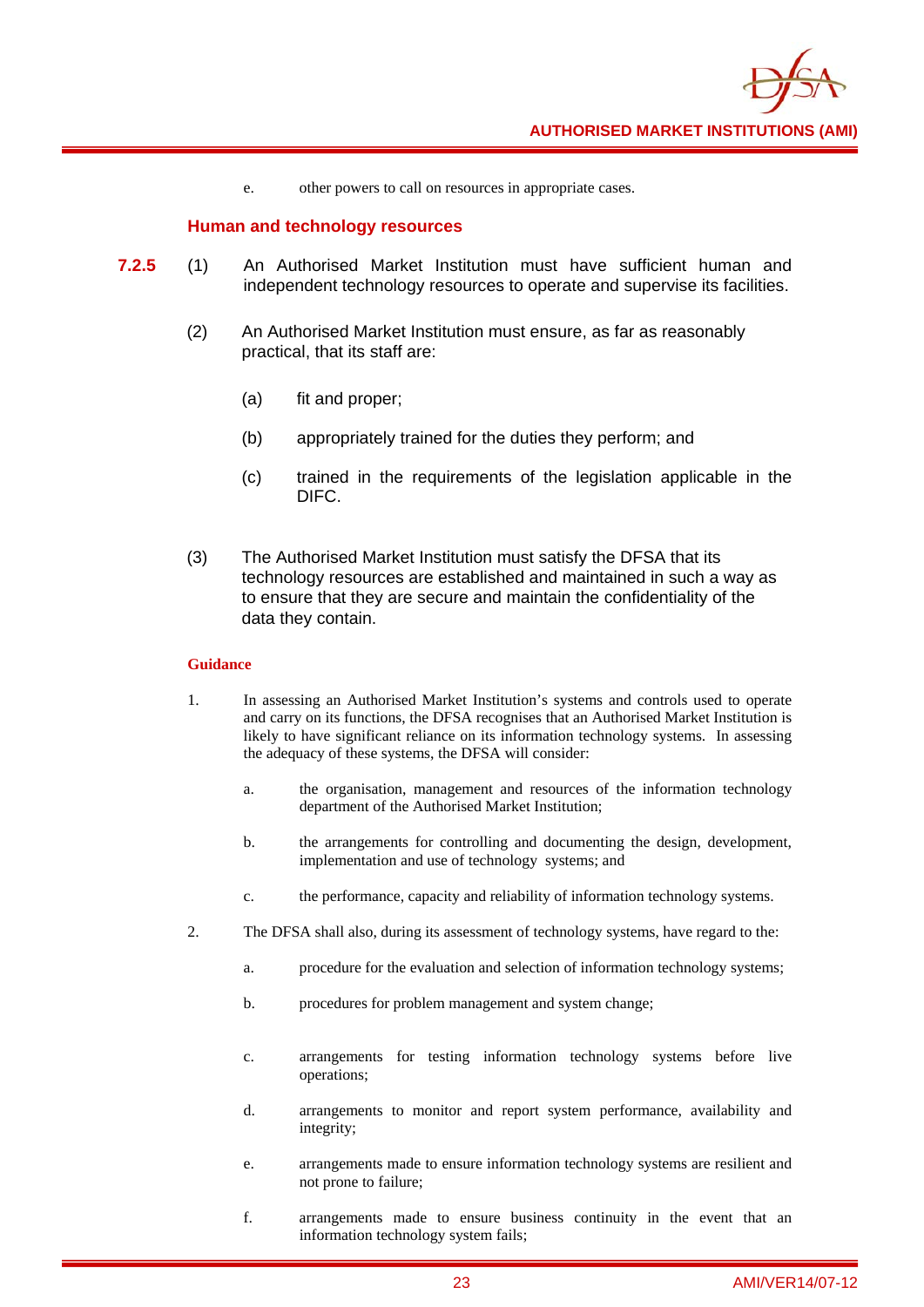e. other powers to call on resources in appropriate cases.

### Human and technology resources

**7.2.5** (1) An Authorised Market Institution must have sufficient human and independent technology resources to operate and supervise its facilities.

(2) An Authorised Market Institution must ensure, as far as reasonably practical, that its staff are:

(a) fit and proper;

(b) appropriately trained for the duties they perform; and

(c) trained in the requirements of the legislation applicable in the DIFC.

(3) The Authorised Market Institution must satisfy the DFSA that its technology resources are established and maintained in such a way as to ensure that they are secure and maintain the confidentiality of the data they contain.

**Guidance**

1. In assessing an Authorised Market Institution's systems and controls used to operate and carry on its functions, the DFSA recognises that an Authorised Market Institution is likely to have significant reliance on its information technology systems. In assessing the adequacy of these systems, the DFSA will consider:

   a. the organisation, management and resources of the information technology department of the Authorised Market Institution;

   b. the arrangements for controlling and documenting the design, development, implementation and use of technology systems; and

   c. the performance, capacity and reliability of information technology systems.

2. The DFSA shall also, during its assessment of technology systems, have regard to the:

   a. procedure for the evaluation and selection of information technology systems;

   b. procedures for problem management and system change;

   c. arrangements for testing information technology systems before live operations;

   d. arrangements to monitor and report system performance, availability and integrity;

   e. arrangements made to ensure information technology systems are resilient and not prone to failure;

   f. arrangements made to ensure business continuity in the event that an information technology system fails;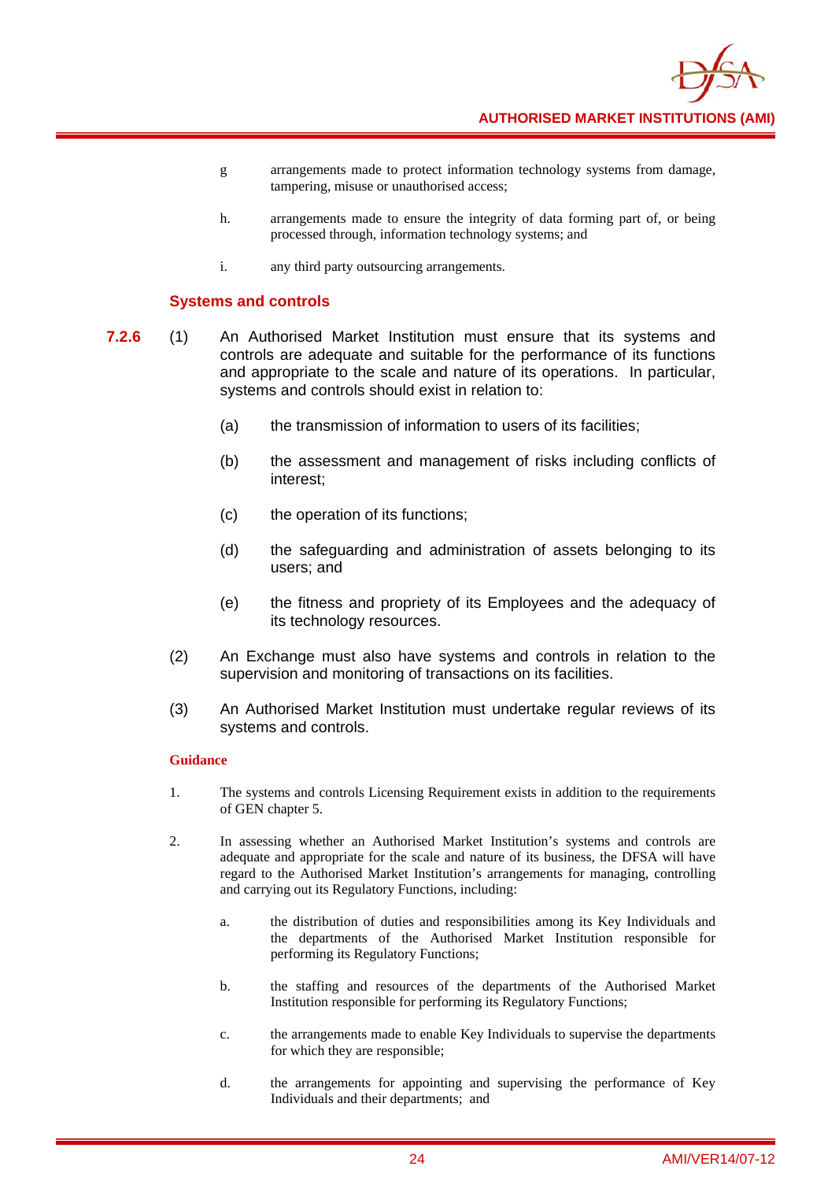g arrangements made to protect information technology systems from damage, tampering, misuse or unauthorised access;

h. arrangements made to ensure the integrity of data forming part of, or being processed through, information technology systems; and

i. any third party outsourcing arrangements.

## Systems and controls

**7.2.6** (1) An Authorised Market Institution must ensure that its systems and controls are adequate and suitable for the performance of its functions and appropriate to the scale and nature of its operations. In particular, systems and controls should exist in relation to:

(a) the transmission of information to users of its facilities;

(b) the assessment and management of risks including conflicts of interest;

(c) the operation of its functions;

(d) the safeguarding and administration of assets belonging to its users; and

(e) the fitness and propriety of its Employees and the adequacy of its technology resources.

(2) An Exchange must also have systems and controls in relation to the supervision and monitoring of transactions on its facilities.

(3) An Authorised Market Institution must undertake regular reviews of its systems and controls.

**Guidance**

1. The systems and controls Licensing Requirement exists in addition to the requirements of GEN chapter 5.

2. In assessing whether an Authorised Market Institution's systems and controls are adequate and appropriate for the scale and nature of its business, the DFSA will have regard to the Authorised Market Institution's arrangements for managing, controlling and carrying out its Regulatory Functions, including:

   a. the distribution of duties and responsibilities among its Key Individuals and the departments of the Authorised Market Institution responsible for performing its Regulatory Functions;

   b. the staffing and resources of the departments of the Authorised Market Institution responsible for performing its Regulatory Functions;

   c. the arrangements made to enable Key Individuals to supervise the departments for which they are responsible;

   d. the arrangements for appointing and supervising the performance of Key Individuals and their departments; and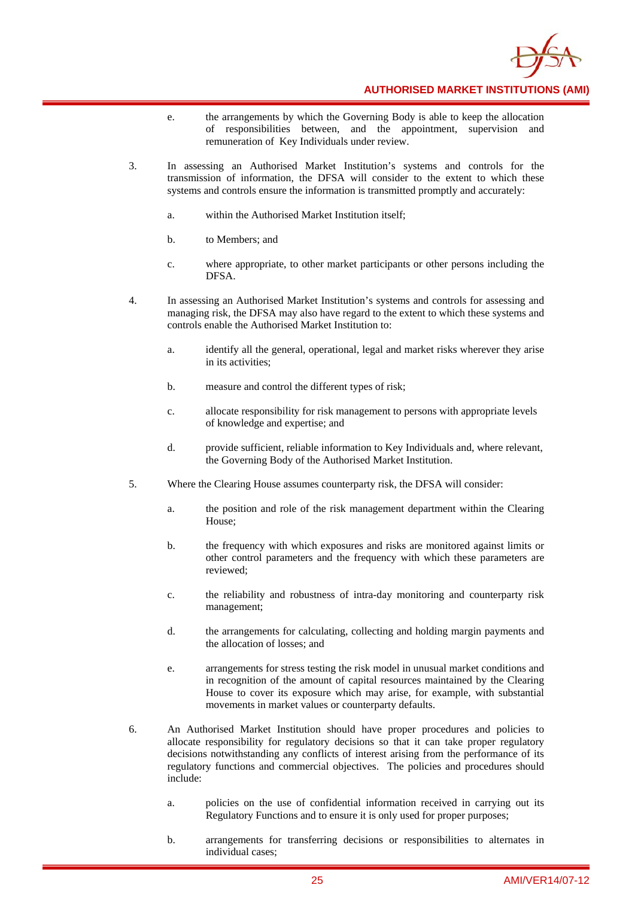e. the arrangements by which the Governing Body is able to keep the allocation of responsibilities between, and the appointment, supervision and remuneration of Key Individuals under review.

3. In assessing an Authorised Market Institution's systems and controls for the transmission of information, the DFSA will consider to the extent to which these systems and controls ensure the information is transmitted promptly and accurately:

   a. within the Authorised Market Institution itself;

   b. to Members; and

   c. where appropriate, to other market participants or other persons including the DFSA.

4. In assessing an Authorised Market Institution's systems and controls for assessing and managing risk, the DFSA may also have regard to the extent to which these systems and controls enable the Authorised Market Institution to:

   a. identify all the general, operational, legal and market risks wherever they arise in its activities;

   b. measure and control the different types of risk;

   c. allocate responsibility for risk management to persons with appropriate levels of knowledge and expertise; and

   d. provide sufficient, reliable information to Key Individuals and, where relevant, the Governing Body of the Authorised Market Institution.

5. Where the Clearing House assumes counterparty risk, the DFSA will consider:

   a. the position and role of the risk management department within the Clearing House;

   b. the frequency with which exposures and risks are monitored against limits or other control parameters and the frequency with which these parameters are reviewed;

   c. the reliability and robustness of intra-day monitoring and counterparty risk management;

   d. the arrangements for calculating, collecting and holding margin payments and the allocation of losses; and

   e. arrangements for stress testing the risk model in unusual market conditions and in recognition of the amount of capital resources maintained by the Clearing House to cover its exposure which may arise, for example, with substantial movements in market values or counterparty defaults.

6. An Authorised Market Institution should have proper procedures and policies to allocate responsibility for regulatory decisions so that it can take proper regulatory decisions notwithstanding any conflicts of interest arising from the performance of its regulatory functions and commercial objectives. The policies and procedures should include:

   a. policies on the use of confidential information received in carrying out its Regulatory Functions and to ensure it is only used for proper purposes;

   b. arrangements for transferring decisions or responsibilities to alternates in individual cases;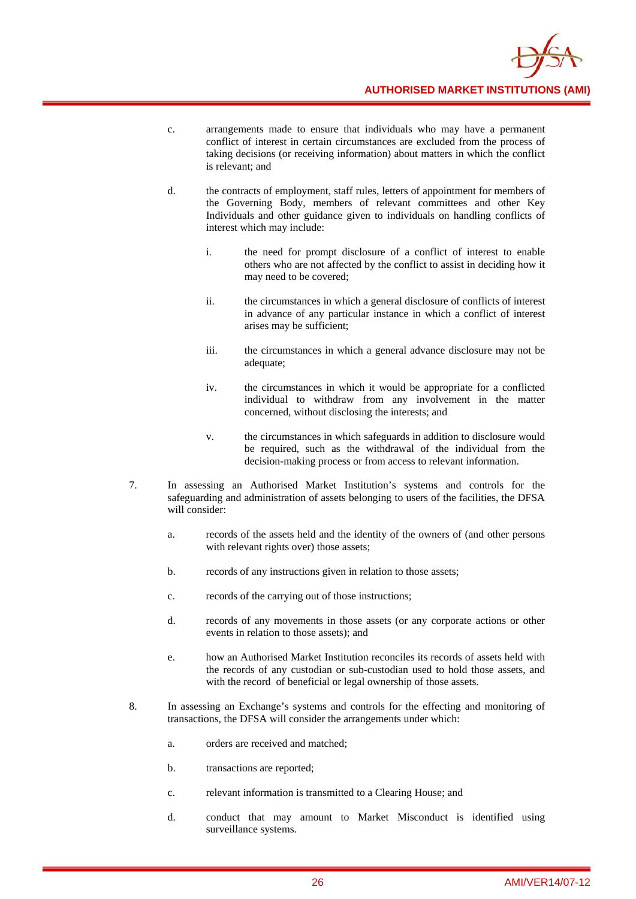c. arrangements made to ensure that individuals who may have a permanent conflict of interest in certain circumstances are excluded from the process of taking decisions (or receiving information) about matters in which the conflict is relevant; and

d. the contracts of employment, staff rules, letters of appointment for members of the Governing Body, members of relevant committees and other Key Individuals and other guidance given to individuals on handling conflicts of interest which may include:

   i. the need for prompt disclosure of a conflict of interest to enable others who are not affected by the conflict to assist in deciding how it may need to be covered;

   ii. the circumstances in which a general disclosure of conflicts of interest in advance of any particular instance in which a conflict of interest arises may be sufficient;

   iii. the circumstances in which a general advance disclosure may not be adequate;

   iv. the circumstances in which it would be appropriate for a conflicted individual to withdraw from any involvement in the matter concerned, without disclosing the interests; and

   v. the circumstances in which safeguards in addition to disclosure would be required, such as the withdrawal of the individual from the decision-making process or from access to relevant information.

7. In assessing an Authorised Market Institution's systems and controls for the safeguarding and administration of assets belonging to users of the facilities, the DFSA will consider:

   a. records of the assets held and the identity of the owners of (and other persons with relevant rights over) those assets;

   b. records of any instructions given in relation to those assets;

   c. records of the carrying out of those instructions;

   d. records of any movements in those assets (or any corporate actions or other events in relation to those assets); and

   e. how an Authorised Market Institution reconciles its records of assets held with the records of any custodian or sub-custodian used to hold those assets, and with the record of beneficial or legal ownership of those assets.

8. In assessing an Exchange's systems and controls for the effecting and monitoring of transactions, the DFSA will consider the arrangements under which:

   a. orders are received and matched;

   b. transactions are reported;

   c. relevant information is transmitted to a Clearing House; and

   d. conduct that may amount to Market Misconduct is identified using surveillance systems.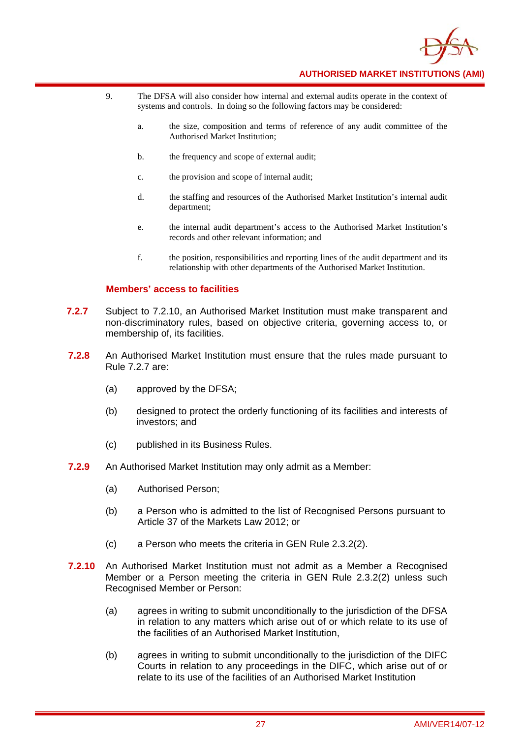9. The DFSA will also consider how internal and external audits operate in the context of systems and controls. In doing so the following factors may be considered:

   a. the size, composition and terms of reference of any audit committee of the Authorised Market Institution;

   b. the frequency and scope of external audit;

   c. the provision and scope of internal audit;

   d. the staffing and resources of the Authorised Market Institution's internal audit department;

   e. the internal audit department's access to the Authorised Market Institution's records and other relevant information; and

   f. the position, responsibilities and reporting lines of the audit department and its relationship with other departments of the Authorised Market Institution.

### Members' access to facilities

**7.2.7** Subject to 7.2.10, an Authorised Market Institution must make transparent and non-discriminatory rules, based on objective criteria, governing access to, or membership of, its facilities.

**7.2.8** An Authorised Market Institution must ensure that the rules made pursuant to Rule 7.2.7 are:

(a) approved by the DFSA;

(b) designed to protect the orderly functioning of its facilities and interests of investors; and

(c) published in its Business Rules.

**7.2.9** An Authorised Market Institution may only admit as a Member:

(a) Authorised Person;

(b) a Person who is admitted to the list of Recognised Persons pursuant to Article 37 of the Markets Law 2012; or

(c) a Person who meets the criteria in GEN Rule 2.3.2(2).

**7.2.10** An Authorised Market Institution must not admit as a Member a Recognised Member or a Person meeting the criteria in GEN Rule 2.3.2(2) unless such Recognised Member or Person:

(a) agrees in writing to submit unconditionally to the jurisdiction of the DFSA in relation to any matters which arise out of or which relate to its use of the facilities of an Authorised Market Institution,

(b) agrees in writing to submit unconditionally to the jurisdiction of the DIFC Courts in relation to any proceedings in the DIFC, which arise out of or relate to its use of the facilities of an Authorised Market Institution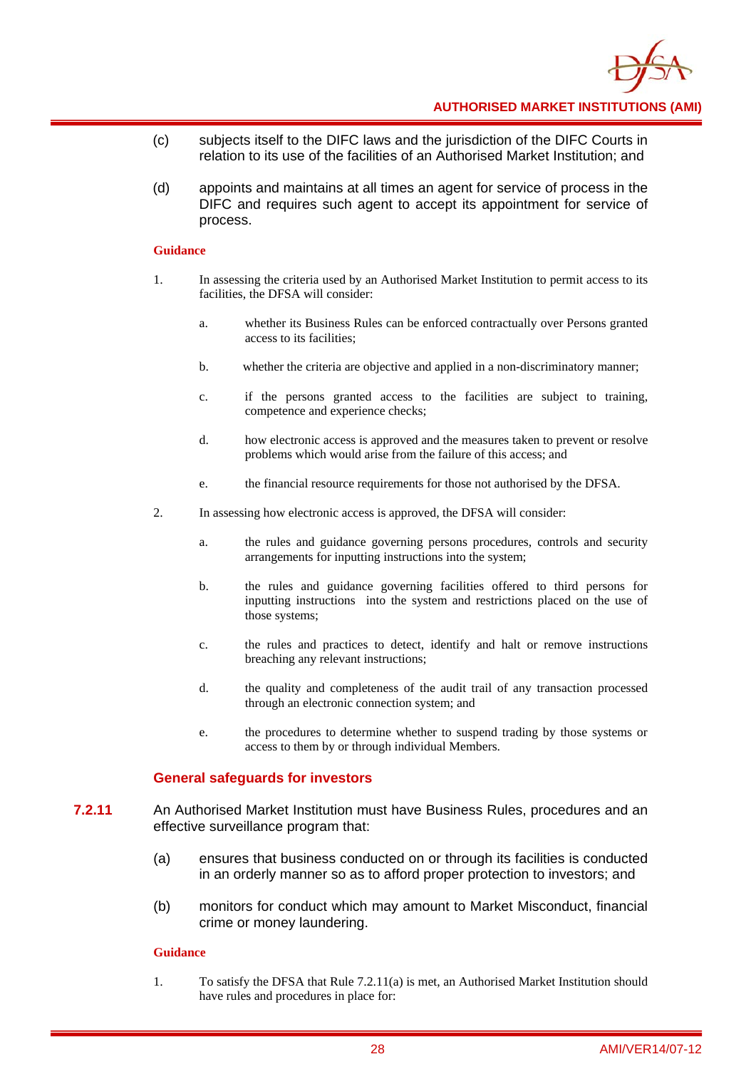(c) subjects itself to the DIFC laws and the jurisdiction of the DIFC Courts in relation to its use of the facilities of an Authorised Market Institution; and

(d) appoints and maintains at all times an agent for service of process in the DIFC and requires such agent to accept its appointment for service of process.

**Guidance**

1. In assessing the criteria used by an Authorised Market Institution to permit access to its facilities, the DFSA will consider:

   a. whether its Business Rules can be enforced contractually over Persons granted access to its facilities;

   b. whether the criteria are objective and applied in a non-discriminatory manner;

   c. if the persons granted access to the facilities are subject to training, competence and experience checks;

   d. how electronic access is approved and the measures taken to prevent or resolve problems which would arise from the failure of this access; and

   e. the financial resource requirements for those not authorised by the DFSA.

2. In assessing how electronic access is approved, the DFSA will consider:

   a. the rules and guidance governing persons procedures, controls and security arrangements for inputting instructions into the system;

   b. the rules and guidance governing facilities offered to third persons for inputting instructions into the system and restrictions placed on the use of those systems;

   c. the rules and practices to detect, identify and halt or remove instructions breaching any relevant instructions;

   d. the quality and completeness of the audit trail of any transaction processed through an electronic connection system; and

   e. the procedures to determine whether to suspend trading by those systems or access to them by or through individual Members.

### General safeguards for investors

**7.2.11** An Authorised Market Institution must have Business Rules, procedures and an effective surveillance program that:

(a) ensures that business conducted on or through its facilities is conducted in an orderly manner so as to afford proper protection to investors; and

(b) monitors for conduct which may amount to Market Misconduct, financial crime or money laundering.

**Guidance**

1. To satisfy the DFSA that Rule 7.2.11(a) is met, an Authorised Market Institution should have rules and procedures in place for: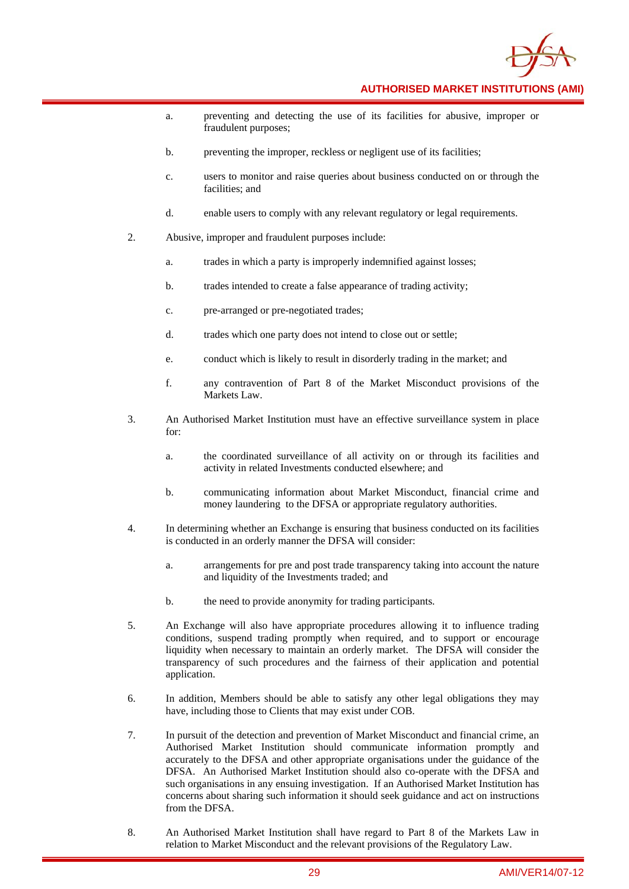a. preventing and detecting the use of its facilities for abusive, improper or fraudulent purposes;

b. preventing the improper, reckless or negligent use of its facilities;

c. users to monitor and raise queries about business conducted on or through the facilities; and

d. enable users to comply with any relevant regulatory or legal requirements.

2. Abusive, improper and fraudulent purposes include:

   a. trades in which a party is improperly indemnified against losses;

   b. trades intended to create a false appearance of trading activity;

   c. pre-arranged or pre-negotiated trades;

   d. trades which one party does not intend to close out or settle;

   e. conduct which is likely to result in disorderly trading in the market; and

   f. any contravention of Part 8 of the Market Misconduct provisions of the Markets Law.

3. An Authorised Market Institution must have an effective surveillance system in place for:

   a. the coordinated surveillance of all activity on or through its facilities and activity in related Investments conducted elsewhere; and

   b. communicating information about Market Misconduct, financial crime and money laundering to the DFSA or appropriate regulatory authorities.

4. In determining whether an Exchange is ensuring that business conducted on its facilities is conducted in an orderly manner the DFSA will consider:

   a. arrangements for pre and post trade transparency taking into account the nature and liquidity of the Investments traded; and

   b. the need to provide anonymity for trading participants.

5. An Exchange will also have appropriate procedures allowing it to influence trading conditions, suspend trading promptly when required, and to support or encourage liquidity when necessary to maintain an orderly market. The DFSA will consider the transparency of such procedures and the fairness of their application and potential application.

6. In addition, Members should be able to satisfy any other legal obligations they may have, including those to Clients that may exist under COB.

7. In pursuit of the detection and prevention of Market Misconduct and financial crime, an Authorised Market Institution should communicate information promptly and accurately to the DFSA and other appropriate organisations under the guidance of the DFSA. An Authorised Market Institution should also co-operate with the DFSA and such organisations in any ensuing investigation. If an Authorised Market Institution has concerns about sharing such information it should seek guidance and act on instructions from the DFSA.

8. An Authorised Market Institution shall have regard to Part 8 of the Markets Law in relation to Market Misconduct and the relevant provisions of the Regulatory Law.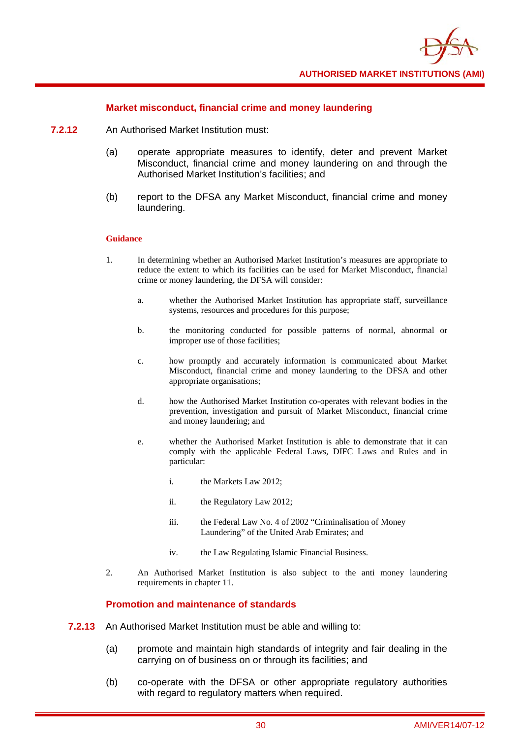### Market misconduct, financial crime and money laundering

**7.2.12** An Authorised Market Institution must:

(a) operate appropriate measures to identify, deter and prevent Market Misconduct, financial crime and money laundering on and through the Authorised Market Institution's facilities; and

(b) report to the DFSA any Market Misconduct, financial crime and money laundering.

**Guidance**

1. In determining whether an Authorised Market Institution's measures are appropriate to reduce the extent to which its facilities can be used for Market Misconduct, financial crime or money laundering, the DFSA will consider:

   a. whether the Authorised Market Institution has appropriate staff, surveillance systems, resources and procedures for this purpose;

   b. the monitoring conducted for possible patterns of normal, abnormal or improper use of those facilities;

   c. how promptly and accurately information is communicated about Market Misconduct, financial crime and money laundering to the DFSA and other appropriate organisations;

   d. how the Authorised Market Institution co-operates with relevant bodies in the prevention, investigation and pursuit of Market Misconduct, financial crime and money laundering; and

   e. whether the Authorised Market Institution is able to demonstrate that it can comply with the applicable Federal Laws, DIFC Laws and Rules and in particular:

      i. the Markets Law 2012;

      ii. the Regulatory Law 2012;

      iii. the Federal Law No. 4 of 2002 "Criminalisation of Money Laundering" of the United Arab Emirates; and

      iv. the Law Regulating Islamic Financial Business.

2. An Authorised Market Institution is also subject to the anti money laundering requirements in chapter 11.

### Promotion and maintenance of standards

**7.2.13** An Authorised Market Institution must be able and willing to:

(a) promote and maintain high standards of integrity and fair dealing in the carrying on of business on or through its facilities; and

(b) co-operate with the DFSA or other appropriate regulatory authorities with regard to regulatory matters when required.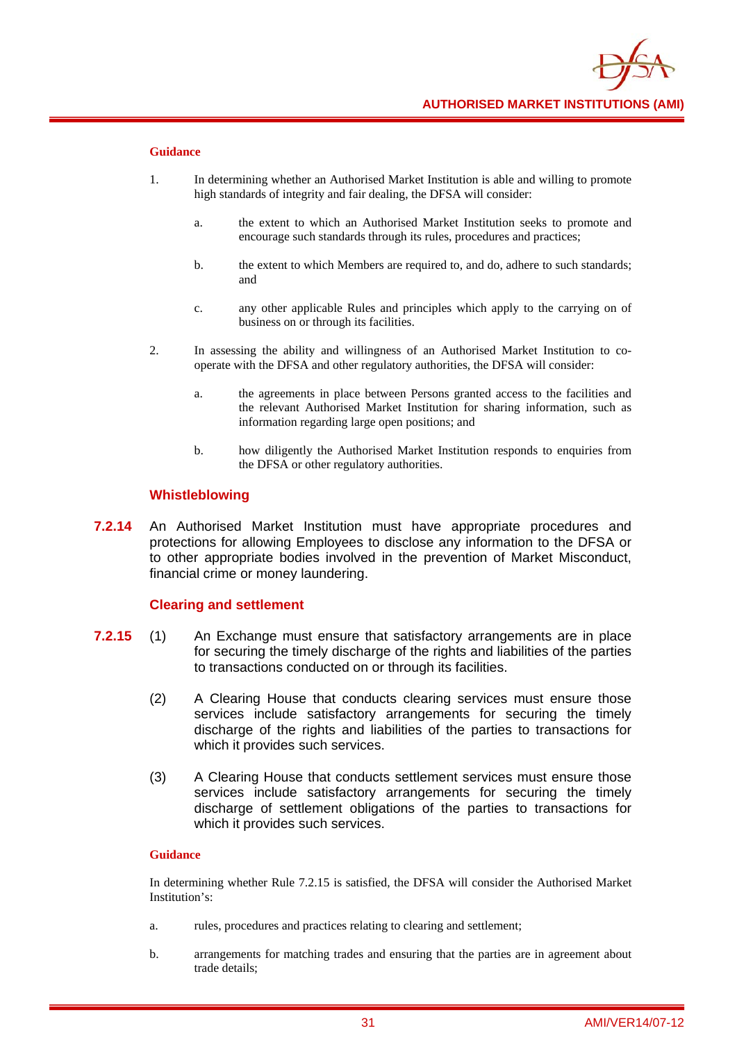#### Guidance

1. In determining whether an Authorised Market Institution is able and willing to promote high standards of integrity and fair dealing, the DFSA will consider:

   a. the extent to which an Authorised Market Institution seeks to promote and encourage such standards through its rules, procedures and practices;

   b. the extent to which Members are required to, and do, adhere to such standards; and

   c. any other applicable Rules and principles which apply to the carrying on of business on or through its facilities.

2. In assessing the ability and willingness of an Authorised Market Institution to co-operate with the DFSA and other regulatory authorities, the DFSA will consider:

   a. the agreements in place between Persons granted access to the facilities and the relevant Authorised Market Institution for sharing information, such as information regarding large open positions; and

   b. how diligently the Authorised Market Institution responds to enquiries from the DFSA or other regulatory authorities.

### Whistleblowing

**7.2.14** An Authorised Market Institution must have appropriate procedures and protections for allowing Employees to disclose any information to the DFSA or to other appropriate bodies involved in the prevention of Market Misconduct, financial crime or money laundering.

### Clearing and settlement

**7.2.15**
(1) An Exchange must ensure that satisfactory arrangements are in place for securing the timely discharge of the rights and liabilities of the parties to transactions conducted on or through its facilities.

(2) A Clearing House that conducts clearing services must ensure those services include satisfactory arrangements for securing the timely discharge of the rights and liabilities of the parties to transactions for which it provides such services.

(3) A Clearing House that conducts settlement services must ensure those services include satisfactory arrangements for securing the timely discharge of settlement obligations of the parties to transactions for which it provides such services.

#### Guidance

In determining whether Rule 7.2.15 is satisfied, the DFSA will consider the Authorised Market Institution's:

a. rules, procedures and practices relating to clearing and settlement;

b. arrangements for matching trades and ensuring that the parties are in agreement about trade details;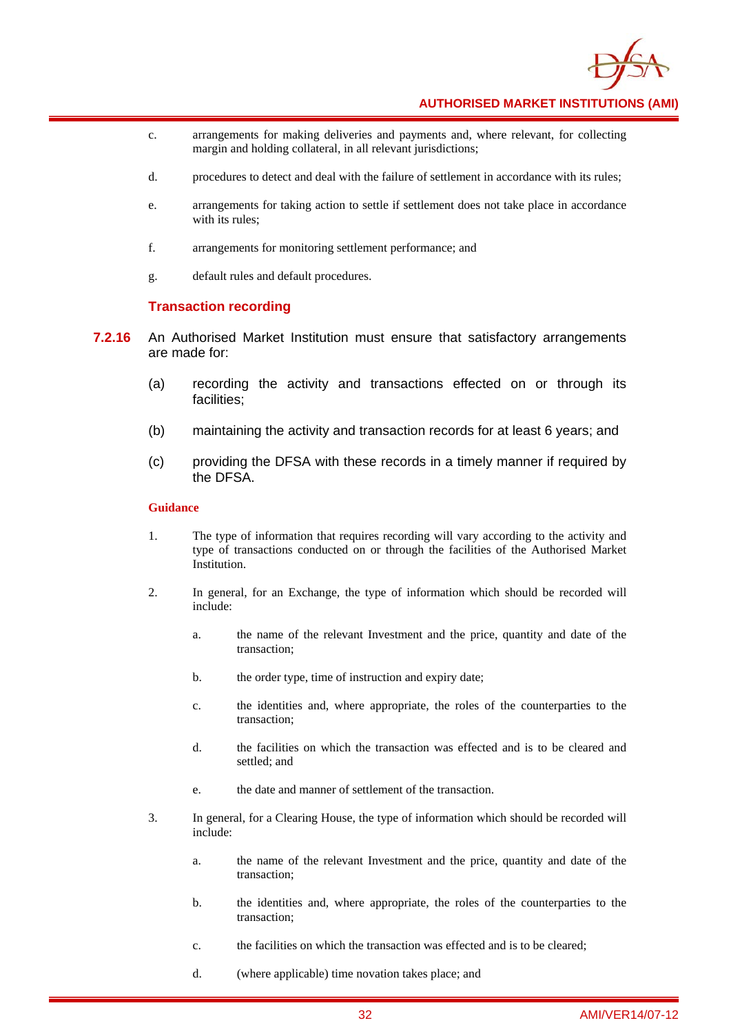c. arrangements for making deliveries and payments and, where relevant, for collecting margin and holding collateral, in all relevant jurisdictions;

d. procedures to detect and deal with the failure of settlement in accordance with its rules;

e. arrangements for taking action to settle if settlement does not take place in accordance with its rules;

f. arrangements for monitoring settlement performance; and

g. default rules and default procedures.

### Transaction recording

**7.2.16** An Authorised Market Institution must ensure that satisfactory arrangements are made for:

(a) recording the activity and transactions effected on or through its facilities;

(b) maintaining the activity and transaction records for at least 6 years; and

(c) providing the DFSA with these records in a timely manner if required by the DFSA.

**Guidance**

1. The type of information that requires recording will vary according to the activity and type of transactions conducted on or through the facilities of the Authorised Market Institution.

2. In general, for an Exchange, the type of information which should be recorded will include:

   a. the name of the relevant Investment and the price, quantity and date of the transaction;

   b. the order type, time of instruction and expiry date;

   c. the identities and, where appropriate, the roles of the counterparties to the transaction;

   d. the facilities on which the transaction was effected and is to be cleared and settled; and

   e. the date and manner of settlement of the transaction.

3. In general, for a Clearing House, the type of information which should be recorded will include:

   a. the name of the relevant Investment and the price, quantity and date of the transaction;

   b. the identities and, where appropriate, the roles of the counterparties to the transaction;

   c. the facilities on which the transaction was effected and is to be cleared;

   d. (where applicable) time novation takes place; and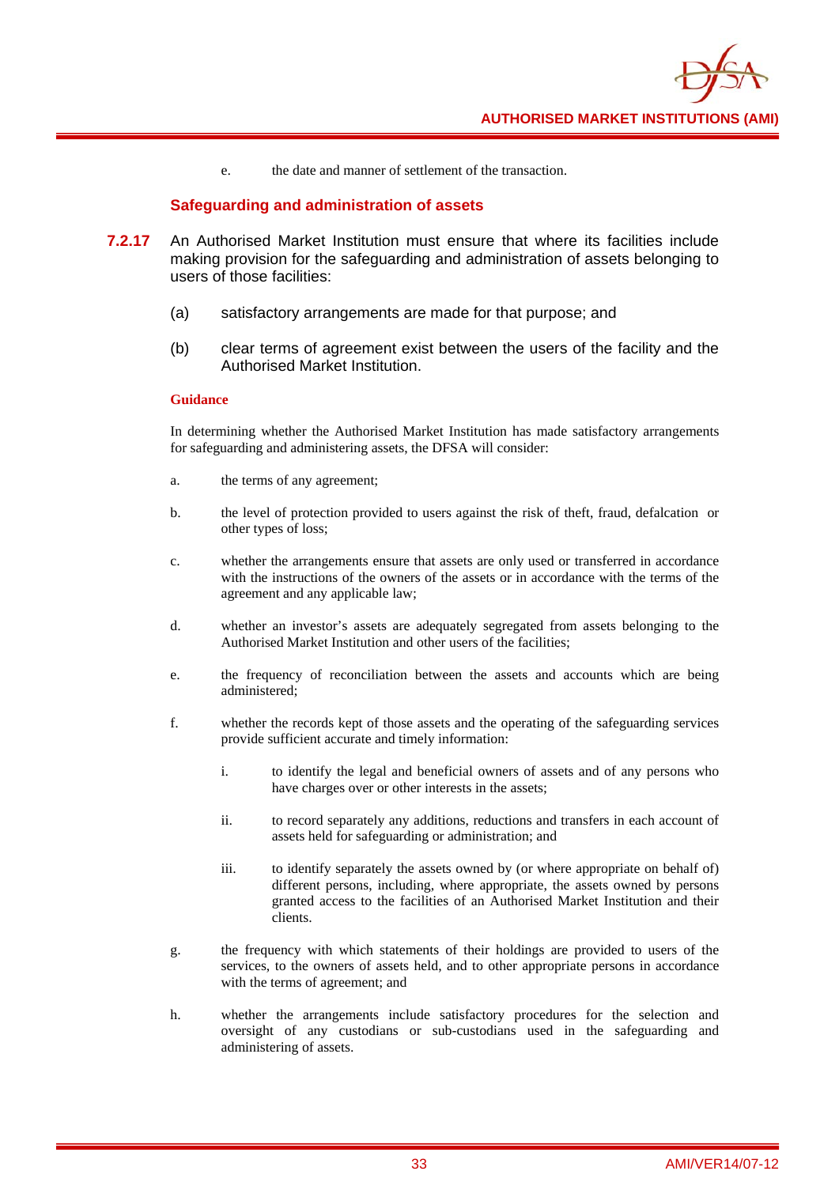e. the date and manner of settlement of the transaction.

### Safeguarding and administration of assets

**7.2.17** An Authorised Market Institution must ensure that where its facilities include making provision for the safeguarding and administration of assets belonging to users of those facilities:

(a) satisfactory arrangements are made for that purpose; and

(b) clear terms of agreement exist between the users of the facility and the Authorised Market Institution.

**Guidance**

In determining whether the Authorised Market Institution has made satisfactory arrangements for safeguarding and administering assets, the DFSA will consider:

a. the terms of any agreement;

b. the level of protection provided to users against the risk of theft, fraud, defalcation or other types of loss;

c. whether the arrangements ensure that assets are only used or transferred in accordance with the instructions of the owners of the assets or in accordance with the terms of the agreement and any applicable law;

d. whether an investor's assets are adequately segregated from assets belonging to the Authorised Market Institution and other users of the facilities;

e. the frequency of reconciliation between the assets and accounts which are being administered;

f. whether the records kept of those assets and the operating of the safeguarding services provide sufficient accurate and timely information:

   i. to identify the legal and beneficial owners of assets and of any persons who have charges over or other interests in the assets;

   ii. to record separately any additions, reductions and transfers in each account of assets held for safeguarding or administration; and

   iii. to identify separately the assets owned by (or where appropriate on behalf of) different persons, including, where appropriate, the assets owned by persons granted access to the facilities of an Authorised Market Institution and their clients.

g. the frequency with which statements of their holdings are provided to users of the services, to the owners of assets held, and to other appropriate persons in accordance with the terms of agreement; and

h. whether the arrangements include satisfactory procedures for the selection and oversight of any custodians or sub-custodians used in the safeguarding and administering of assets.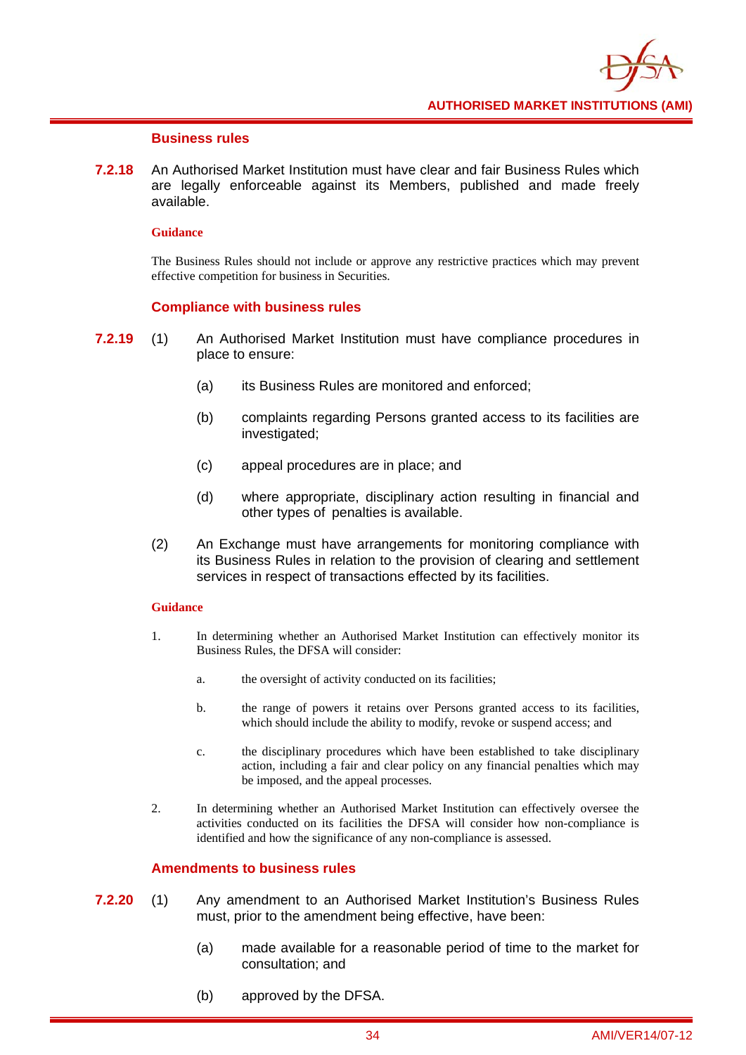### Business rules

**7.2.18** An Authorised Market Institution must have clear and fair Business Rules which are legally enforceable against its Members, published and made freely available.

**Guidance**

The Business Rules should not include or approve any restrictive practices which may prevent effective competition for business in Securities.

### Compliance with business rules

**7.2.19** (1) An Authorised Market Institution must have compliance procedures in place to ensure:

(a) its Business Rules are monitored and enforced;

(b) complaints regarding Persons granted access to its facilities are investigated;

(c) appeal procedures are in place; and

(d) where appropriate, disciplinary action resulting in financial and other types of penalties is available.

(2) An Exchange must have arrangements for monitoring compliance with its Business Rules in relation to the provision of clearing and settlement services in respect of transactions effected by its facilities.

**Guidance**

1. In determining whether an Authorised Market Institution can effectively monitor its Business Rules, the DFSA will consider:

   a. the oversight of activity conducted on its facilities;

   b. the range of powers it retains over Persons granted access to its facilities, which should include the ability to modify, revoke or suspend access; and

   c. the disciplinary procedures which have been established to take disciplinary action, including a fair and clear policy on any financial penalties which may be imposed, and the appeal processes.

2. In determining whether an Authorised Market Institution can effectively oversee the activities conducted on its facilities the DFSA will consider how non-compliance is identified and how the significance of any non-compliance is assessed.

### Amendments to business rules

**7.2.20** (1) Any amendment to an Authorised Market Institution's Business Rules must, prior to the amendment being effective, have been:

(a) made available for a reasonable period of time to the market for consultation; and

(b) approved by the DFSA.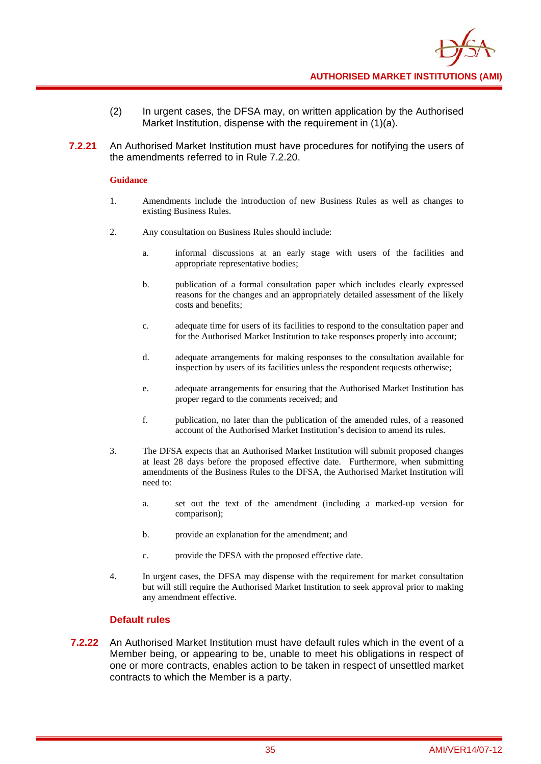(2) In urgent cases, the DFSA may, on written application by the Authorised Market Institution, dispense with the requirement in (1)(a).

**7.2.21** An Authorised Market Institution must have procedures for notifying the users of the amendments referred to in Rule 7.2.20.

**Guidance**

1. Amendments include the introduction of new Business Rules as well as changes to existing Business Rules.

2. Any consultation on Business Rules should include:

   a. informal discussions at an early stage with users of the facilities and appropriate representative bodies;

   b. publication of a formal consultation paper which includes clearly expressed reasons for the changes and an appropriately detailed assessment of the likely costs and benefits;

   c. adequate time for users of its facilities to respond to the consultation paper and for the Authorised Market Institution to take responses properly into account;

   d. adequate arrangements for making responses to the consultation available for inspection by users of its facilities unless the respondent requests otherwise;

   e. adequate arrangements for ensuring that the Authorised Market Institution has proper regard to the comments received; and

   f. publication, no later than the publication of the amended rules, of a reasoned account of the Authorised Market Institution's decision to amend its rules.

3. The DFSA expects that an Authorised Market Institution will submit proposed changes at least 28 days before the proposed effective date. Furthermore, when submitting amendments of the Business Rules to the DFSA, the Authorised Market Institution will need to:

   a. set out the text of the amendment (including a marked-up version for comparison);

   b. provide an explanation for the amendment; and

   c. provide the DFSA with the proposed effective date.

4. In urgent cases, the DFSA may dispense with the requirement for market consultation but will still require the Authorised Market Institution to seek approval prior to making any amendment effective.

### Default rules

**7.2.22** An Authorised Market Institution must have default rules which in the event of a Member being, or appearing to be, unable to meet his obligations in respect of one or more contracts, enables action to be taken in respect of unsettled market contracts to which the Member is a party.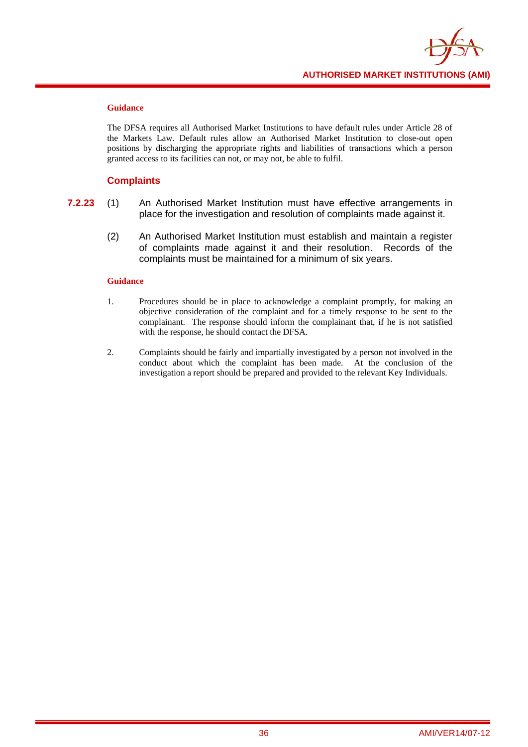**Guidance**

The DFSA requires all Authorised Market Institutions to have default rules under Article 28 of the Markets Law. Default rules allow an Authorised Market Institution to close-out open positions by discharging the appropriate rights and liabilities of transactions which a person granted access to its facilities can not, or may not, be able to fulfil.

## Complaints

**7.2.23** (1) An Authorised Market Institution must have effective arrangements in place for the investigation and resolution of complaints made against it.

(2) An Authorised Market Institution must establish and maintain a register of complaints made against it and their resolution. Records of the complaints must be maintained for a minimum of six years.

**Guidance**

1. Procedures should be in place to acknowledge a complaint promptly, for making an objective consideration of the complaint and for a timely response to be sent to the complainant. The response should inform the complainant that, if he is not satisfied with the response, he should contact the DFSA.

2. Complaints should be fairly and impartially investigated by a person not involved in the conduct about which the complaint has been made. At the conclusion of the investigation a report should be prepared and provided to the relevant Key Individuals.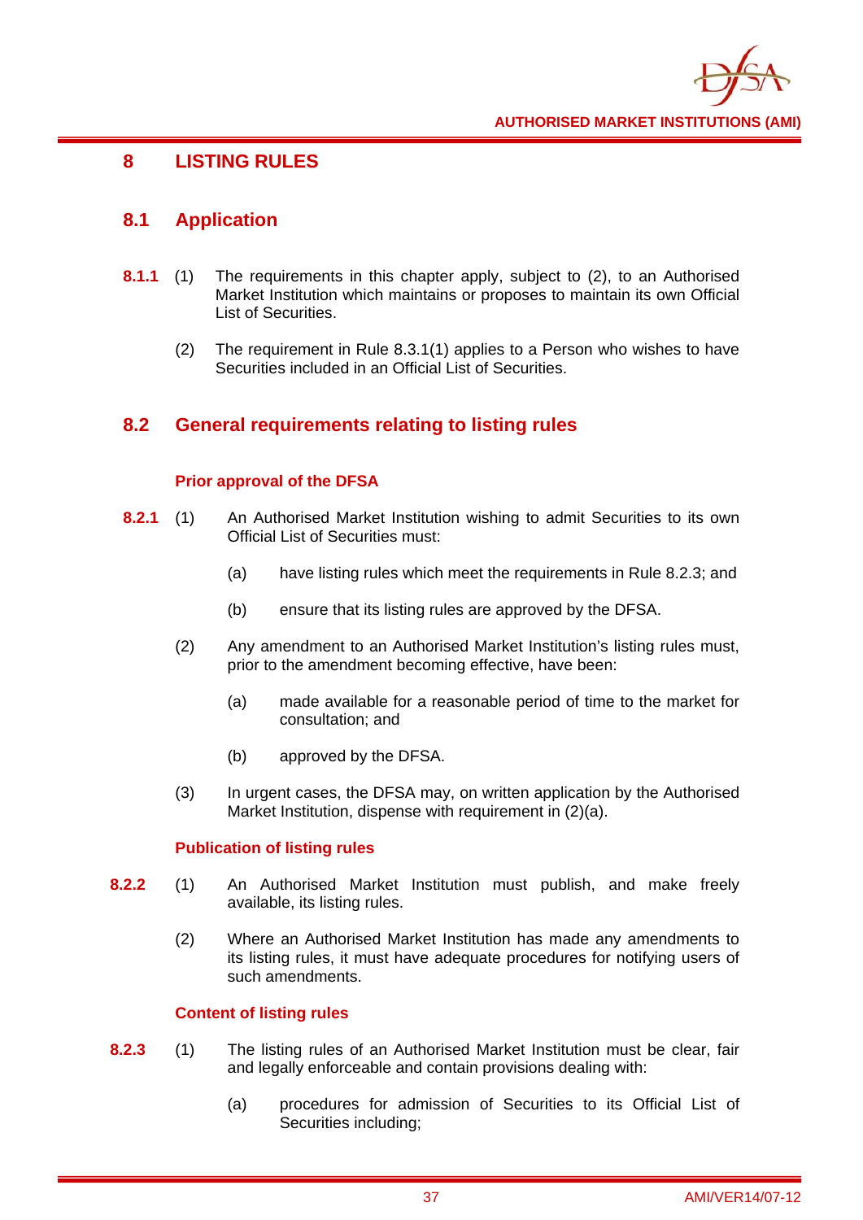# 8 LISTING RULES

## 8.1 Application

**8.1.1** (1) The requirements in this chapter apply, subject to (2), to an Authorised Market Institution which maintains or proposes to maintain its own Official List of Securities.

(2) The requirement in Rule 8.3.1(1) applies to a Person who wishes to have Securities included in an Official List of Securities.

## 8.2 General requirements relating to listing rules

### Prior approval of the DFSA

**8.2.1** (1) An Authorised Market Institution wishing to admit Securities to its own Official List of Securities must:

(a) have listing rules which meet the requirements in Rule 8.2.3; and

(b) ensure that its listing rules are approved by the DFSA.

(2) Any amendment to an Authorised Market Institution's listing rules must, prior to the amendment becoming effective, have been:

(a) made available for a reasonable period of time to the market for consultation; and

(b) approved by the DFSA.

(3) In urgent cases, the DFSA may, on written application by the Authorised Market Institution, dispense with requirement in (2)(a).

### Publication of listing rules

**8.2.2** (1) An Authorised Market Institution must publish, and make freely available, its listing rules.

(2) Where an Authorised Market Institution has made any amendments to its listing rules, it must have adequate procedures for notifying users of such amendments.

### Content of listing rules

**8.2.3** (1) The listing rules of an Authorised Market Institution must be clear, fair and legally enforceable and contain provisions dealing with:

(a) procedures for admission of Securities to its Official List of Securities including;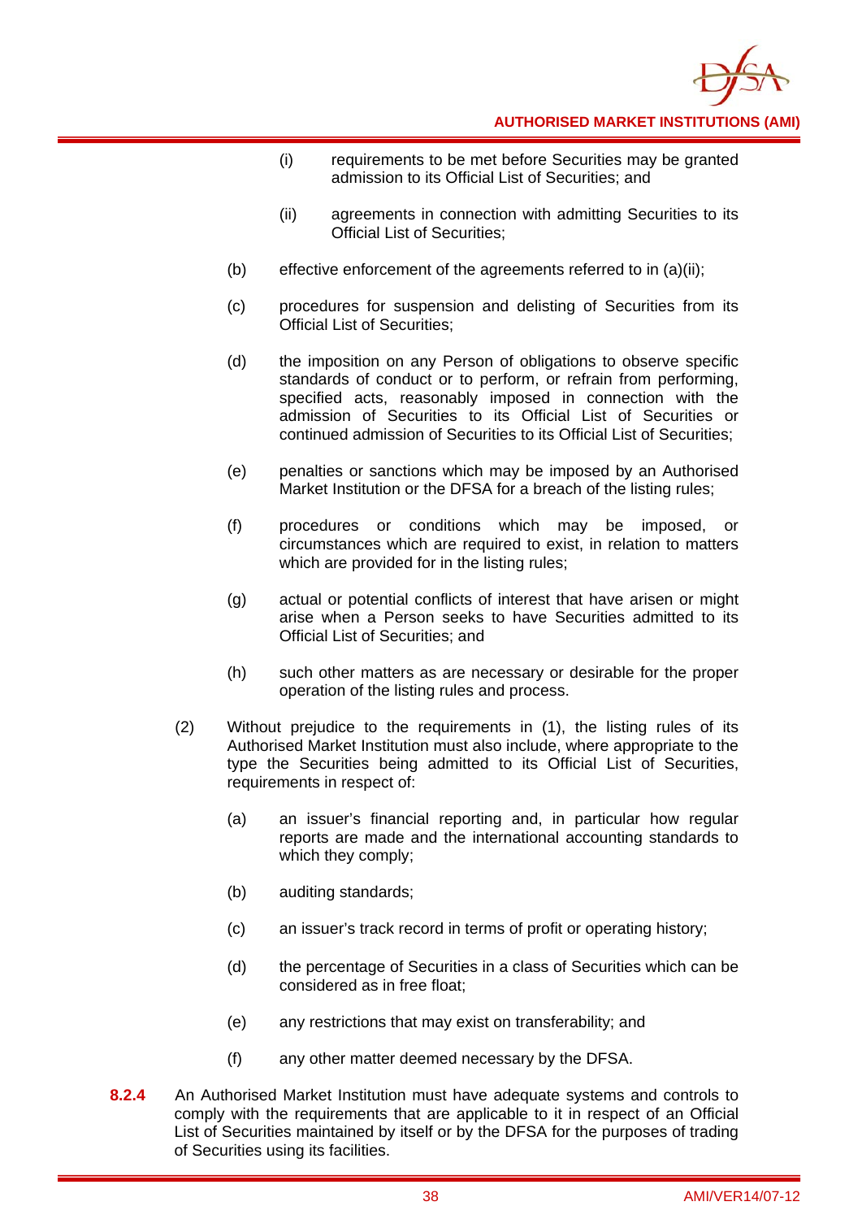(i) requirements to be met before Securities may be granted admission to its Official List of Securities; and

(ii) agreements in connection with admitting Securities to its Official List of Securities;

(b) effective enforcement of the agreements referred to in (a)(ii);

(c) procedures for suspension and delisting of Securities from its Official List of Securities;

(d) the imposition on any Person of obligations to observe specific standards of conduct or to perform, or refrain from performing, specified acts, reasonably imposed in connection with the admission of Securities to its Official List of Securities or continued admission of Securities to its Official List of Securities;

(e) penalties or sanctions which may be imposed by an Authorised Market Institution or the DFSA for a breach of the listing rules;

(f) procedures or conditions which may be imposed, or circumstances which are required to exist, in relation to matters which are provided for in the listing rules;

(g) actual or potential conflicts of interest that have arisen or might arise when a Person seeks to have Securities admitted to its Official List of Securities; and

(h) such other matters as are necessary or desirable for the proper operation of the listing rules and process.

(2) Without prejudice to the requirements in (1), the listing rules of its Authorised Market Institution must also include, where appropriate to the type the Securities being admitted to its Official List of Securities, requirements in respect of:

(a) an issuer's financial reporting and, in particular how regular reports are made and the international accounting standards to which they comply;

(b) auditing standards;

(c) an issuer's track record in terms of profit or operating history;

(d) the percentage of Securities in a class of Securities which can be considered as in free float;

(e) any restrictions that may exist on transferability; and

(f) any other matter deemed necessary by the DFSA.

**8.2.4** An Authorised Market Institution must have adequate systems and controls to comply with the requirements that are applicable to it in respect of an Official List of Securities maintained by itself or by the DFSA for the purposes of trading of Securities using its facilities.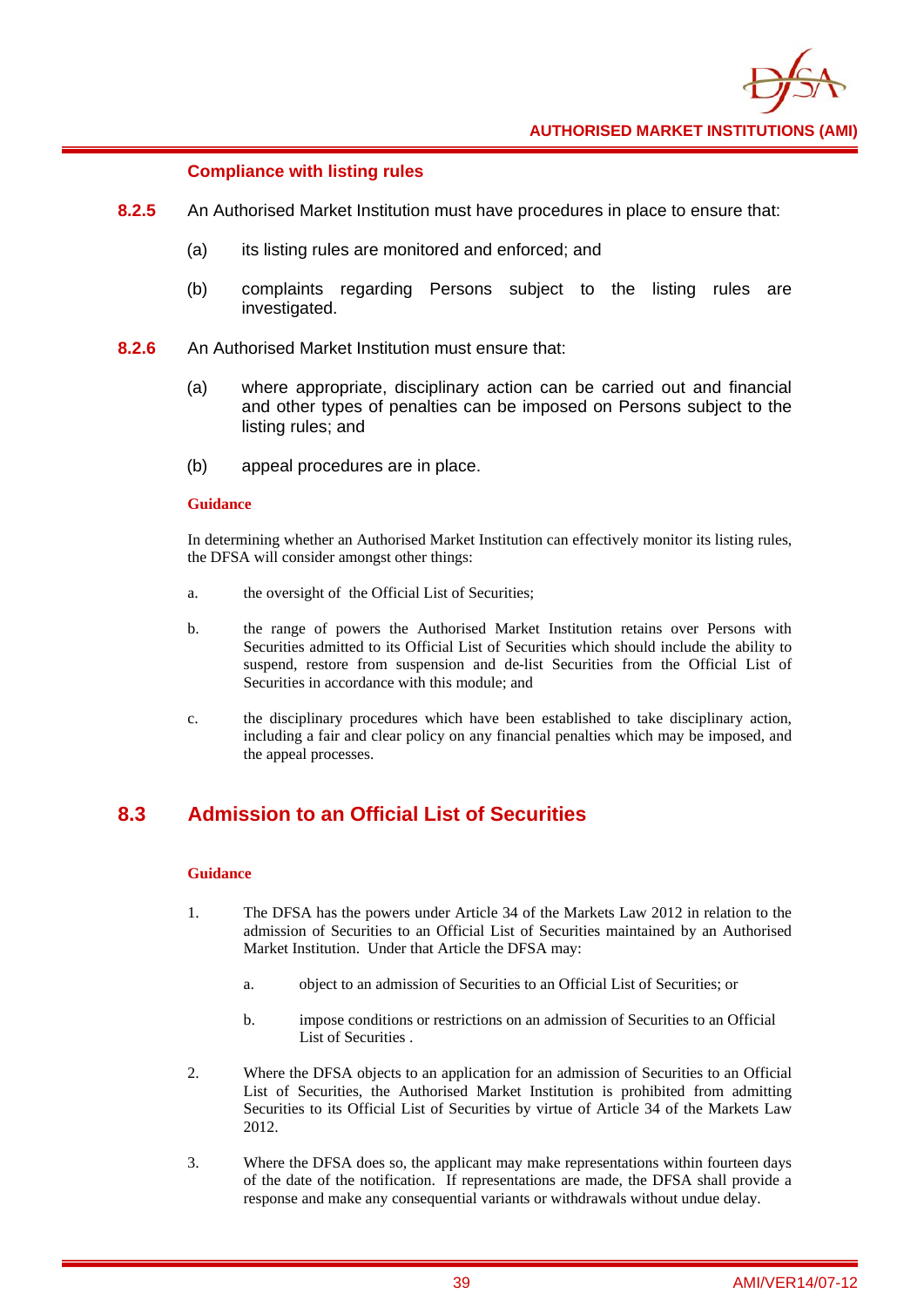### Compliance with listing rules

**8.2.5** An Authorised Market Institution must have procedures in place to ensure that:

- (a) its listing rules are monitored and enforced; and
- (b) complaints regarding Persons subject to the listing rules are investigated.

**8.2.6** An Authorised Market Institution must ensure that:

- (a) where appropriate, disciplinary action can be carried out and financial and other types of penalties can be imposed on Persons subject to the listing rules; and
- (b) appeal procedures are in place.

**Guidance**

In determining whether an Authorised Market Institution can effectively monitor its listing rules, the DFSA will consider amongst other things:

a. the oversight of the Official List of Securities;

b. the range of powers the Authorised Market Institution retains over Persons with Securities admitted to its Official List of Securities which should include the ability to suspend, restore from suspension and de-list Securities from the Official List of Securities in accordance with this module; and

c. the disciplinary procedures which have been established to take disciplinary action, including a fair and clear policy on any financial penalties which may be imposed, and the appeal processes.

## 8.3 Admission to an Official List of Securities

**Guidance**

1. The DFSA has the powers under Article 34 of the Markets Law 2012 in relation to the admission of Securities to an Official List of Securities maintained by an Authorised Market Institution. Under that Article the DFSA may:

   a. object to an admission of Securities to an Official List of Securities; or

   b. impose conditions or restrictions on an admission of Securities to an Official List of Securities .

2. Where the DFSA objects to an application for an admission of Securities to an Official List of Securities, the Authorised Market Institution is prohibited from admitting Securities to its Official List of Securities by virtue of Article 34 of the Markets Law 2012.

3. Where the DFSA does so, the applicant may make representations within fourteen days of the date of the notification. If representations are made, the DFSA shall provide a response and make any consequential variants or withdrawals without undue delay.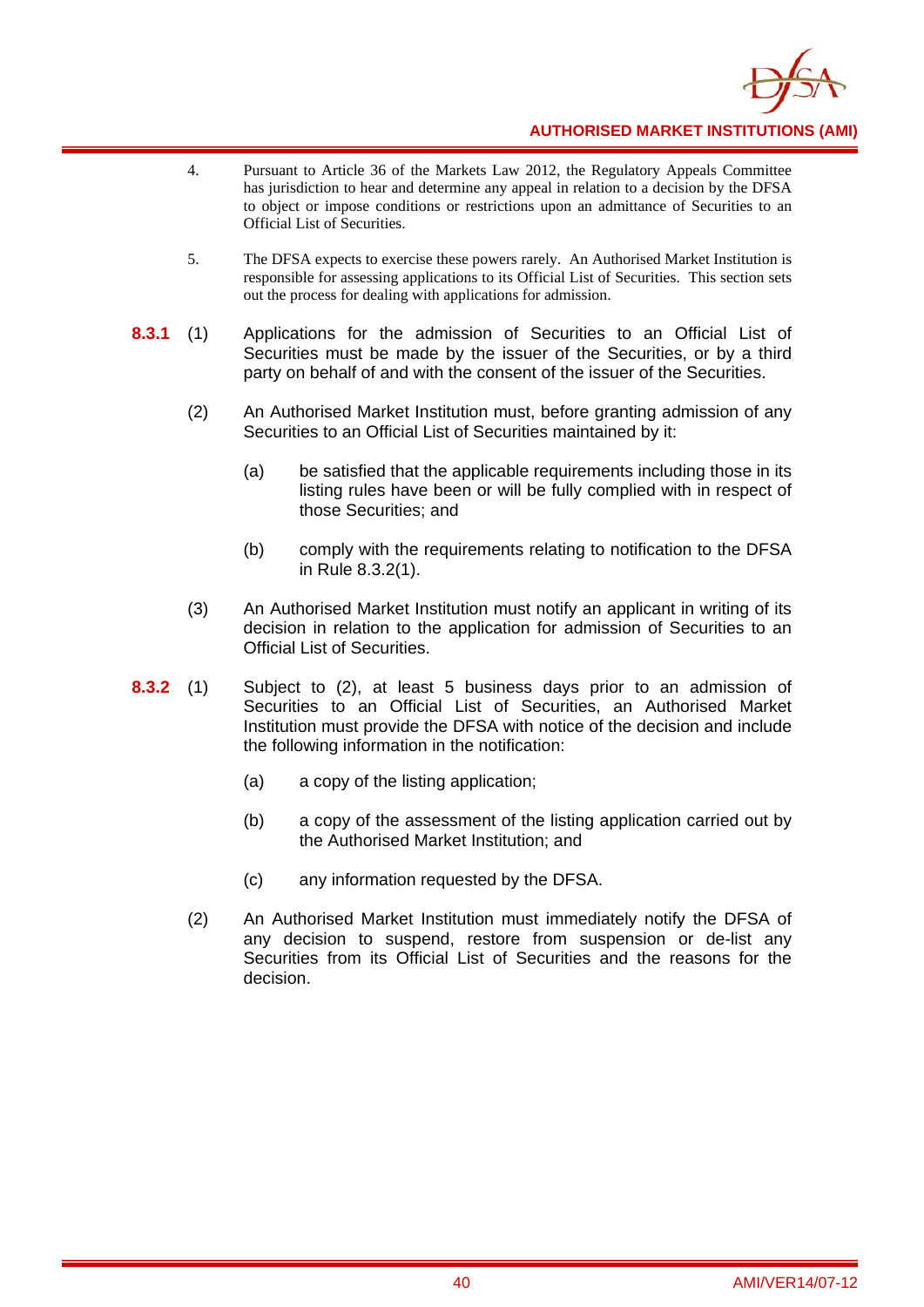4. Pursuant to Article 36 of the Markets Law 2012, the Regulatory Appeals Committee has jurisdiction to hear and determine any appeal in relation to a decision by the DFSA to object or impose conditions or restrictions upon an admittance of Securities to an Official List of Securities.

5. The DFSA expects to exercise these powers rarely. An Authorised Market Institution is responsible for assessing applications to its Official List of Securities. This section sets out the process for dealing with applications for admission.

**8.3.1** (1) Applications for the admission of Securities to an Official List of Securities must be made by the issuer of the Securities, or by a third party on behalf of and with the consent of the issuer of the Securities.

(2) An Authorised Market Institution must, before granting admission of any Securities to an Official List of Securities maintained by it:

(a) be satisfied that the applicable requirements including those in its listing rules have been or will be fully complied with in respect of those Securities; and

(b) comply with the requirements relating to notification to the DFSA in Rule 8.3.2(1).

(3) An Authorised Market Institution must notify an applicant in writing of its decision in relation to the application for admission of Securities to an Official List of Securities.

**8.3.2** (1) Subject to (2), at least 5 business days prior to an admission of Securities to an Official List of Securities, an Authorised Market Institution must provide the DFSA with notice of the decision and include the following information in the notification:

(a) a copy of the listing application;

(b) a copy of the assessment of the listing application carried out by the Authorised Market Institution; and

(c) any information requested by the DFSA.

(2) An Authorised Market Institution must immediately notify the DFSA of any decision to suspend, restore from suspension or de-list any Securities from its Official List of Securities and the reasons for the decision.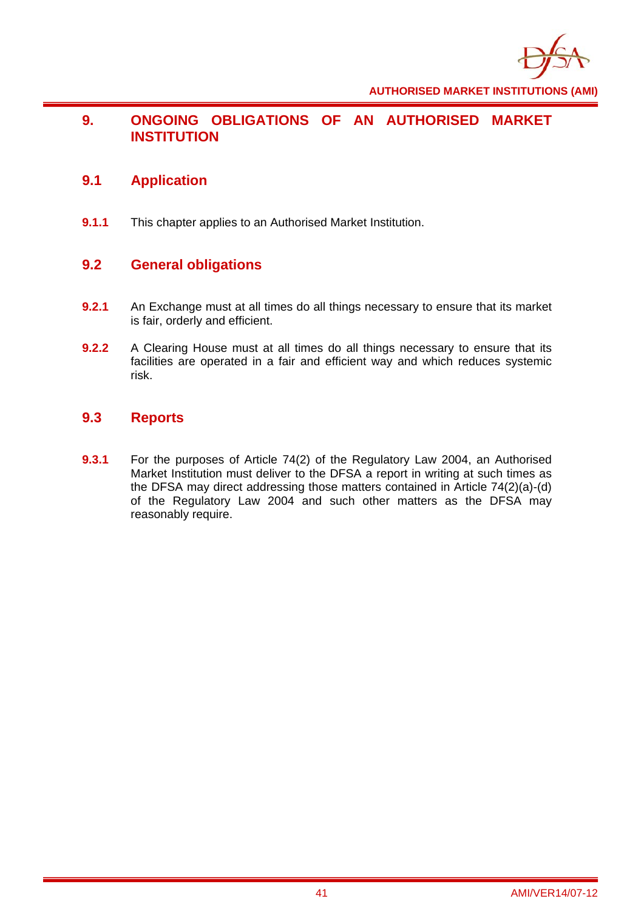# 9. ONGOING OBLIGATIONS OF AN AUTHORISED MARKET INSTITUTION

## 9.1 Application

**9.1.1** This chapter applies to an Authorised Market Institution.

## 9.2 General obligations

**9.2.1** An Exchange must at all times do all things necessary to ensure that its market is fair, orderly and efficient.

**9.2.2** A Clearing House must at all times do all things necessary to ensure that its facilities are operated in a fair and efficient way and which reduces systemic risk.

## 9.3 Reports

**9.3.1** For the purposes of Article 74(2) of the Regulatory Law 2004, an Authorised Market Institution must deliver to the DFSA a report in writing at such times as the DFSA may direct addressing those matters contained in Article 74(2)(a)-(d) of the Regulatory Law 2004 and such other matters as the DFSA may reasonably require.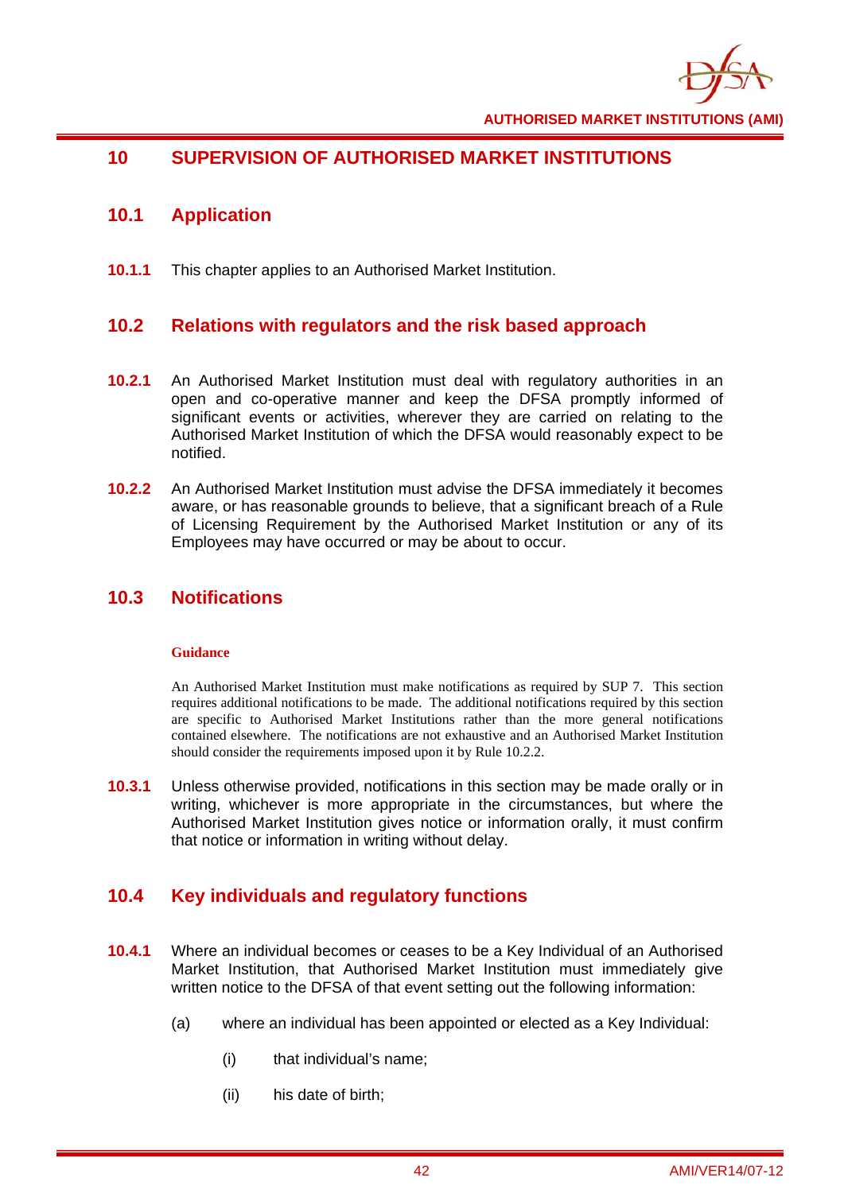## 10 SUPERVISION OF AUTHORISED MARKET INSTITUTIONS

### 10.1 Application

**10.1.1** This chapter applies to an Authorised Market Institution.

### 10.2 Relations with regulators and the risk based approach

**10.2.1** An Authorised Market Institution must deal with regulatory authorities in an open and co-operative manner and keep the DFSA promptly informed of significant events or activities, wherever they are carried on relating to the Authorised Market Institution of which the DFSA would reasonably expect to be notified.

**10.2.2** An Authorised Market Institution must advise the DFSA immediately it becomes aware, or has reasonable grounds to believe, that a significant breach of a Rule of Licensing Requirement by the Authorised Market Institution or any of its Employees may have occurred or may be about to occur.

### 10.3 Notifications

**Guidance**

An Authorised Market Institution must make notifications as required by SUP 7. This section requires additional notifications to be made. The additional notifications required by this section are specific to Authorised Market Institutions rather than the more general notifications contained elsewhere. The notifications are not exhaustive and an Authorised Market Institution should consider the requirements imposed upon it by Rule 10.2.2.

**10.3.1** Unless otherwise provided, notifications in this section may be made orally or in writing, whichever is more appropriate in the circumstances, but where the Authorised Market Institution gives notice or information orally, it must confirm that notice or information in writing without delay.

### 10.4 Key individuals and regulatory functions

**10.4.1** Where an individual becomes or ceases to be a Key Individual of an Authorised Market Institution, that Authorised Market Institution must immediately give written notice to the DFSA of that event setting out the following information:

(a) where an individual has been appointed or elected as a Key Individual:

(i) that individual's name;

(ii) his date of birth;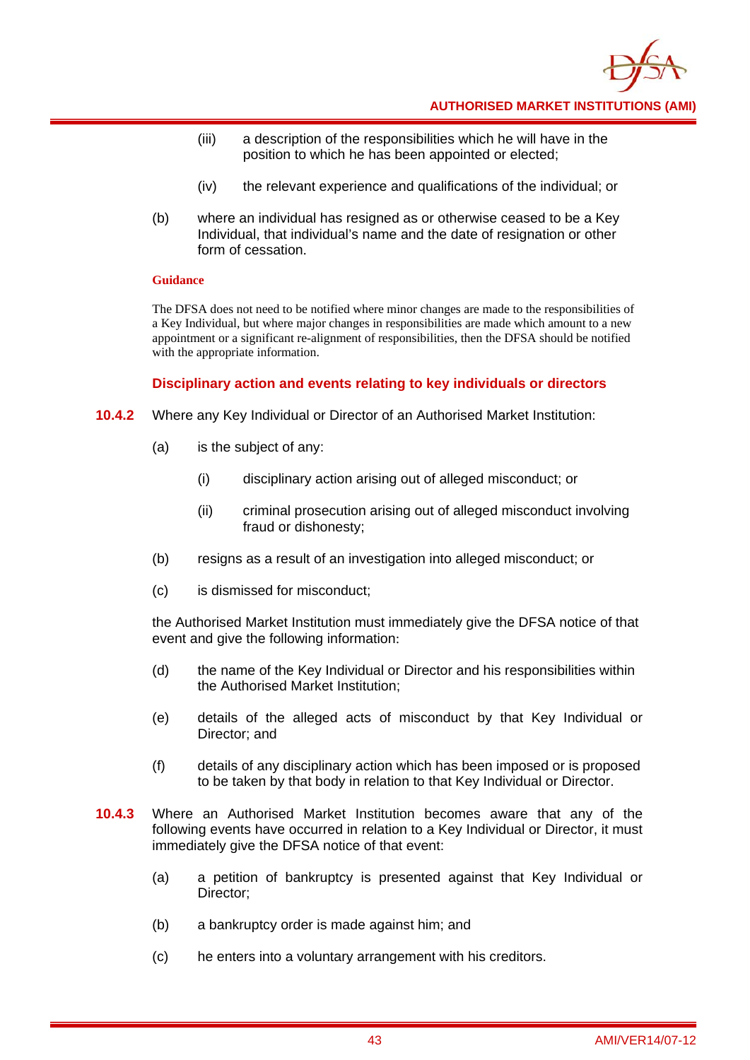(iii) a description of the responsibilities which he will have in the position to which he has been appointed or elected;

(iv) the relevant experience and qualifications of the individual; or

(b) where an individual has resigned as or otherwise ceased to be a Key Individual, that individual's name and the date of resignation or other form of cessation.

**Guidance**

The DFSA does not need to be notified where minor changes are made to the responsibilities of a Key Individual, but where major changes in responsibilities are made which amount to a new appointment or a significant re-alignment of responsibilities, then the DFSA should be notified with the appropriate information.

### Disciplinary action and events relating to key individuals or directors

**10.4.2** Where any Key Individual or Director of an Authorised Market Institution:

(a) is the subject of any:

(i) disciplinary action arising out of alleged misconduct; or

(ii) criminal prosecution arising out of alleged misconduct involving fraud or dishonesty;

(b) resigns as a result of an investigation into alleged misconduct; or

(c) is dismissed for misconduct;

the Authorised Market Institution must immediately give the DFSA notice of that event and give the following information:

(d) the name of the Key Individual or Director and his responsibilities within the Authorised Market Institution;

(e) details of the alleged acts of misconduct by that Key Individual or Director; and

(f) details of any disciplinary action which has been imposed or is proposed to be taken by that body in relation to that Key Individual or Director.

**10.4.3** Where an Authorised Market Institution becomes aware that any of the following events have occurred in relation to a Key Individual or Director, it must immediately give the DFSA notice of that event:

(a) a petition of bankruptcy is presented against that Key Individual or Director;

(b) a bankruptcy order is made against him; and

(c) he enters into a voluntary arrangement with his creditors.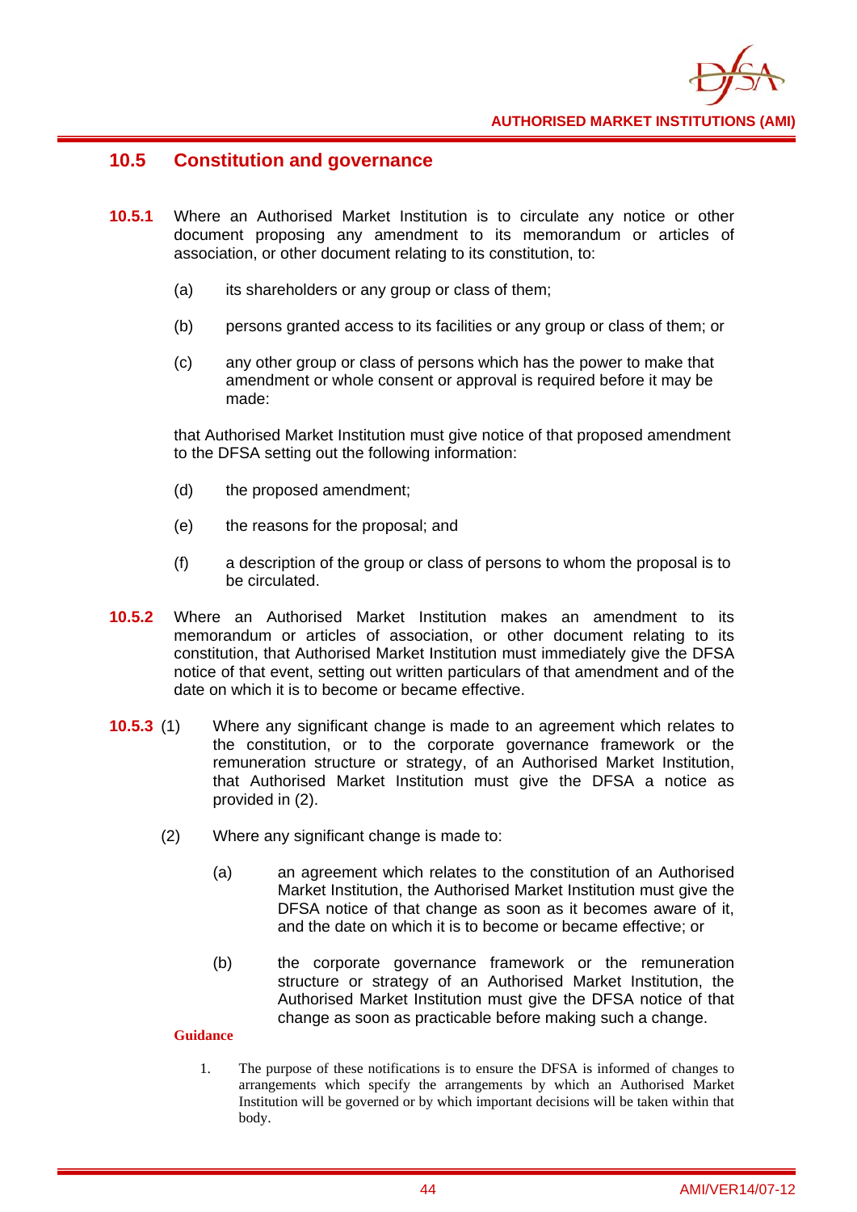## 10.5 Constitution and governance

**10.5.1** Where an Authorised Market Institution is to circulate any notice or other document proposing any amendment to its memorandum or articles of association, or other document relating to its constitution, to:

(a) its shareholders or any group or class of them;

(b) persons granted access to its facilities or any group or class of them; or

(c) any other group or class of persons which has the power to make that amendment or whole consent or approval is required before it may be made:

that Authorised Market Institution must give notice of that proposed amendment to the DFSA setting out the following information:

(d) the proposed amendment;

(e) the reasons for the proposal; and

(f) a description of the group or class of persons to whom the proposal is to be circulated.

**10.5.2** Where an Authorised Market Institution makes an amendment to its memorandum or articles of association, or other document relating to its constitution, that Authorised Market Institution must immediately give the DFSA notice of that event, setting out written particulars of that amendment and of the date on which it is to become or became effective.

**10.5.3** (1) Where any significant change is made to an agreement which relates to the constitution, or to the corporate governance framework or the remuneration structure or strategy, of an Authorised Market Institution, that Authorised Market Institution must give the DFSA a notice as provided in (2).

(2) Where any significant change is made to:

(a) an agreement which relates to the constitution of an Authorised Market Institution, the Authorised Market Institution must give the DFSA notice of that change as soon as it becomes aware of it, and the date on which it is to become or became effective; or

(b) the corporate governance framework or the remuneration structure or strategy of an Authorised Market Institution, the Authorised Market Institution must give the DFSA notice of that change as soon as practicable before making such a change.

**Guidance**

1. The purpose of these notifications is to ensure the DFSA is informed of changes to arrangements which specify the arrangements by which an Authorised Market Institution will be governed or by which important decisions will be taken within that body.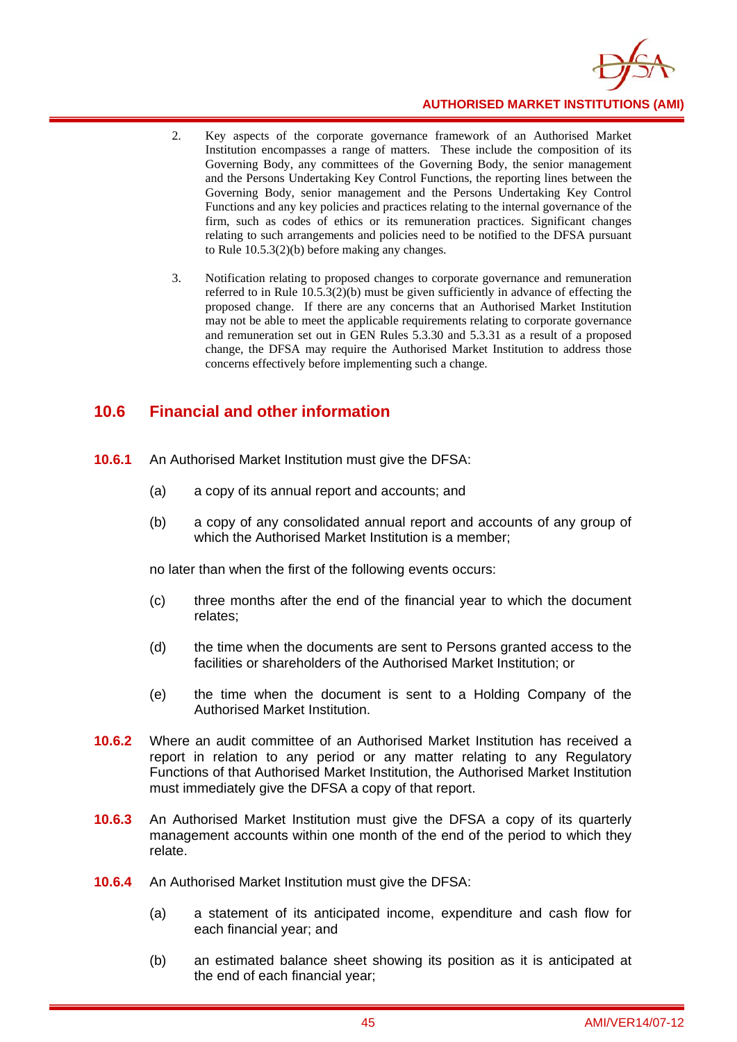2. Key aspects of the corporate governance framework of an Authorised Market Institution encompasses a range of matters. These include the composition of its Governing Body, any committees of the Governing Body, the senior management and the Persons Undertaking Key Control Functions, the reporting lines between the Governing Body, senior management and the Persons Undertaking Key Control Functions and any key policies and practices relating to the internal governance of the firm, such as codes of ethics or its remuneration practices. Significant changes relating to such arrangements and policies need to be notified to the DFSA pursuant to Rule 10.5.3(2)(b) before making any changes.

3. Notification relating to proposed changes to corporate governance and remuneration referred to in Rule 10.5.3(2)(b) must be given sufficiently in advance of effecting the proposed change. If there are any concerns that an Authorised Market Institution may not be able to meet the applicable requirements relating to corporate governance and remuneration set out in GEN Rules 5.3.30 and 5.3.31 as a result of a proposed change, the DFSA may require the Authorised Market Institution to address those concerns effectively before implementing such a change.

## 10.6 Financial and other information

**10.6.1** An Authorised Market Institution must give the DFSA:

(a) a copy of its annual report and accounts; and

(b) a copy of any consolidated annual report and accounts of any group of which the Authorised Market Institution is a member;

no later than when the first of the following events occurs:

(c) three months after the end of the financial year to which the document relates;

(d) the time when the documents are sent to Persons granted access to the facilities or shareholders of the Authorised Market Institution; or

(e) the time when the document is sent to a Holding Company of the Authorised Market Institution.

**10.6.2** Where an audit committee of an Authorised Market Institution has received a report in relation to any period or any matter relating to any Regulatory Functions of that Authorised Market Institution, the Authorised Market Institution must immediately give the DFSA a copy of that report.

**10.6.3** An Authorised Market Institution must give the DFSA a copy of its quarterly management accounts within one month of the end of the period to which they relate.

**10.6.4** An Authorised Market Institution must give the DFSA:

(a) a statement of its anticipated income, expenditure and cash flow for each financial year; and

(b) an estimated balance sheet showing its position as it is anticipated at the end of each financial year;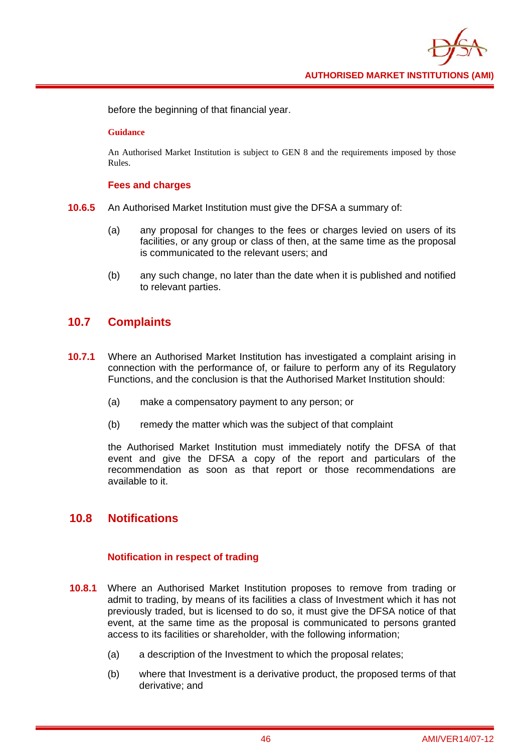before the beginning of that financial year.

**Guidance**

An Authorised Market Institution is subject to GEN 8 and the requirements imposed by those Rules.

**Fees and charges**

**10.6.5** An Authorised Market Institution must give the DFSA a summary of:

(a) any proposal for changes to the fees or charges levied on users of its facilities, or any group or class of then, at the same time as the proposal is communicated to the relevant users; and

(b) any such change, no later than the date when it is published and notified to relevant parties.

## 10.7 Complaints

**10.7.1** Where an Authorised Market Institution has investigated a complaint arising in connection with the performance of, or failure to perform any of its Regulatory Functions, and the conclusion is that the Authorised Market Institution should:

(a) make a compensatory payment to any person; or

(b) remedy the matter which was the subject of that complaint

the Authorised Market Institution must immediately notify the DFSA of that event and give the DFSA a copy of the report and particulars of the recommendation as soon as that report or those recommendations are available to it.

## 10.8 Notifications

**Notification in respect of trading**

**10.8.1** Where an Authorised Market Institution proposes to remove from trading or admit to trading, by means of its facilities a class of Investment which it has not previously traded, but is licensed to do so, it must give the DFSA notice of that event, at the same time as the proposal is communicated to persons granted access to its facilities or shareholder, with the following information;

(a) a description of the Investment to which the proposal relates;

(b) where that Investment is a derivative product, the proposed terms of that derivative; and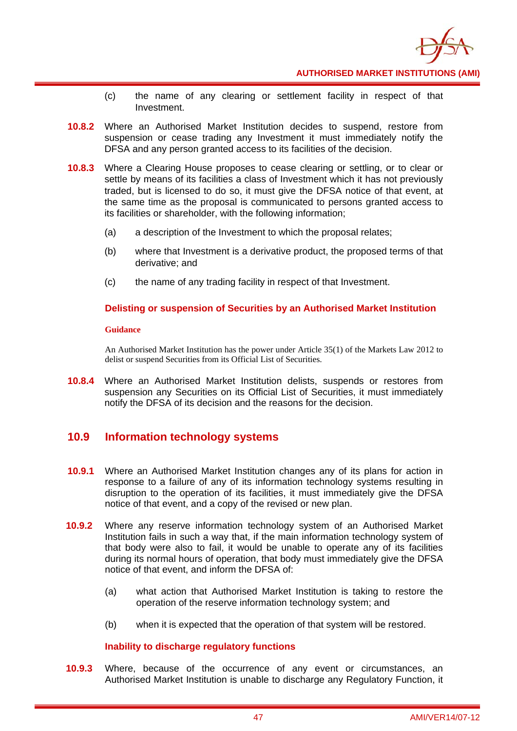(c) the name of any clearing or settlement facility in respect of that Investment.

**10.8.2** Where an Authorised Market Institution decides to suspend, restore from suspension or cease trading any Investment it must immediately notify the DFSA and any person granted access to its facilities of the decision.

**10.8.3** Where a Clearing House proposes to cease clearing or settling, or to clear or settle by means of its facilities a class of Investment which it has not previously traded, but is licensed to do so, it must give the DFSA notice of that event, at the same time as the proposal is communicated to persons granted access to its facilities or shareholder, with the following information;

(a) a description of the Investment to which the proposal relates;

(b) where that Investment is a derivative product, the proposed terms of that derivative; and

(c) the name of any trading facility in respect of that Investment.

### Delisting or suspension of Securities by an Authorised Market Institution

**Guidance**

An Authorised Market Institution has the power under Article 35(1) of the Markets Law 2012 to delist or suspend Securities from its Official List of Securities.

**10.8.4** Where an Authorised Market Institution delists, suspends or restores from suspension any Securities on its Official List of Securities, it must immediately notify the DFSA of its decision and the reasons for the decision.

## 10.9 Information technology systems

**10.9.1** Where an Authorised Market Institution changes any of its plans for action in response to a failure of any of its information technology systems resulting in disruption to the operation of its facilities, it must immediately give the DFSA notice of that event, and a copy of the revised or new plan.

**10.9.2** Where any reserve information technology system of an Authorised Market Institution fails in such a way that, if the main information technology system of that body were also to fail, it would be unable to operate any of its facilities during its normal hours of operation, that body must immediately give the DFSA notice of that event, and inform the DFSA of:

(a) what action that Authorised Market Institution is taking to restore the operation of the reserve information technology system; and

(b) when it is expected that the operation of that system will be restored.

### Inability to discharge regulatory functions

**10.9.3** Where, because of the occurrence of any event or circumstances, an Authorised Market Institution is unable to discharge any Regulatory Function, it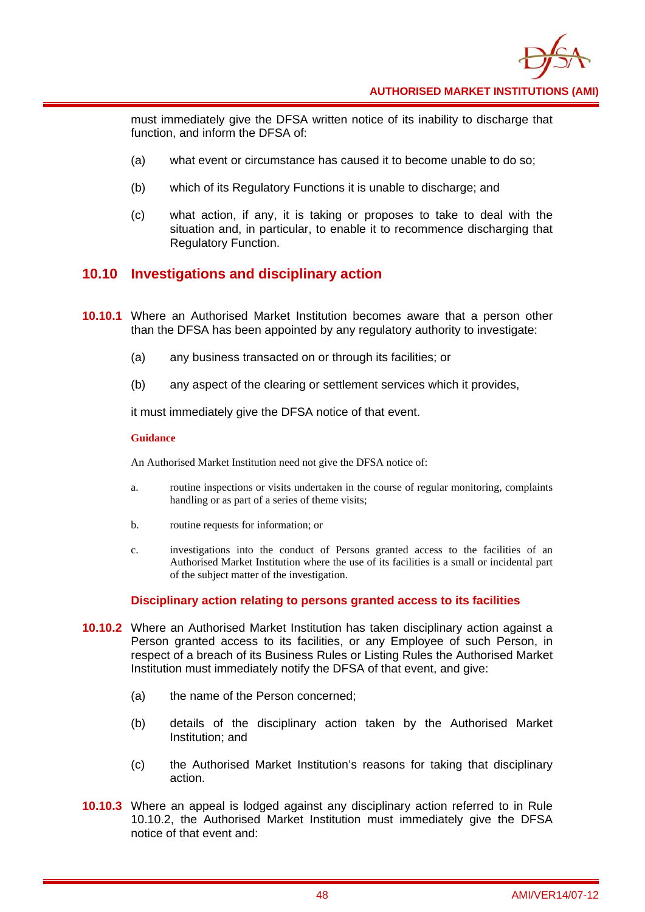must immediately give the DFSA written notice of its inability to discharge that function, and inform the DFSA of:

(a) what event or circumstance has caused it to become unable to do so;

(b) which of its Regulatory Functions it is unable to discharge; and

(c) what action, if any, it is taking or proposes to take to deal with the situation and, in particular, to enable it to recommence discharging that Regulatory Function.

## 10.10 Investigations and disciplinary action

**10.10.1** Where an Authorised Market Institution becomes aware that a person other than the DFSA has been appointed by any regulatory authority to investigate:

(a) any business transacted on or through its facilities; or

(b) any aspect of the clearing or settlement services which it provides,

it must immediately give the DFSA notice of that event.

**Guidance**

An Authorised Market Institution need not give the DFSA notice of:

a. routine inspections or visits undertaken in the course of regular monitoring, complaints handling or as part of a series of theme visits;

b. routine requests for information; or

c. investigations into the conduct of Persons granted access to the facilities of an Authorised Market Institution where the use of its facilities is a small or incidental part of the subject matter of the investigation.

### Disciplinary action relating to persons granted access to its facilities

**10.10.2** Where an Authorised Market Institution has taken disciplinary action against a Person granted access to its facilities, or any Employee of such Person, in respect of a breach of its Business Rules or Listing Rules the Authorised Market Institution must immediately notify the DFSA of that event, and give:

(a) the name of the Person concerned;

(b) details of the disciplinary action taken by the Authorised Market Institution; and

(c) the Authorised Market Institution's reasons for taking that disciplinary action.

**10.10.3** Where an appeal is lodged against any disciplinary action referred to in Rule 10.10.2, the Authorised Market Institution must immediately give the DFSA notice of that event and: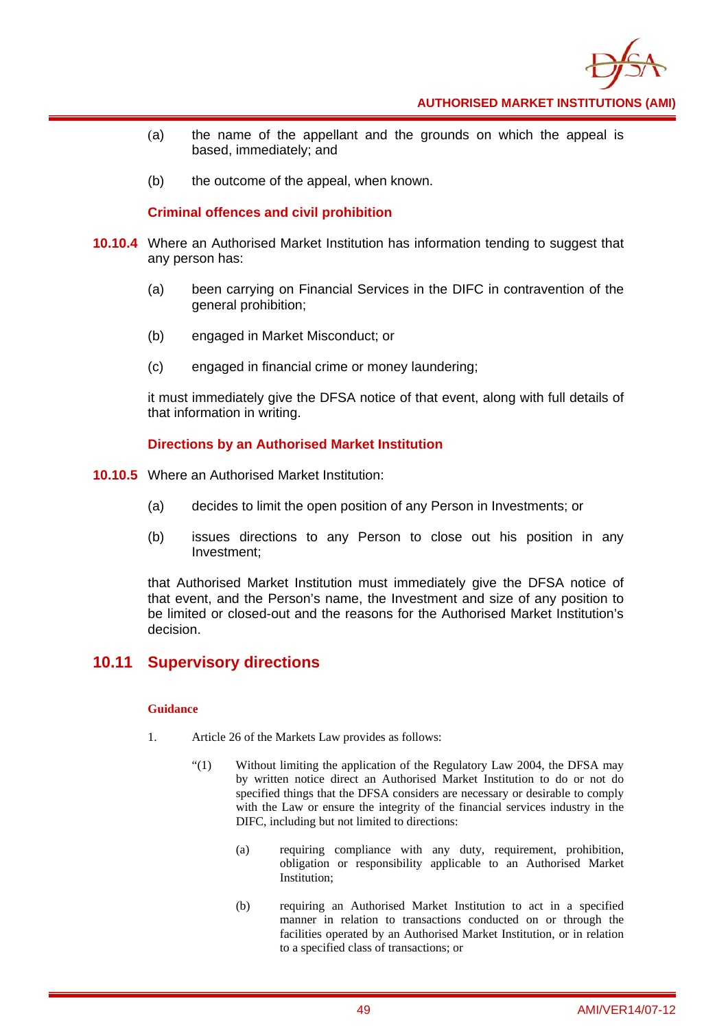(a) the name of the appellant and the grounds on which the appeal is based, immediately; and

(b) the outcome of the appeal, when known.

### Criminal offences and civil prohibition

**10.10.4** Where an Authorised Market Institution has information tending to suggest that any person has:

(a) been carrying on Financial Services in the DIFC in contravention of the general prohibition;

(b) engaged in Market Misconduct; or

(c) engaged in financial crime or money laundering;

it must immediately give the DFSA notice of that event, along with full details of that information in writing.

### Directions by an Authorised Market Institution

**10.10.5** Where an Authorised Market Institution:

(a) decides to limit the open position of any Person in Investments; or

(b) issues directions to any Person to close out his position in any Investment;

that Authorised Market Institution must immediately give the DFSA notice of that event, and the Person's name, the Investment and size of any position to be limited or closed-out and the reasons for the Authorised Market Institution's decision.

## 10.11 Supervisory directions

**Guidance**

1. Article 26 of the Markets Law provides as follows:

"(1) Without limiting the application of the Regulatory Law 2004, the DFSA may by written notice direct an Authorised Market Institution to do or not do specified things that the DFSA considers are necessary or desirable to comply with the Law or ensure the integrity of the financial services industry in the DIFC, including but not limited to directions:

(a) requiring compliance with any duty, requirement, prohibition, obligation or responsibility applicable to an Authorised Market Institution;

(b) requiring an Authorised Market Institution to act in a specified manner in relation to transactions conducted on or through the facilities operated by an Authorised Market Institution, or in relation to a specified class of transactions; or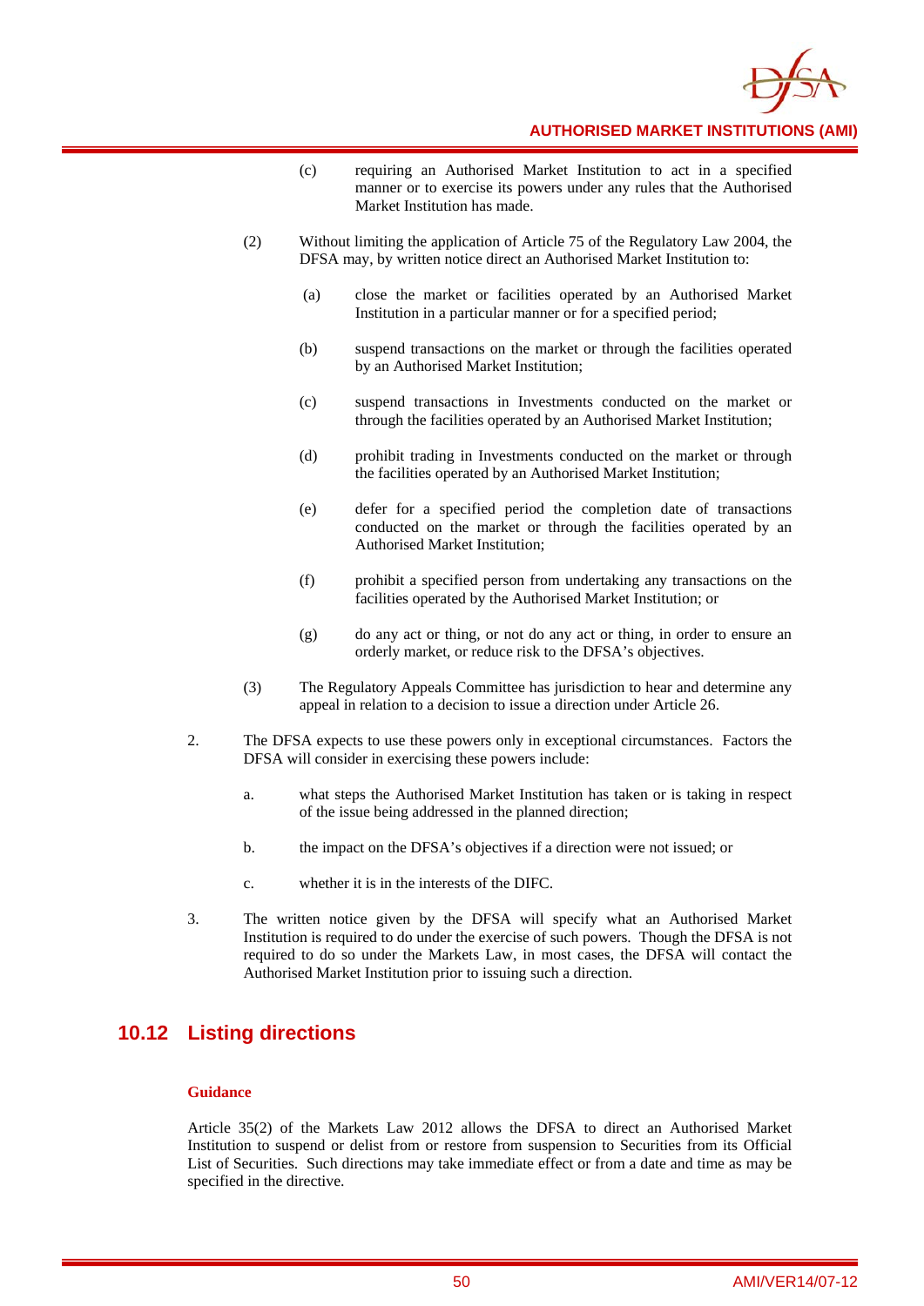(c) requiring an Authorised Market Institution to act in a specified manner or to exercise its powers under any rules that the Authorised Market Institution has made.

(2) Without limiting the application of Article 75 of the Regulatory Law 2004, the DFSA may, by written notice direct an Authorised Market Institution to:

(a) close the market or facilities operated by an Authorised Market Institution in a particular manner or for a specified period;

(b) suspend transactions on the market or through the facilities operated by an Authorised Market Institution;

(c) suspend transactions in Investments conducted on the market or through the facilities operated by an Authorised Market Institution;

(d) prohibit trading in Investments conducted on the market or through the facilities operated by an Authorised Market Institution;

(e) defer for a specified period the completion date of transactions conducted on the market or through the facilities operated by an Authorised Market Institution;

(f) prohibit a specified person from undertaking any transactions on the facilities operated by the Authorised Market Institution; or

(g) do any act or thing, or not do any act or thing, in order to ensure an orderly market, or reduce risk to the DFSA's objectives.

(3) The Regulatory Appeals Committee has jurisdiction to hear and determine any appeal in relation to a decision to issue a direction under Article 26.

2. The DFSA expects to use these powers only in exceptional circumstances. Factors the DFSA will consider in exercising these powers include:

a. what steps the Authorised Market Institution has taken or is taking in respect of the issue being addressed in the planned direction;

b. the impact on the DFSA's objectives if a direction were not issued; or

c. whether it is in the interests of the DIFC.

3. The written notice given by the DFSA will specify what an Authorised Market Institution is required to do under the exercise of such powers. Though the DFSA is not required to do so under the Markets Law, in most cases, the DFSA will contact the Authorised Market Institution prior to issuing such a direction.

## 10.12 Listing directions

**Guidance**

Article 35(2) of the Markets Law 2012 allows the DFSA to direct an Authorised Market Institution to suspend or delist from or restore from suspension to Securities from its Official List of Securities. Such directions may take immediate effect or from a date and time as may be specified in the directive.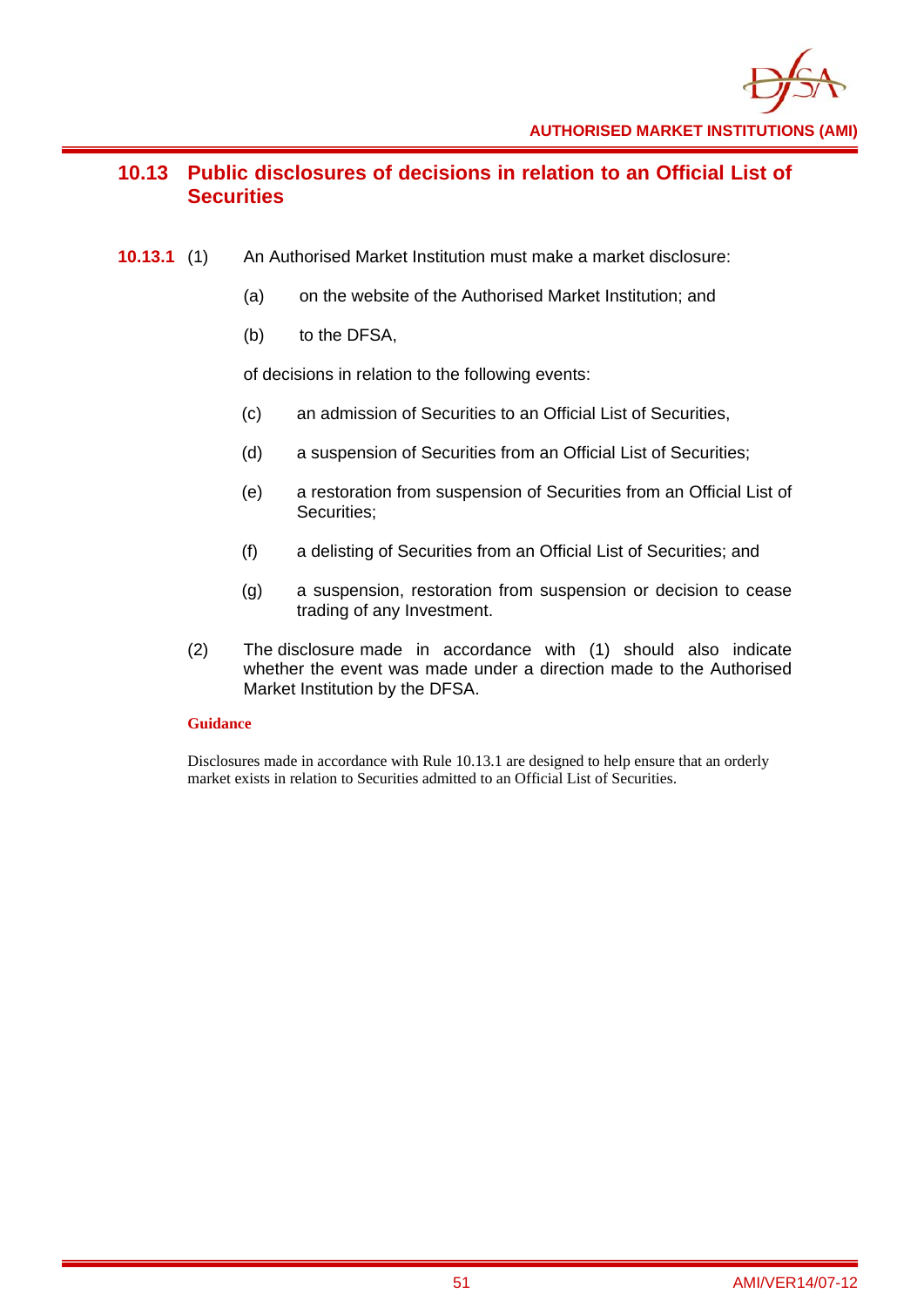## 10.13 Public disclosures of decisions in relation to an Official List of Securities

**10.13.1** (1) An Authorised Market Institution must make a market disclosure:

(a) on the website of the Authorised Market Institution; and

(b) to the DFSA,

of decisions in relation to the following events:

(c) an admission of Securities to an Official List of Securities,

(d) a suspension of Securities from an Official List of Securities;

(e) a restoration from suspension of Securities from an Official List of Securities;

(f) a delisting of Securities from an Official List of Securities; and

(g) a suspension, restoration from suspension or decision to cease trading of any Investment.

(2) The disclosure made in accordance with (1) should also indicate whether the event was made under a direction made to the Authorised Market Institution by the DFSA.

**Guidance**

Disclosures made in accordance with Rule 10.13.1 are designed to help ensure that an orderly market exists in relation to Securities admitted to an Official List of Securities.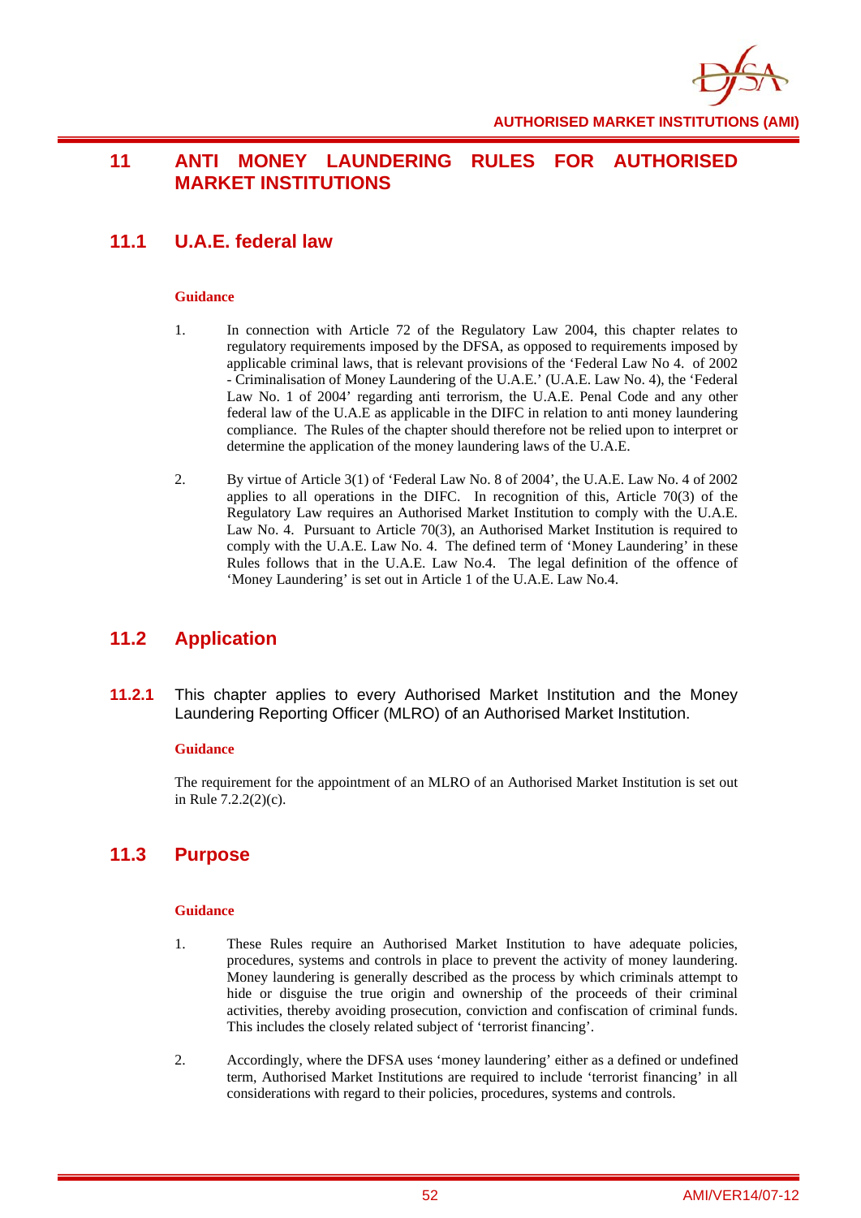# 11 ANTI MONEY LAUNDERING RULES FOR AUTHORISED MARKET INSTITUTIONS

## 11.1 U.A.E. federal law

**Guidance**

1. In connection with Article 72 of the Regulatory Law 2004, this chapter relates to regulatory requirements imposed by the DFSA, as opposed to requirements imposed by applicable criminal laws, that is relevant provisions of the 'Federal Law No 4. of 2002 - Criminalisation of Money Laundering of the U.A.E.' (U.A.E. Law No. 4), the 'Federal Law No. 1 of 2004' regarding anti terrorism, the U.A.E. Penal Code and any other federal law of the U.A.E as applicable in the DIFC in relation to anti money laundering compliance. The Rules of the chapter should therefore not be relied upon to interpret or determine the application of the money laundering laws of the U.A.E.

2. By virtue of Article 3(1) of 'Federal Law No. 8 of 2004', the U.A.E. Law No. 4 of 2002 applies to all operations in the DIFC. In recognition of this, Article 70(3) of the Regulatory Law requires an Authorised Market Institution to comply with the U.A.E. Law No. 4. Pursuant to Article 70(3), an Authorised Market Institution is required to comply with the U.A.E. Law No. 4. The defined term of 'Money Laundering' in these Rules follows that in the U.A.E. Law No.4. The legal definition of the offence of 'Money Laundering' is set out in Article 1 of the U.A.E. Law No.4.

## 11.2 Application

**11.2.1** This chapter applies to every Authorised Market Institution and the Money Laundering Reporting Officer (MLRO) of an Authorised Market Institution.

**Guidance**

The requirement for the appointment of an MLRO of an Authorised Market Institution is set out in Rule 7.2.2(2)(c).

## 11.3 Purpose

**Guidance**

1. These Rules require an Authorised Market Institution to have adequate policies, procedures, systems and controls in place to prevent the activity of money laundering. Money laundering is generally described as the process by which criminals attempt to hide or disguise the true origin and ownership of the proceeds of their criminal activities, thereby avoiding prosecution, conviction and confiscation of criminal funds. This includes the closely related subject of 'terrorist financing'.

2. Accordingly, where the DFSA uses 'money laundering' either as a defined or undefined term, Authorised Market Institutions are required to include 'terrorist financing' in all considerations with regard to their policies, procedures, systems and controls.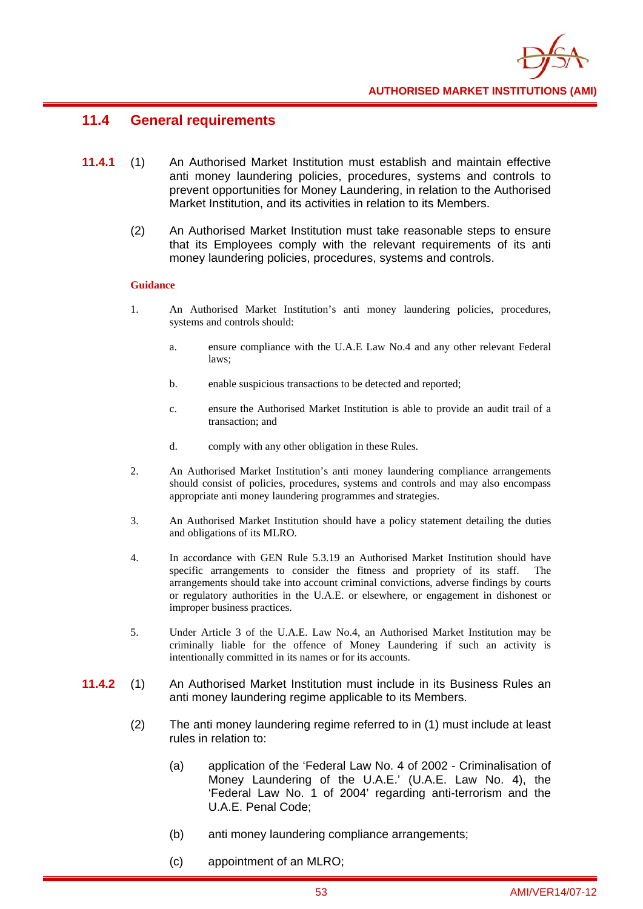## 11.4 General requirements

**11.4.1** (1) An Authorised Market Institution must establish and maintain effective anti money laundering policies, procedures, systems and controls to prevent opportunities for Money Laundering, in relation to the Authorised Market Institution, and its activities in relation to its Members.

(2) An Authorised Market Institution must take reasonable steps to ensure that its Employees comply with the relevant requirements of its anti money laundering policies, procedures, systems and controls.

**Guidance**

1. An Authorised Market Institution's anti money laundering policies, procedures, systems and controls should:

   a. ensure compliance with the U.A.E Law No.4 and any other relevant Federal laws;

   b. enable suspicious transactions to be detected and reported;

   c. ensure the Authorised Market Institution is able to provide an audit trail of a transaction; and

   d. comply with any other obligation in these Rules.

2. An Authorised Market Institution's anti money laundering compliance arrangements should consist of policies, procedures, systems and controls and may also encompass appropriate anti money laundering programmes and strategies.

3. An Authorised Market Institution should have a policy statement detailing the duties and obligations of its MLRO.

4. In accordance with GEN Rule 5.3.19 an Authorised Market Institution should have specific arrangements to consider the fitness and propriety of its staff. The arrangements should take into account criminal convictions, adverse findings by courts or regulatory authorities in the U.A.E. or elsewhere, or engagement in dishonest or improper business practices.

5. Under Article 3 of the U.A.E. Law No.4, an Authorised Market Institution may be criminally liable for the offence of Money Laundering if such an activity is intentionally committed in its names or for its accounts.

**11.4.2** (1) An Authorised Market Institution must include in its Business Rules an anti money laundering regime applicable to its Members.

(2) The anti money laundering regime referred to in (1) must include at least rules in relation to:

   (a) application of the 'Federal Law No. 4 of 2002 - Criminalisation of Money Laundering of the U.A.E.' (U.A.E. Law No. 4), the 'Federal Law No. 1 of 2004' regarding anti-terrorism and the U.A.E. Penal Code;

   (b) anti money laundering compliance arrangements;

   (c) appointment of an MLRO;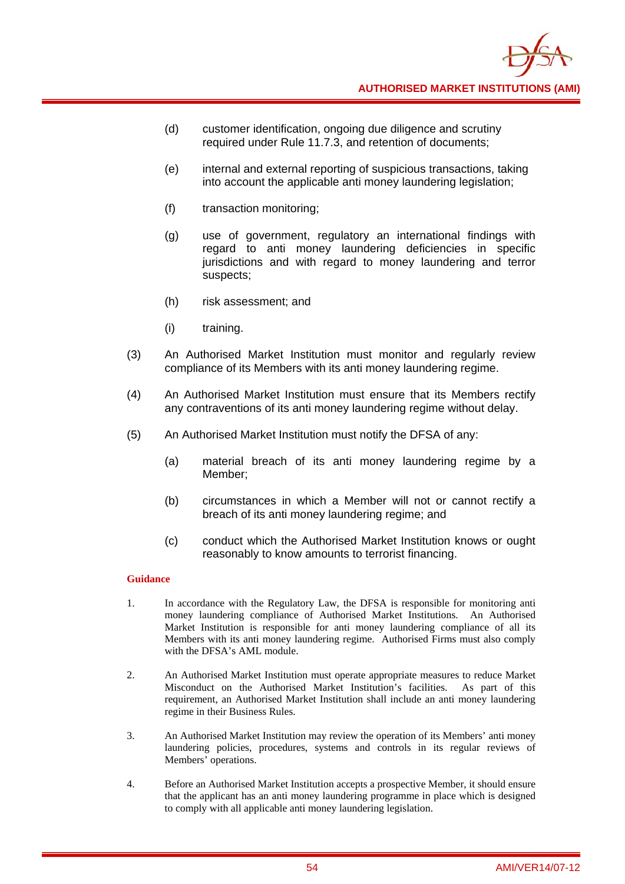(d) customer identification, ongoing due diligence and scrutiny required under Rule 11.7.3, and retention of documents;

(e) internal and external reporting of suspicious transactions, taking into account the applicable anti money laundering legislation;

(f) transaction monitoring;

(g) use of government, regulatory an international findings with regard to anti money laundering deficiencies in specific jurisdictions and with regard to money laundering and terror suspects;

(h) risk assessment; and

(i) training.

(3) An Authorised Market Institution must monitor and regularly review compliance of its Members with its anti money laundering regime.

(4) An Authorised Market Institution must ensure that its Members rectify any contraventions of its anti money laundering regime without delay.

(5) An Authorised Market Institution must notify the DFSA of any:

(a) material breach of its anti money laundering regime by a Member;

(b) circumstances in which a Member will not or cannot rectify a breach of its anti money laundering regime; and

(c) conduct which the Authorised Market Institution knows or ought reasonably to know amounts to terrorist financing.

**Guidance**

1. In accordance with the Regulatory Law, the DFSA is responsible for monitoring anti money laundering compliance of Authorised Market Institutions. An Authorised Market Institution is responsible for anti money laundering compliance of all its Members with its anti money laundering regime. Authorised Firms must also comply with the DFSA's AML module.

2. An Authorised Market Institution must operate appropriate measures to reduce Market Misconduct on the Authorised Market Institution's facilities. As part of this requirement, an Authorised Market Institution shall include an anti money laundering regime in their Business Rules.

3. An Authorised Market Institution may review the operation of its Members' anti money laundering policies, procedures, systems and controls in its regular reviews of Members' operations.

4. Before an Authorised Market Institution accepts a prospective Member, it should ensure that the applicant has an anti money laundering programme in place which is designed to comply with all applicable anti money laundering legislation.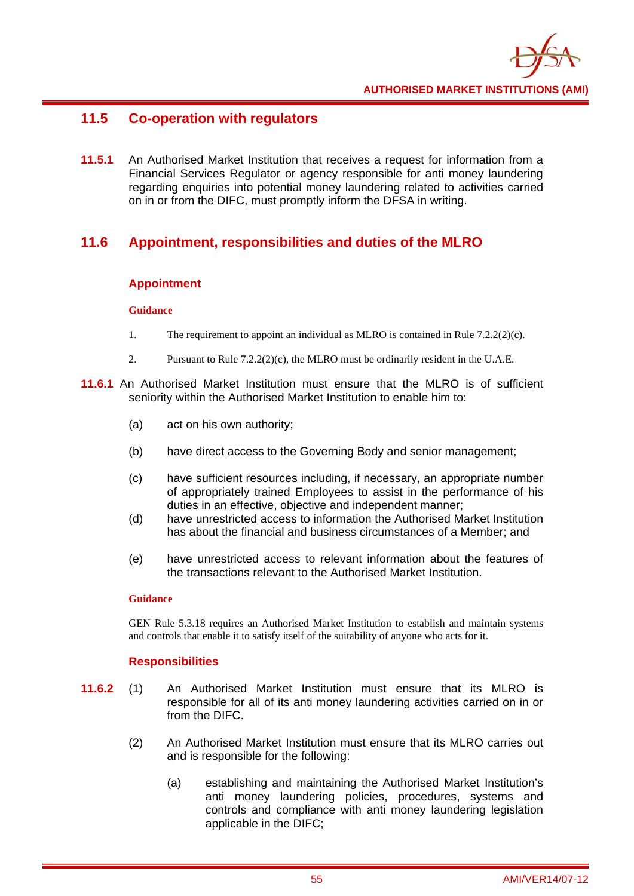## 11.5 Co-operation with regulators

**11.5.1** An Authorised Market Institution that receives a request for information from a Financial Services Regulator or agency responsible for anti money laundering regarding enquiries into potential money laundering related to activities carried on in or from the DIFC, must promptly inform the DFSA in writing.

## 11.6 Appointment, responsibilities and duties of the MLRO

### Appointment

**Guidance**

1. The requirement to appoint an individual as MLRO is contained in Rule 7.2.2(2)(c).

2. Pursuant to Rule 7.2.2(2)(c), the MLRO must be ordinarily resident in the U.A.E.

**11.6.1** An Authorised Market Institution must ensure that the MLRO is of sufficient seniority within the Authorised Market Institution to enable him to:

(a) act on his own authority;

(b) have direct access to the Governing Body and senior management;

(c) have sufficient resources including, if necessary, an appropriate number of appropriately trained Employees to assist in the performance of his duties in an effective, objective and independent manner;

(d) have unrestricted access to information the Authorised Market Institution has about the financial and business circumstances of a Member; and

(e) have unrestricted access to relevant information about the features of the transactions relevant to the Authorised Market Institution.

**Guidance**

GEN Rule 5.3.18 requires an Authorised Market Institution to establish and maintain systems and controls that enable it to satisfy itself of the suitability of anyone who acts for it.

### Responsibilities

**11.6.2** (1) An Authorised Market Institution must ensure that its MLRO is responsible for all of its anti money laundering activities carried on in or from the DIFC.

(2) An Authorised Market Institution must ensure that its MLRO carries out and is responsible for the following:

(a) establishing and maintaining the Authorised Market Institution's anti money laundering policies, procedures, systems and controls and compliance with anti money laundering legislation applicable in the DIFC;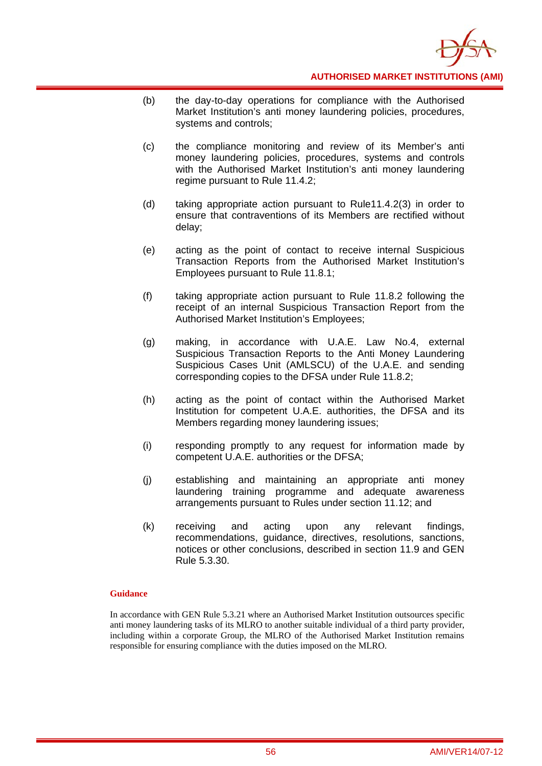(b) the day-to-day operations for compliance with the Authorised Market Institution's anti money laundering policies, procedures, systems and controls;

(c) the compliance monitoring and review of its Member's anti money laundering policies, procedures, systems and controls with the Authorised Market Institution's anti money laundering regime pursuant to Rule 11.4.2;

(d) taking appropriate action pursuant to Rule11.4.2(3) in order to ensure that contraventions of its Members are rectified without delay;

(e) acting as the point of contact to receive internal Suspicious Transaction Reports from the Authorised Market Institution's Employees pursuant to Rule 11.8.1;

(f) taking appropriate action pursuant to Rule 11.8.2 following the receipt of an internal Suspicious Transaction Report from the Authorised Market Institution's Employees;

(g) making, in accordance with U.A.E. Law No.4, external Suspicious Transaction Reports to the Anti Money Laundering Suspicious Cases Unit (AMLSCU) of the U.A.E. and sending corresponding copies to the DFSA under Rule 11.8.2;

(h) acting as the point of contact within the Authorised Market Institution for competent U.A.E. authorities, the DFSA and its Members regarding money laundering issues;

(i) responding promptly to any request for information made by competent U.A.E. authorities or the DFSA;

(j) establishing and maintaining an appropriate anti money laundering training programme and adequate awareness arrangements pursuant to Rules under section 11.12; and

(k) receiving and acting upon any relevant findings, recommendations, guidance, directives, resolutions, sanctions, notices or other conclusions, described in section 11.9 and GEN Rule 5.3.30.

**Guidance**

In accordance with GEN Rule 5.3.21 where an Authorised Market Institution outsources specific anti money laundering tasks of its MLRO to another suitable individual of a third party provider, including within a corporate Group, the MLRO of the Authorised Market Institution remains responsible for ensuring compliance with the duties imposed on the MLRO.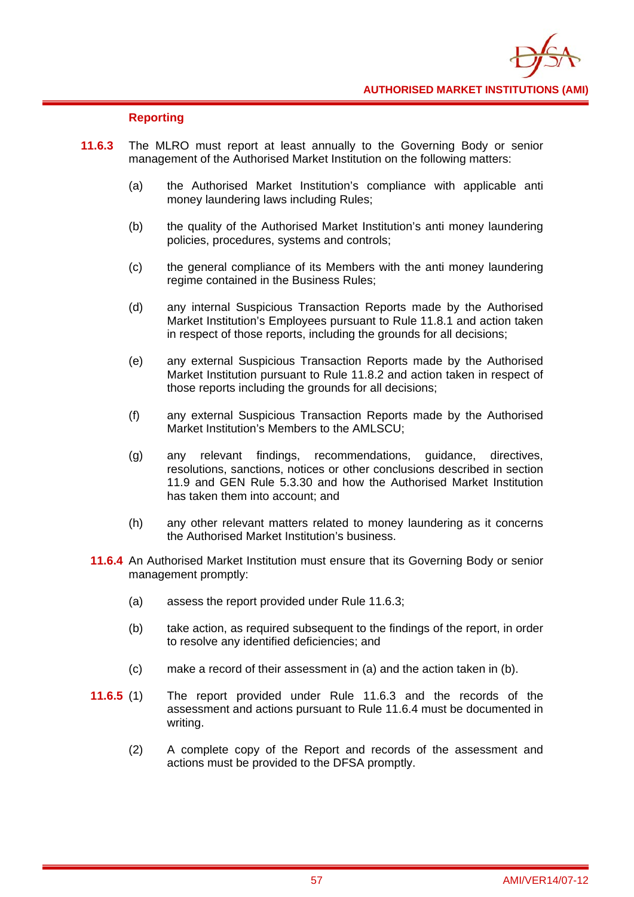#### Reporting

**11.6.3** The MLRO must report at least annually to the Governing Body or senior management of the Authorised Market Institution on the following matters:

(a) the Authorised Market Institution's compliance with applicable anti money laundering laws including Rules;

(b) the quality of the Authorised Market Institution's anti money laundering policies, procedures, systems and controls;

(c) the general compliance of its Members with the anti money laundering regime contained in the Business Rules;

(d) any internal Suspicious Transaction Reports made by the Authorised Market Institution's Employees pursuant to Rule 11.8.1 and action taken in respect of those reports, including the grounds for all decisions;

(e) any external Suspicious Transaction Reports made by the Authorised Market Institution pursuant to Rule 11.8.2 and action taken in respect of those reports including the grounds for all decisions;

(f) any external Suspicious Transaction Reports made by the Authorised Market Institution's Members to the AMLSCU;

(g) any relevant findings, recommendations, guidance, directives, resolutions, sanctions, notices or other conclusions described in section 11.9 and GEN Rule 5.3.30 and how the Authorised Market Institution has taken them into account; and

(h) any other relevant matters related to money laundering as it concerns the Authorised Market Institution's business.

**11.6.4** An Authorised Market Institution must ensure that its Governing Body or senior management promptly:

(a) assess the report provided under Rule 11.6.3;

(b) take action, as required subsequent to the findings of the report, in order to resolve any identified deficiencies; and

(c) make a record of their assessment in (a) and the action taken in (b).

**11.6.5** (1) The report provided under Rule 11.6.3 and the records of the assessment and actions pursuant to Rule 11.6.4 must be documented in writing.

(2) A complete copy of the Report and records of the assessment and actions must be provided to the DFSA promptly.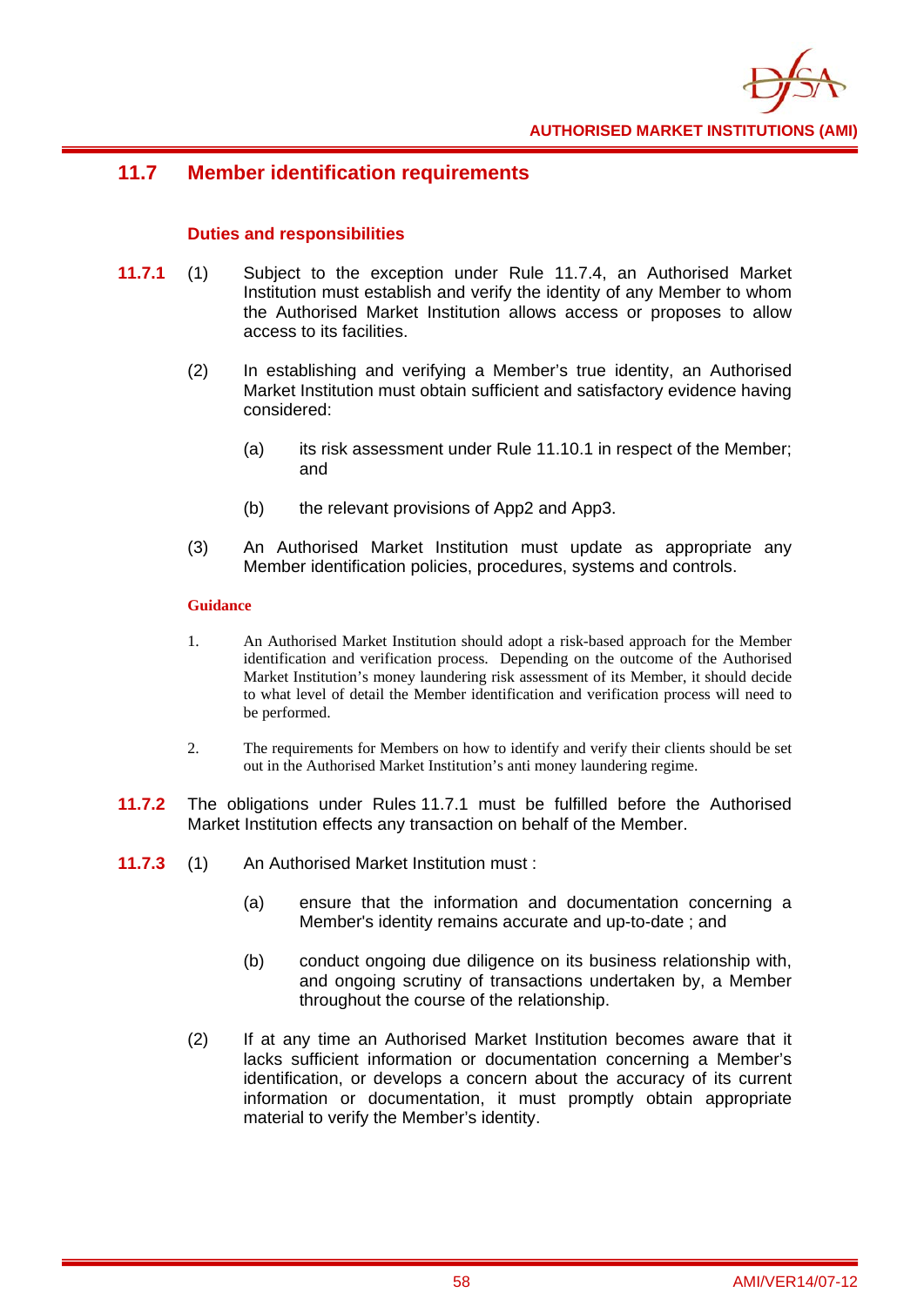## 11.7 Member identification requirements

### Duties and responsibilities

**11.7.1** (1) Subject to the exception under Rule 11.7.4, an Authorised Market Institution must establish and verify the identity of any Member to whom the Authorised Market Institution allows access or proposes to allow access to its facilities.

(2) In establishing and verifying a Member's true identity, an Authorised Market Institution must obtain sufficient and satisfactory evidence having considered:

(a) its risk assessment under Rule 11.10.1 in respect of the Member; and

(b) the relevant provisions of App2 and App3.

(3) An Authorised Market Institution must update as appropriate any Member identification policies, procedures, systems and controls.

**Guidance**

1. An Authorised Market Institution should adopt a risk-based approach for the Member identification and verification process. Depending on the outcome of the Authorised Market Institution's money laundering risk assessment of its Member, it should decide to what level of detail the Member identification and verification process will need to be performed.

2. The requirements for Members on how to identify and verify their clients should be set out in the Authorised Market Institution's anti money laundering regime.

**11.7.2** The obligations under Rules 11.7.1 must be fulfilled before the Authorised Market Institution effects any transaction on behalf of the Member.

**11.7.3** (1) An Authorised Market Institution must :

(a) ensure that the information and documentation concerning a Member's identity remains accurate and up-to-date ; and

(b) conduct ongoing due diligence on its business relationship with, and ongoing scrutiny of transactions undertaken by, a Member throughout the course of the relationship.

(2) If at any time an Authorised Market Institution becomes aware that it lacks sufficient information or documentation concerning a Member's identification, or develops a concern about the accuracy of its current information or documentation, it must promptly obtain appropriate material to verify the Member's identity.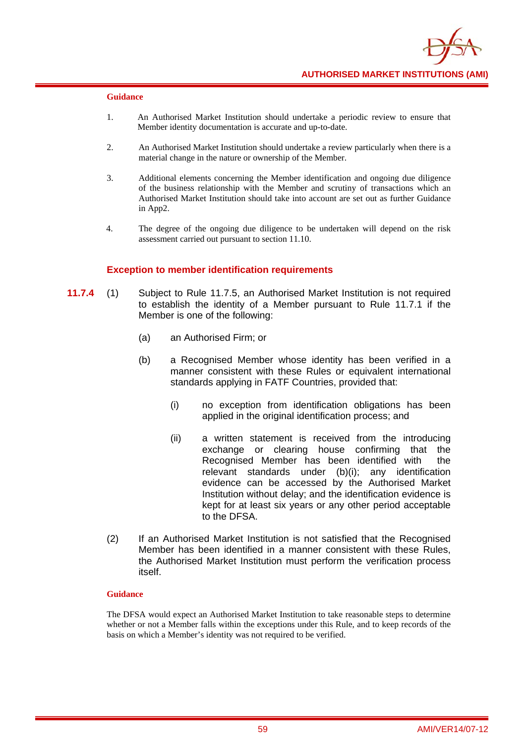**Guidance**

1. An Authorised Market Institution should undertake a periodic review to ensure that Member identity documentation is accurate and up-to-date.

2. An Authorised Market Institution should undertake a review particularly when there is a material change in the nature or ownership of the Member.

3. Additional elements concerning the Member identification and ongoing due diligence of the business relationship with the Member and scrutiny of transactions which an Authorised Market Institution should take into account are set out as further Guidance in App2.

4. The degree of the ongoing due diligence to be undertaken will depend on the risk assessment carried out pursuant to section 11.10.

### Exception to member identification requirements

**11.7.4** (1) Subject to Rule 11.7.5, an Authorised Market Institution is not required to establish the identity of a Member pursuant to Rule 11.7.1 if the Member is one of the following:

(a) an Authorised Firm; or

(b) a Recognised Member whose identity has been verified in a manner consistent with these Rules or equivalent international standards applying in FATF Countries, provided that:

(i) no exception from identification obligations has been applied in the original identification process; and

(ii) a written statement is received from the introducing exchange or clearing house confirming that the Recognised Member has been identified with the relevant standards under (b)(i); any identification evidence can be accessed by the Authorised Market Institution without delay; and the identification evidence is kept for at least six years or any other period acceptable to the DFSA.

(2) If an Authorised Market Institution is not satisfied that the Recognised Member has been identified in a manner consistent with these Rules, the Authorised Market Institution must perform the verification process itself.

**Guidance**

The DFSA would expect an Authorised Market Institution to take reasonable steps to determine whether or not a Member falls within the exceptions under this Rule, and to keep records of the basis on which a Member's identity was not required to be verified.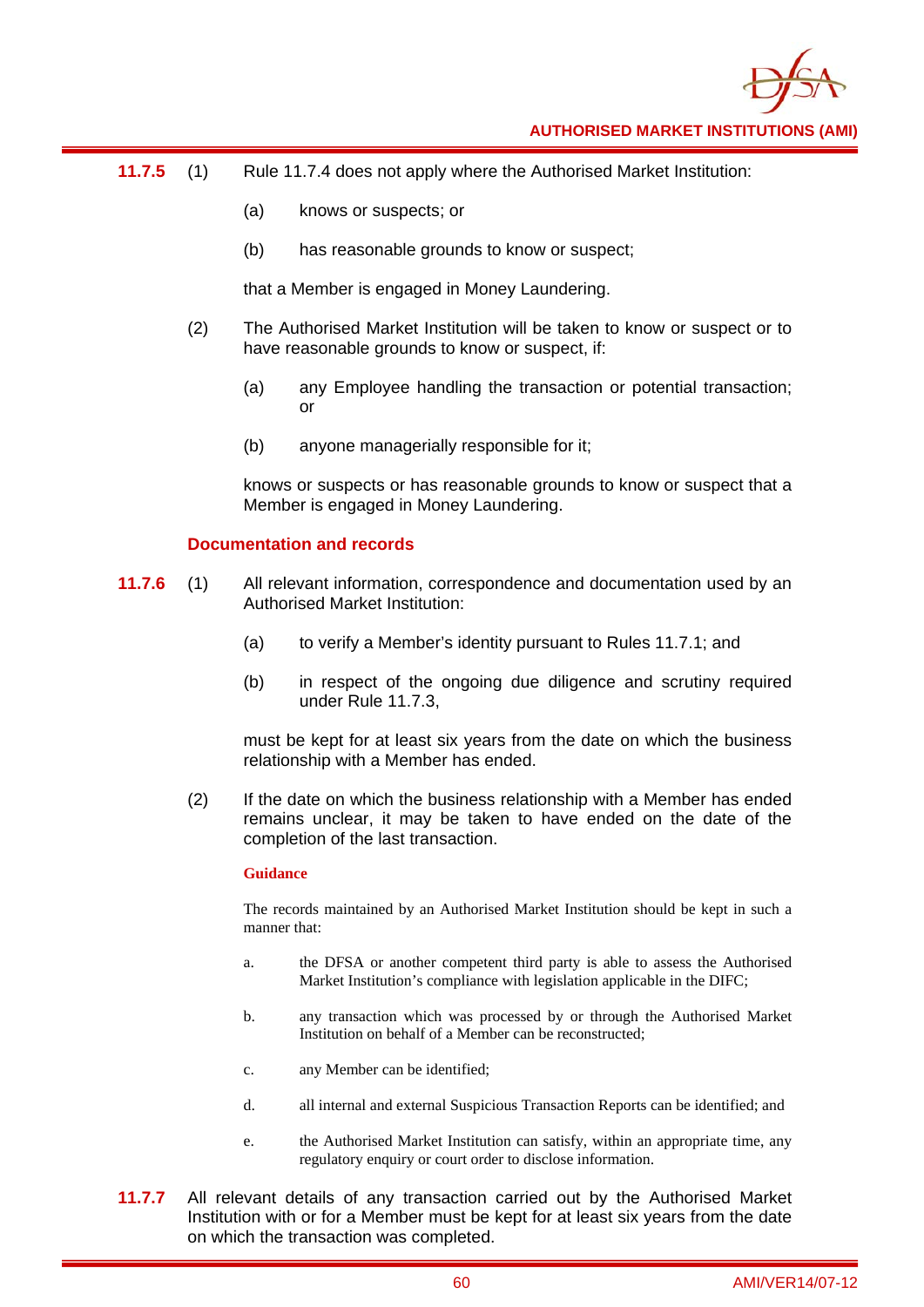**11.7.5** (1) Rule 11.7.4 does not apply where the Authorised Market Institution:

(a) knows or suspects; or

(b) has reasonable grounds to know or suspect;

that a Member is engaged in Money Laundering.

(2) The Authorised Market Institution will be taken to know or suspect or to have reasonable grounds to know or suspect, if:

(a) any Employee handling the transaction or potential transaction; or

(b) anyone managerially responsible for it;

knows or suspects or has reasonable grounds to know or suspect that a Member is engaged in Money Laundering.

### Documentation and records

**11.7.6** (1) All relevant information, correspondence and documentation used by an Authorised Market Institution:

(a) to verify a Member's identity pursuant to Rules 11.7.1; and

(b) in respect of the ongoing due diligence and scrutiny required under Rule 11.7.3,

must be kept for at least six years from the date on which the business relationship with a Member has ended.

(2) If the date on which the business relationship with a Member has ended remains unclear, it may be taken to have ended on the date of the completion of the last transaction.

**Guidance**

The records maintained by an Authorised Market Institution should be kept in such a manner that:

a. the DFSA or another competent third party is able to assess the Authorised Market Institution's compliance with legislation applicable in the DIFC;

b. any transaction which was processed by or through the Authorised Market Institution on behalf of a Member can be reconstructed;

c. any Member can be identified;

d. all internal and external Suspicious Transaction Reports can be identified; and

e. the Authorised Market Institution can satisfy, within an appropriate time, any regulatory enquiry or court order to disclose information.

**11.7.7** All relevant details of any transaction carried out by the Authorised Market Institution with or for a Member must be kept for at least six years from the date on which the transaction was completed.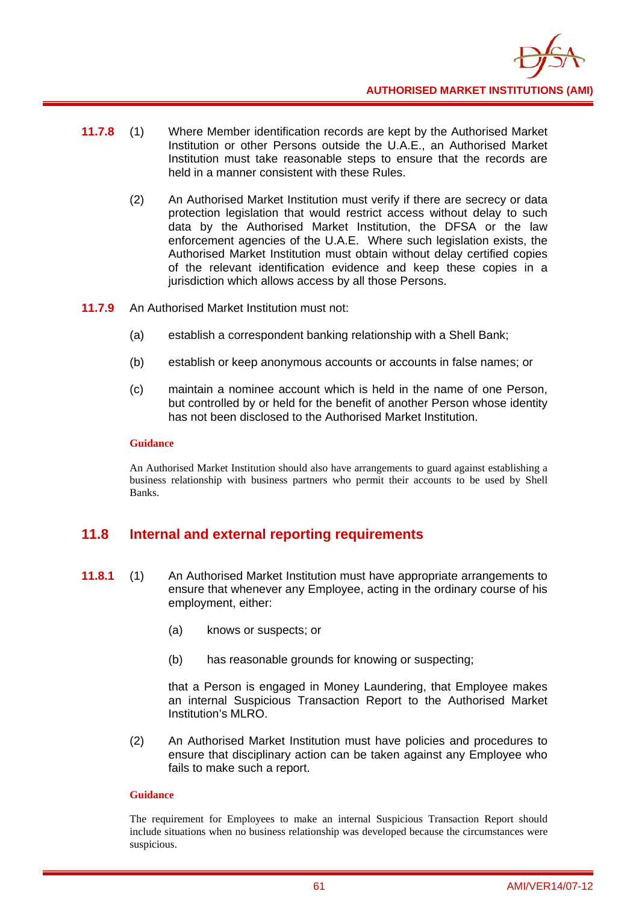**11.7.8** (1) Where Member identification records are kept by the Authorised Market Institution or other Persons outside the U.A.E., an Authorised Market Institution must take reasonable steps to ensure that the records are held in a manner consistent with these Rules.

(2) An Authorised Market Institution must verify if there are secrecy or data protection legislation that would restrict access without delay to such data by the Authorised Market Institution, the DFSA or the law enforcement agencies of the U.A.E. Where such legislation exists, the Authorised Market Institution must obtain without delay certified copies of the relevant identification evidence and keep these copies in a jurisdiction which allows access by all those Persons.

**11.7.9** An Authorised Market Institution must not:

(a) establish a correspondent banking relationship with a Shell Bank;

(b) establish or keep anonymous accounts or accounts in false names; or

(c) maintain a nominee account which is held in the name of one Person, but controlled by or held for the benefit of another Person whose identity has not been disclosed to the Authorised Market Institution.

**Guidance**

An Authorised Market Institution should also have arrangements to guard against establishing a business relationship with business partners who permit their accounts to be used by Shell Banks.

## 11.8 Internal and external reporting requirements

**11.8.1** (1) An Authorised Market Institution must have appropriate arrangements to ensure that whenever any Employee, acting in the ordinary course of his employment, either:

(a) knows or suspects; or

(b) has reasonable grounds for knowing or suspecting;

that a Person is engaged in Money Laundering, that Employee makes an internal Suspicious Transaction Report to the Authorised Market Institution's MLRO.

(2) An Authorised Market Institution must have policies and procedures to ensure that disciplinary action can be taken against any Employee who fails to make such a report.

**Guidance**

The requirement for Employees to make an internal Suspicious Transaction Report should include situations when no business relationship was developed because the circumstances were suspicious.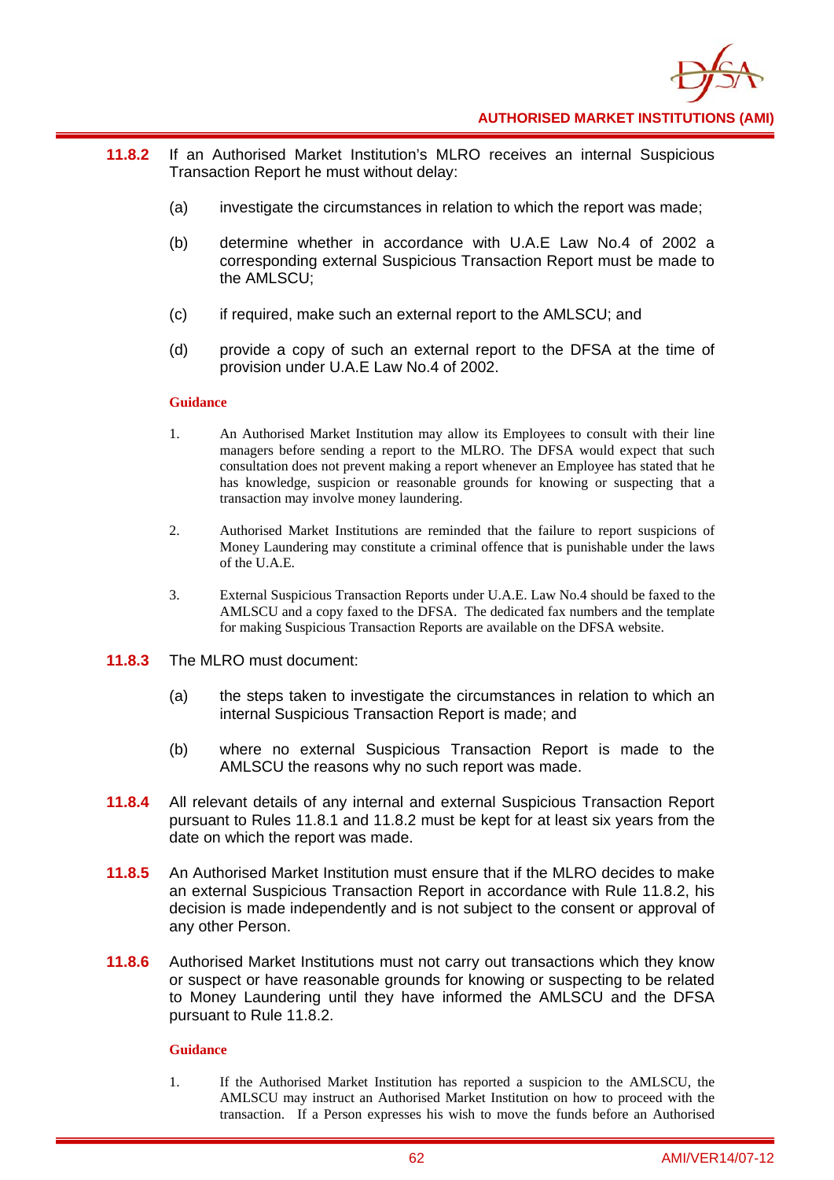**11.8.2** If an Authorised Market Institution's MLRO receives an internal Suspicious Transaction Report he must without delay:

(a) investigate the circumstances in relation to which the report was made;

(b) determine whether in accordance with U.A.E Law No.4 of 2002 a corresponding external Suspicious Transaction Report must be made to the AMLSCU;

(c) if required, make such an external report to the AMLSCU; and

(d) provide a copy of such an external report to the DFSA at the time of provision under U.A.E Law No.4 of 2002.

**Guidance**

1. An Authorised Market Institution may allow its Employees to consult with their line managers before sending a report to the MLRO. The DFSA would expect that such consultation does not prevent making a report whenever an Employee has stated that he has knowledge, suspicion or reasonable grounds for knowing or suspecting that a transaction may involve money laundering.

2. Authorised Market Institutions are reminded that the failure to report suspicions of Money Laundering may constitute a criminal offence that is punishable under the laws of the U.A.E.

3. External Suspicious Transaction Reports under U.A.E. Law No.4 should be faxed to the AMLSCU and a copy faxed to the DFSA. The dedicated fax numbers and the template for making Suspicious Transaction Reports are available on the DFSA website.

**11.8.3** The MLRO must document:

(a) the steps taken to investigate the circumstances in relation to which an internal Suspicious Transaction Report is made; and

(b) where no external Suspicious Transaction Report is made to the AMLSCU the reasons why no such report was made.

**11.8.4** All relevant details of any internal and external Suspicious Transaction Report pursuant to Rules 11.8.1 and 11.8.2 must be kept for at least six years from the date on which the report was made.

**11.8.5** An Authorised Market Institution must ensure that if the MLRO decides to make an external Suspicious Transaction Report in accordance with Rule 11.8.2, his decision is made independently and is not subject to the consent or approval of any other Person.

**11.8.6** Authorised Market Institutions must not carry out transactions which they know or suspect or have reasonable grounds for knowing or suspecting to be related to Money Laundering until they have informed the AMLSCU and the DFSA pursuant to Rule 11.8.2.

**Guidance**

1. If the Authorised Market Institution has reported a suspicion to the AMLSCU, the AMLSCU may instruct an Authorised Market Institution on how to proceed with the transaction. If a Person expresses his wish to move the funds before an Authorised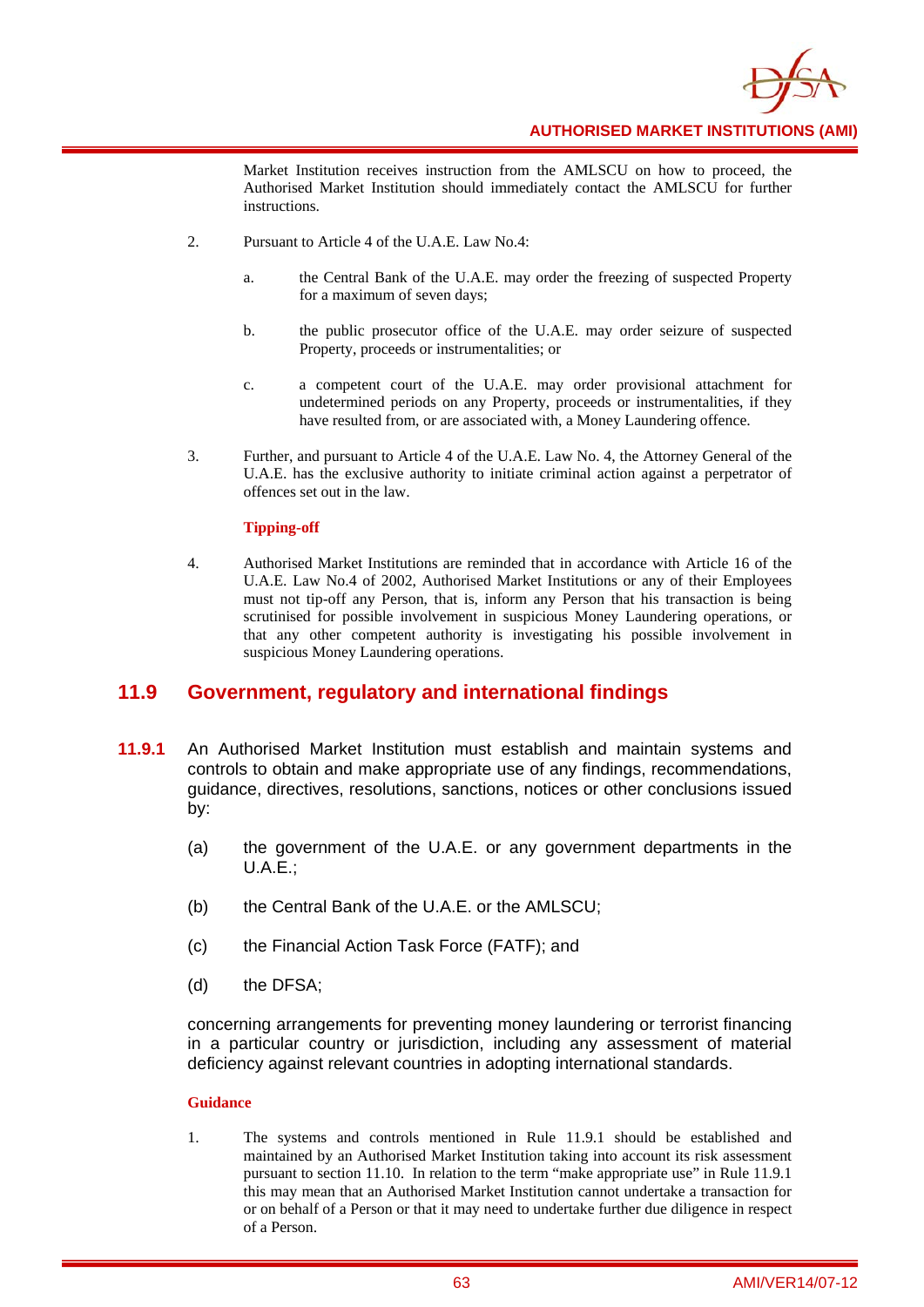Market Institution receives instruction from the AMLSCU on how to proceed, the Authorised Market Institution should immediately contact the AMLSCU for further instructions.

2. Pursuant to Article 4 of the U.A.E. Law No.4:

   a. the Central Bank of the U.A.E. may order the freezing of suspected Property for a maximum of seven days;

   b. the public prosecutor office of the U.A.E. may order seizure of suspected Property, proceeds or instrumentalities; or

   c. a competent court of the U.A.E. may order provisional attachment for undetermined periods on any Property, proceeds or instrumentalities, if they have resulted from, or are associated with, a Money Laundering offence.

3. Further, and pursuant to Article 4 of the U.A.E. Law No. 4, the Attorney General of the U.A.E. has the exclusive authority to initiate criminal action against a perpetrator of offences set out in the law.

**Tipping-off**

4. Authorised Market Institutions are reminded that in accordance with Article 16 of the U.A.E. Law No.4 of 2002, Authorised Market Institutions or any of their Employees must not tip-off any Person, that is, inform any Person that his transaction is being scrutinised for possible involvement in suspicious Money Laundering operations, or that any other competent authority is investigating his possible involvement in suspicious Money Laundering operations.

## 11.9 Government, regulatory and international findings

**11.9.1** An Authorised Market Institution must establish and maintain systems and controls to obtain and make appropriate use of any findings, recommendations, guidance, directives, resolutions, sanctions, notices or other conclusions issued by:

(a) the government of the U.A.E. or any government departments in the U.A.E.;

(b) the Central Bank of the U.A.E. or the AMLSCU;

(c) the Financial Action Task Force (FATF); and

(d) the DFSA;

concerning arrangements for preventing money laundering or terrorist financing in a particular country or jurisdiction, including any assessment of material deficiency against relevant countries in adopting international standards.

**Guidance**

1. The systems and controls mentioned in Rule 11.9.1 should be established and maintained by an Authorised Market Institution taking into account its risk assessment pursuant to section 11.10. In relation to the term "make appropriate use" in Rule 11.9.1 this may mean that an Authorised Market Institution cannot undertake a transaction for or on behalf of a Person or that it may need to undertake further due diligence in respect of a Person.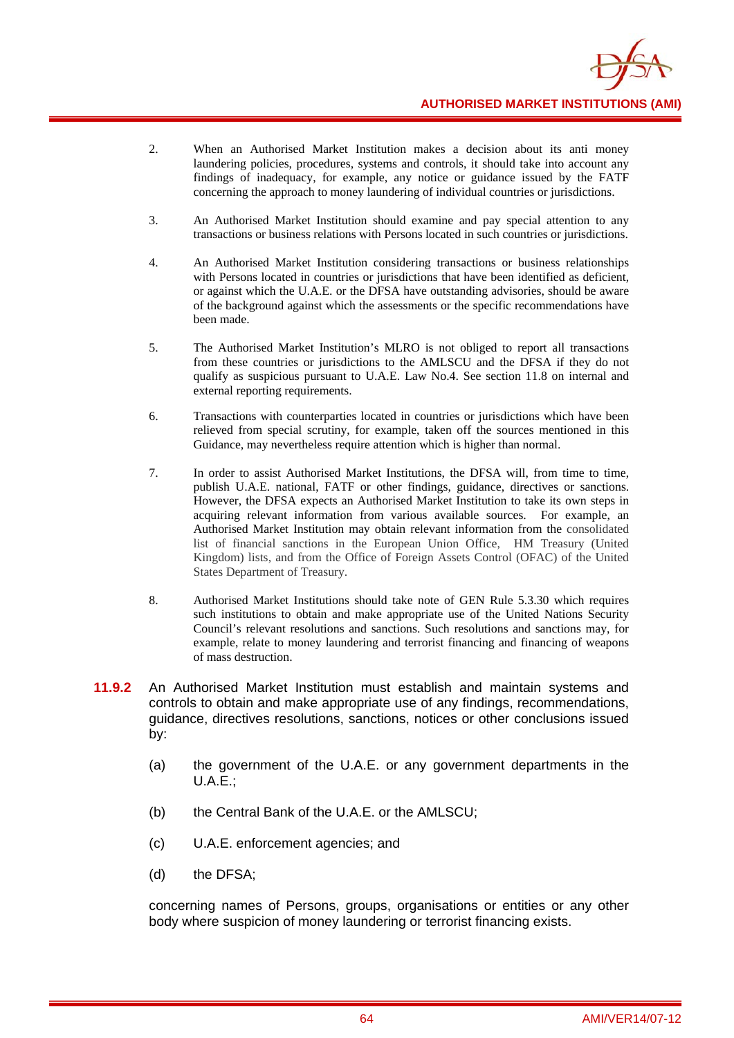2. When an Authorised Market Institution makes a decision about its anti money laundering policies, procedures, systems and controls, it should take into account any findings of inadequacy, for example, any notice or guidance issued by the FATF concerning the approach to money laundering of individual countries or jurisdictions.

3. An Authorised Market Institution should examine and pay special attention to any transactions or business relations with Persons located in such countries or jurisdictions.

4. An Authorised Market Institution considering transactions or business relationships with Persons located in countries or jurisdictions that have been identified as deficient, or against which the U.A.E. or the DFSA have outstanding advisories, should be aware of the background against which the assessments or the specific recommendations have been made.

5. The Authorised Market Institution's MLRO is not obliged to report all transactions from these countries or jurisdictions to the AMLSCU and the DFSA if they do not qualify as suspicious pursuant to U.A.E. Law No.4. See section 11.8 on internal and external reporting requirements.

6. Transactions with counterparties located in countries or jurisdictions which have been relieved from special scrutiny, for example, taken off the sources mentioned in this Guidance, may nevertheless require attention which is higher than normal.

7. In order to assist Authorised Market Institutions, the DFSA will, from time to time, publish U.A.E. national, FATF or other findings, guidance, directives or sanctions. However, the DFSA expects an Authorised Market Institution to take its own steps in acquiring relevant information from various available sources. For example, an Authorised Market Institution may obtain relevant information from the consolidated list of financial sanctions in the European Union Office, HM Treasury (United Kingdom) lists, and from the Office of Foreign Assets Control (OFAC) of the United States Department of Treasury.

8. Authorised Market Institutions should take note of GEN Rule 5.3.30 which requires such institutions to obtain and make appropriate use of the United Nations Security Council's relevant resolutions and sanctions. Such resolutions and sanctions may, for example, relate to money laundering and terrorist financing and financing of weapons of mass destruction.

**11.9.2** An Authorised Market Institution must establish and maintain systems and controls to obtain and make appropriate use of any findings, recommendations, guidance, directives resolutions, sanctions, notices or other conclusions issued by:

(a) the government of the U.A.E. or any government departments in the U.A.E.;

(b) the Central Bank of the U.A.E. or the AMLSCU;

(c) U.A.E. enforcement agencies; and

(d) the DFSA;

concerning names of Persons, groups, organisations or entities or any other body where suspicion of money laundering or terrorist financing exists.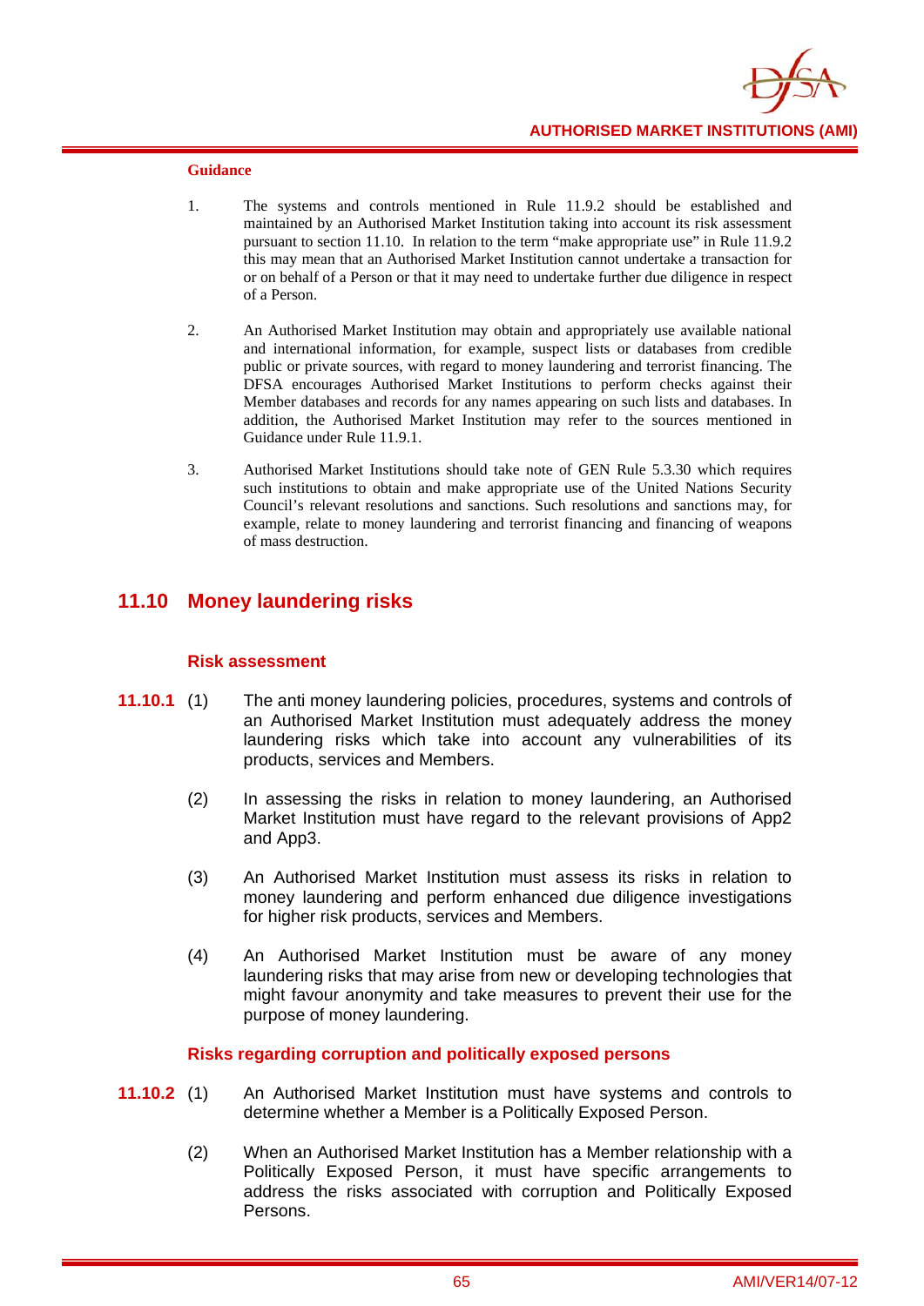**Guidance**

1. The systems and controls mentioned in Rule 11.9.2 should be established and maintained by an Authorised Market Institution taking into account its risk assessment pursuant to section 11.10. In relation to the term "make appropriate use" in Rule 11.9.2 this may mean that an Authorised Market Institution cannot undertake a transaction for or on behalf of a Person or that it may need to undertake further due diligence in respect of a Person.

2. An Authorised Market Institution may obtain and appropriately use available national and international information, for example, suspect lists or databases from credible public or private sources, with regard to money laundering and terrorist financing. The DFSA encourages Authorised Market Institutions to perform checks against their Member databases and records for any names appearing on such lists and databases. In addition, the Authorised Market Institution may refer to the sources mentioned in Guidance under Rule 11.9.1.

3. Authorised Market Institutions should take note of GEN Rule 5.3.30 which requires such institutions to obtain and make appropriate use of the United Nations Security Council's relevant resolutions and sanctions. Such resolutions and sanctions may, for example, relate to money laundering and terrorist financing and financing of weapons of mass destruction.

## 11.10 Money laundering risks

### Risk assessment

**11.10.1** (1) The anti money laundering policies, procedures, systems and controls of an Authorised Market Institution must adequately address the money laundering risks which take into account any vulnerabilities of its products, services and Members.

(2) In assessing the risks in relation to money laundering, an Authorised Market Institution must have regard to the relevant provisions of App2 and App3.

(3) An Authorised Market Institution must assess its risks in relation to money laundering and perform enhanced due diligence investigations for higher risk products, services and Members.

(4) An Authorised Market Institution must be aware of any money laundering risks that may arise from new or developing technologies that might favour anonymity and take measures to prevent their use for the purpose of money laundering.

### Risks regarding corruption and politically exposed persons

**11.10.2** (1) An Authorised Market Institution must have systems and controls to determine whether a Member is a Politically Exposed Person.

(2) When an Authorised Market Institution has a Member relationship with a Politically Exposed Person, it must have specific arrangements to address the risks associated with corruption and Politically Exposed Persons.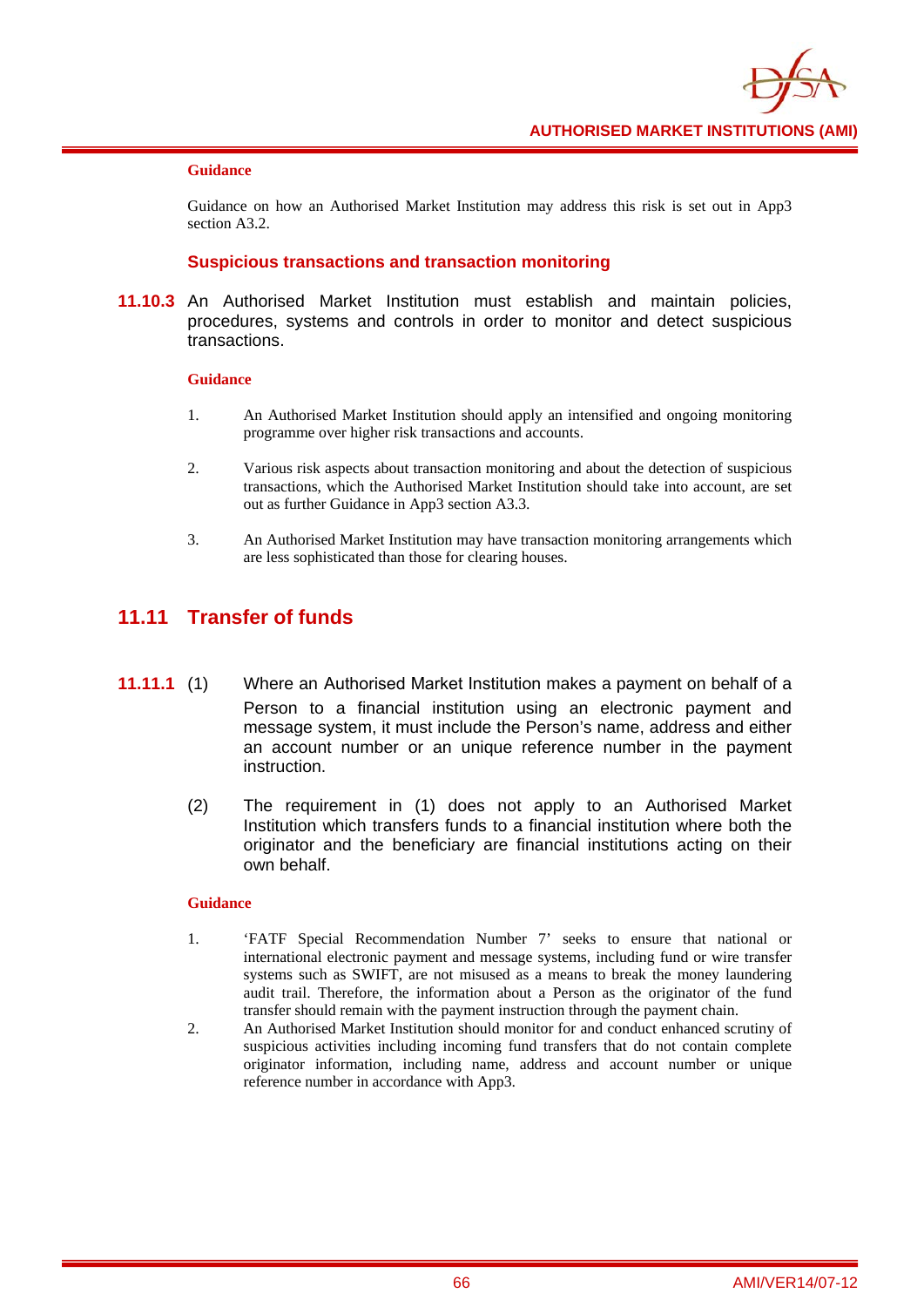**Guidance**

Guidance on how an Authorised Market Institution may address this risk is set out in App3 section A3.2.

### Suspicious transactions and transaction monitoring

**11.10.3** An Authorised Market Institution must establish and maintain policies, procedures, systems and controls in order to monitor and detect suspicious transactions.

**Guidance**

1. An Authorised Market Institution should apply an intensified and ongoing monitoring programme over higher risk transactions and accounts.
2. Various risk aspects about transaction monitoring and about the detection of suspicious transactions, which the Authorised Market Institution should take into account, are set out as further Guidance in App3 section A3.3.
3. An Authorised Market Institution may have transaction monitoring arrangements which are less sophisticated than those for clearing houses.

## 11.11 Transfer of funds

**11.11.1** (1) Where an Authorised Market Institution makes a payment on behalf of a Person to a financial institution using an electronic payment and message system, it must include the Person's name, address and either an account number or an unique reference number in the payment instruction.

(2) The requirement in (1) does not apply to an Authorised Market Institution which transfers funds to a financial institution where both the originator and the beneficiary are financial institutions acting on their own behalf.

**Guidance**

1. 'FATF Special Recommendation Number 7' seeks to ensure that national or international electronic payment and message systems, including fund or wire transfer systems such as SWIFT, are not misused as a means to break the money laundering audit trail. Therefore, the information about a Person as the originator of the fund transfer should remain with the payment instruction through the payment chain.
2. An Authorised Market Institution should monitor for and conduct enhanced scrutiny of suspicious activities including incoming fund transfers that do not contain complete originator information, including name, address and account number or unique reference number in accordance with App3.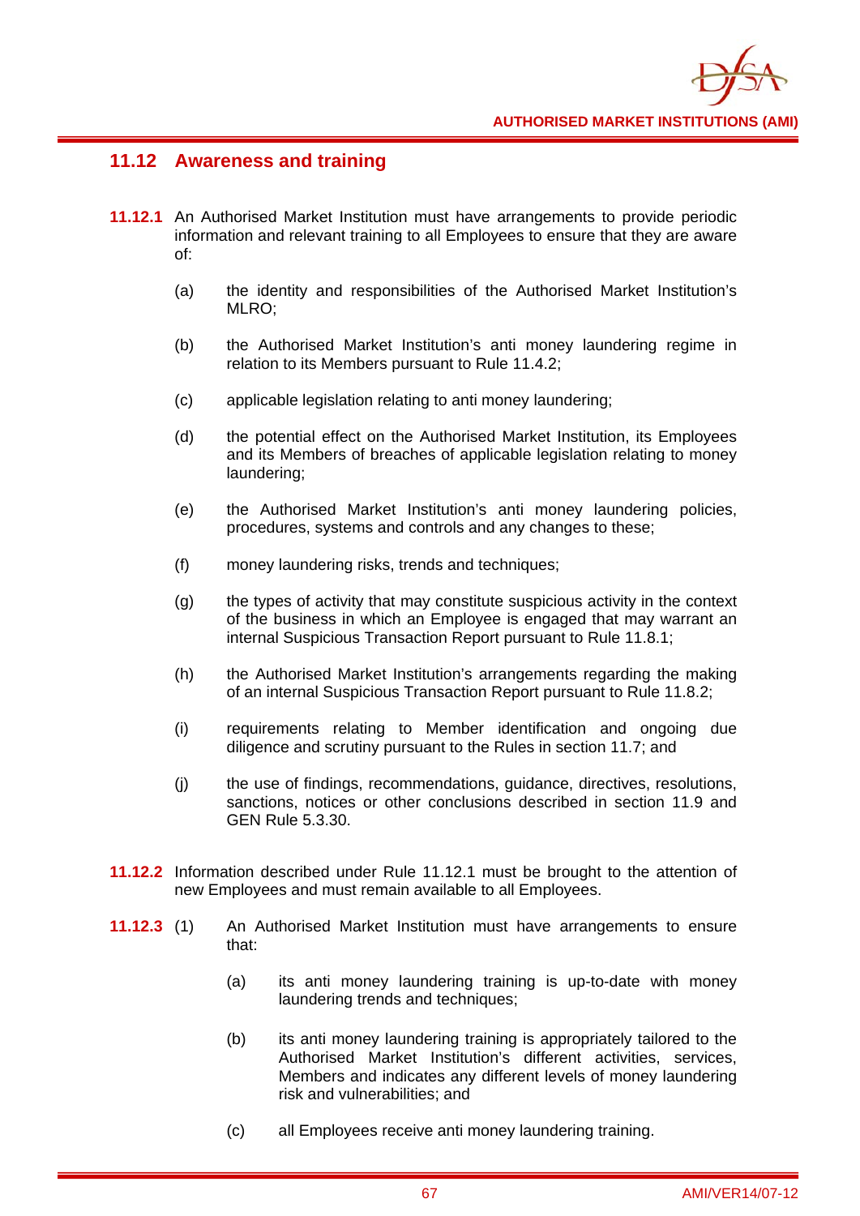## 11.12 Awareness and training

**11.12.1** An Authorised Market Institution must have arrangements to provide periodic information and relevant training to all Employees to ensure that they are aware of:

(a) the identity and responsibilities of the Authorised Market Institution's MLRO;

(b) the Authorised Market Institution's anti money laundering regime in relation to its Members pursuant to Rule 11.4.2;

(c) applicable legislation relating to anti money laundering;

(d) the potential effect on the Authorised Market Institution, its Employees and its Members of breaches of applicable legislation relating to money laundering;

(e) the Authorised Market Institution's anti money laundering policies, procedures, systems and controls and any changes to these;

(f) money laundering risks, trends and techniques;

(g) the types of activity that may constitute suspicious activity in the context of the business in which an Employee is engaged that may warrant an internal Suspicious Transaction Report pursuant to Rule 11.8.1;

(h) the Authorised Market Institution's arrangements regarding the making of an internal Suspicious Transaction Report pursuant to Rule 11.8.2;

(i) requirements relating to Member identification and ongoing due diligence and scrutiny pursuant to the Rules in section 11.7; and

(j) the use of findings, recommendations, guidance, directives, resolutions, sanctions, notices or other conclusions described in section 11.9 and GEN Rule 5.3.30.

**11.12.2** Information described under Rule 11.12.1 must be brought to the attention of new Employees and must remain available to all Employees.

**11.12.3** (1) An Authorised Market Institution must have arrangements to ensure that:

(a) its anti money laundering training is up-to-date with money laundering trends and techniques;

(b) its anti money laundering training is appropriately tailored to the Authorised Market Institution's different activities, services, Members and indicates any different levels of money laundering risk and vulnerabilities; and

(c) all Employees receive anti money laundering training.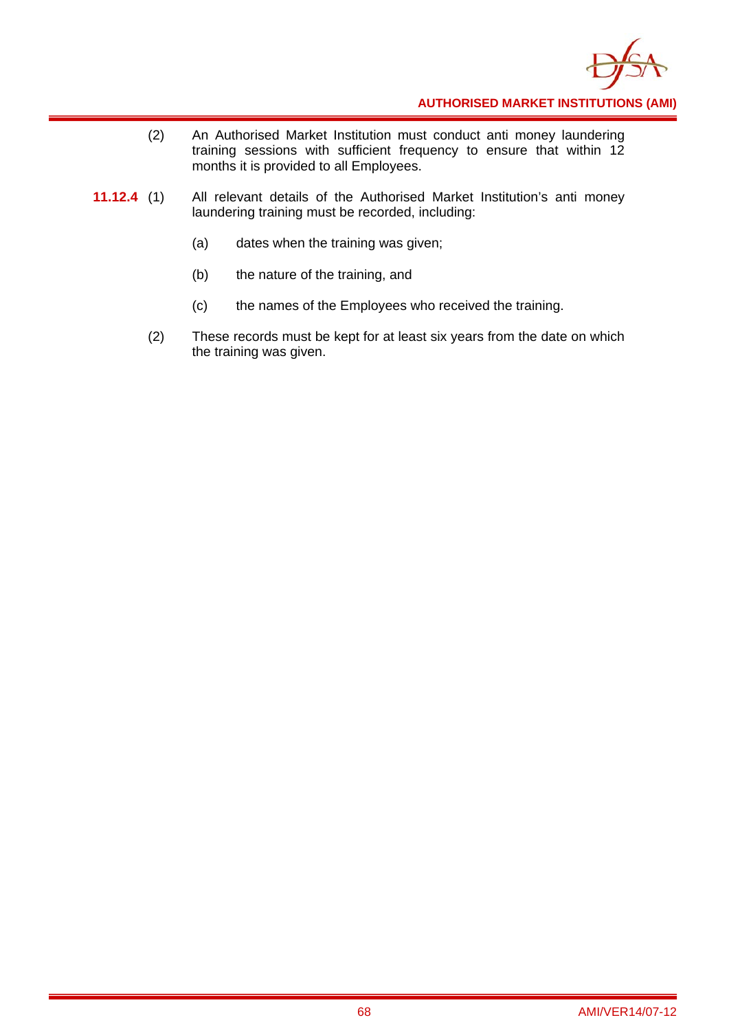(2) An Authorised Market Institution must conduct anti money laundering training sessions with sufficient frequency to ensure that within 12 months it is provided to all Employees.

**11.12.4** (1) All relevant details of the Authorised Market Institution's anti money laundering training must be recorded, including:

(a) dates when the training was given;

(b) the nature of the training, and

(c) the names of the Employees who received the training.

(2) These records must be kept for at least six years from the date on which the training was given.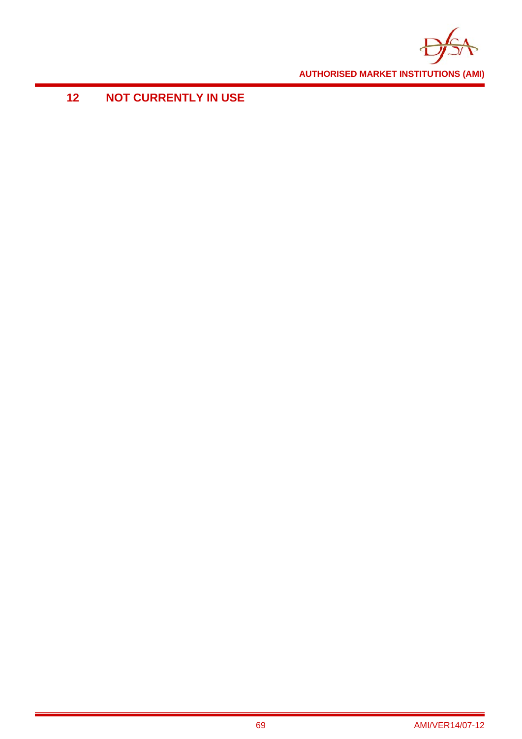# 12 NOT CURRENTLY IN USE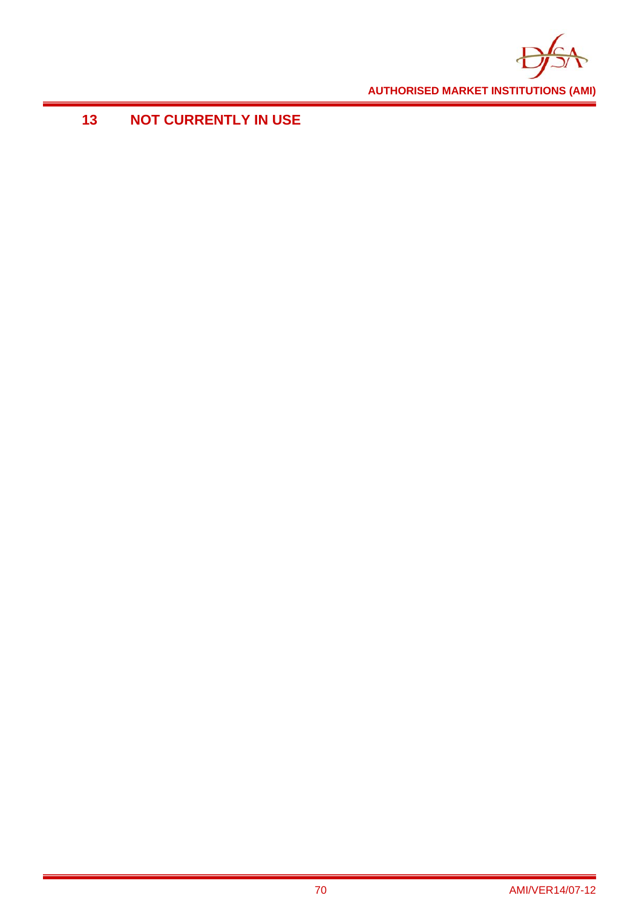# 13 NOT CURRENTLY IN USE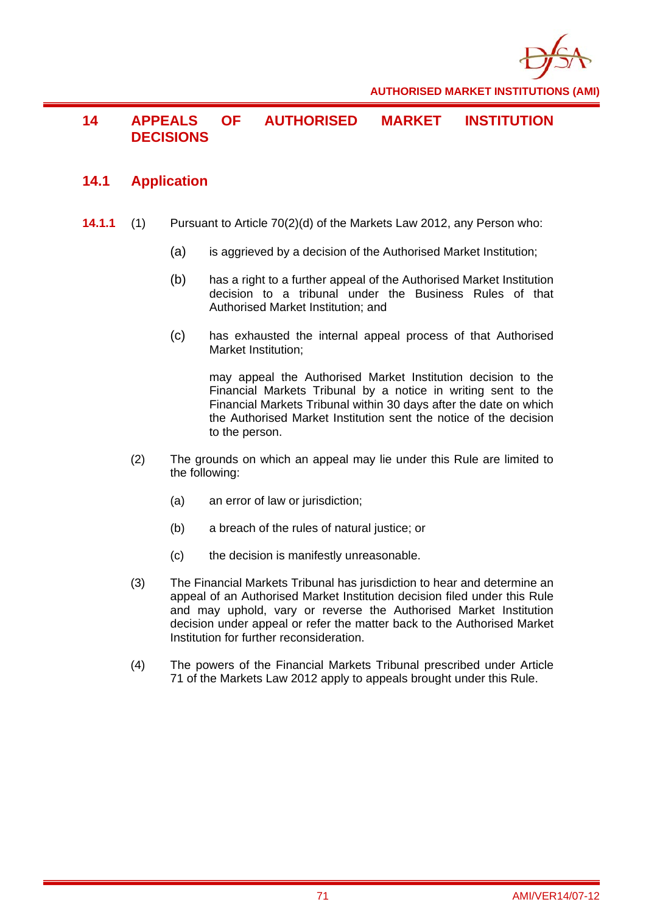# 14 APPEALS OF AUTHORISED MARKET INSTITUTION DECISIONS

## 14.1 Application

**14.1.1** (1) Pursuant to Article 70(2)(d) of the Markets Law 2012, any Person who:

(a) is aggrieved by a decision of the Authorised Market Institution;

(b) has a right to a further appeal of the Authorised Market Institution decision to a tribunal under the Business Rules of that Authorised Market Institution; and

(c) has exhausted the internal appeal process of that Authorised Market Institution;

may appeal the Authorised Market Institution decision to the Financial Markets Tribunal by a notice in writing sent to the Financial Markets Tribunal within 30 days after the date on which the Authorised Market Institution sent the notice of the decision to the person.

(2) The grounds on which an appeal may lie under this Rule are limited to the following:

(a) an error of law or jurisdiction;

(b) a breach of the rules of natural justice; or

(c) the decision is manifestly unreasonable.

(3) The Financial Markets Tribunal has jurisdiction to hear and determine an appeal of an Authorised Market Institution decision filed under this Rule and may uphold, vary or reverse the Authorised Market Institution decision under appeal or refer the matter back to the Authorised Market Institution for further reconsideration.

(4) The powers of the Financial Markets Tribunal prescribed under Article 71 of the Markets Law 2012 apply to appeals brought under this Rule.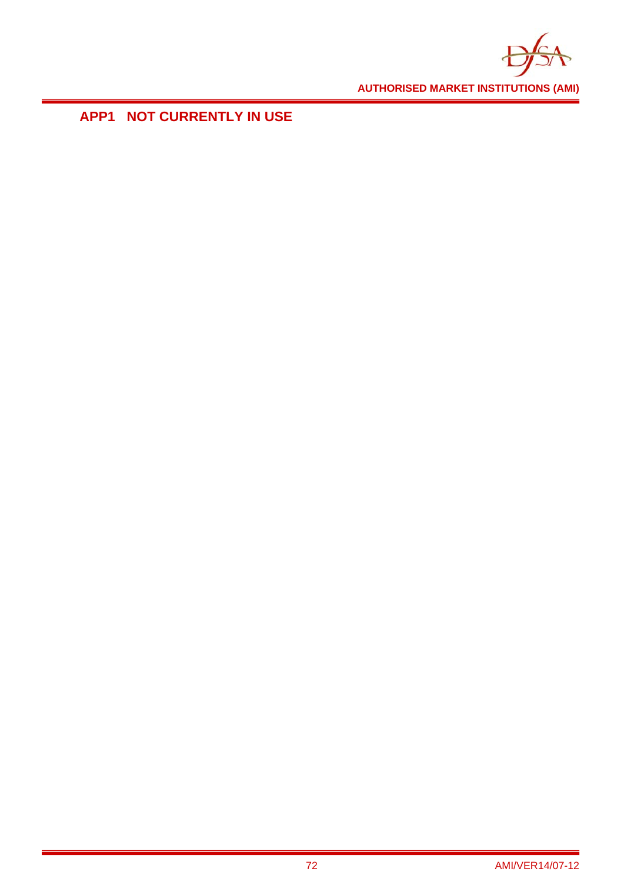## APP1 NOT CURRENTLY IN USE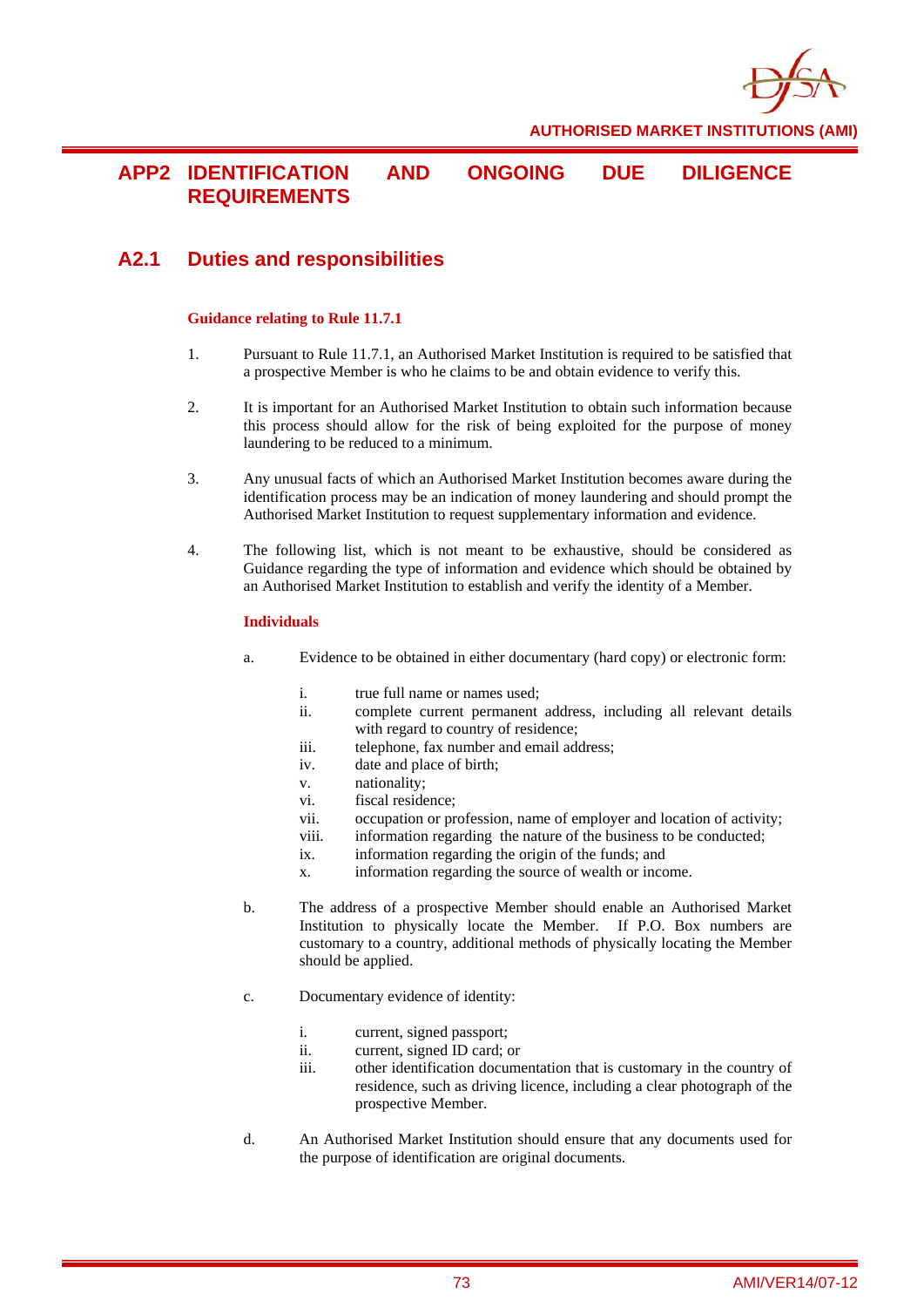# APP2 IDENTIFICATION AND ONGOING DUE DILIGENCE REQUIREMENTS

## A2.1 Duties and responsibilities

**Guidance relating to Rule 11.7.1**

1. Pursuant to Rule 11.7.1, an Authorised Market Institution is required to be satisfied that a prospective Member is who he claims to be and obtain evidence to verify this.

2. It is important for an Authorised Market Institution to obtain such information because this process should allow for the risk of being exploited for the purpose of money laundering to be reduced to a minimum.

3. Any unusual facts of which an Authorised Market Institution becomes aware during the identification process may be an indication of money laundering and should prompt the Authorised Market Institution to request supplementary information and evidence.

4. The following list, which is not meant to be exhaustive, should be considered as Guidance regarding the type of information and evidence which should be obtained by an Authorised Market Institution to establish and verify the identity of a Member.

**Individuals**

a. Evidence to be obtained in either documentary (hard copy) or electronic form:

   i. true full name or names used;
   ii. complete current permanent address, including all relevant details with regard to country of residence;
   iii. telephone, fax number and email address;
   iv. date and place of birth;
   v. nationality;
   vi. fiscal residence;
   vii. occupation or profession, name of employer and location of activity;
   viii. information regarding the nature of the business to be conducted;
   ix. information regarding the origin of the funds; and
   x. information regarding the source of wealth or income.

b. The address of a prospective Member should enable an Authorised Market Institution to physically locate the Member. If P.O. Box numbers are customary to a country, additional methods of physically locating the Member should be applied.

c. Documentary evidence of identity:

   i. current, signed passport;
   ii. current, signed ID card; or
   iii. other identification documentation that is customary in the country of residence, such as driving licence, including a clear photograph of the prospective Member.

d. An Authorised Market Institution should ensure that any documents used for the purpose of identification are original documents.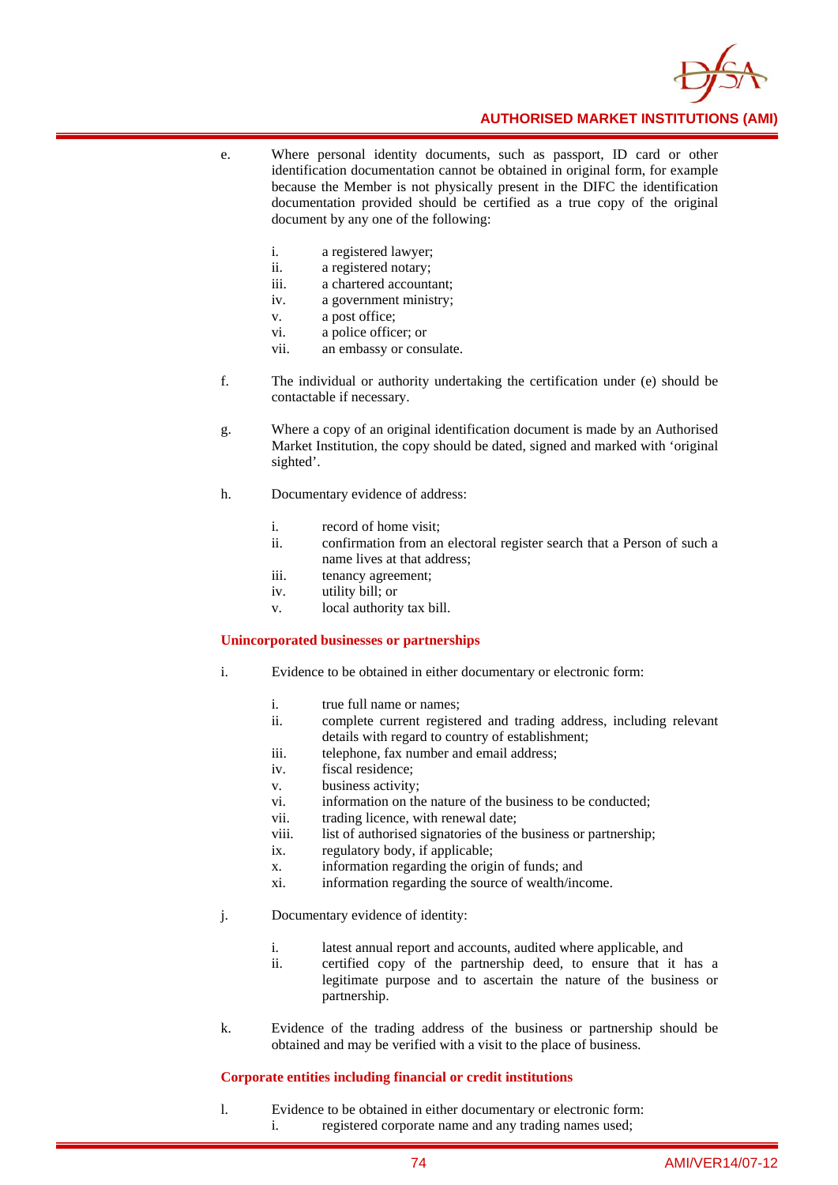e. Where personal identity documents, such as passport, ID card or other identification documentation cannot be obtained in original form, for example because the Member is not physically present in the DIFC the identification documentation provided should be certified as a true copy of the original document by any one of the following:

   i. a registered lawyer;
   ii. a registered notary;
   iii. a chartered accountant;
   iv. a government ministry;
   v. a post office;
   vi. a police officer; or
   vii. an embassy or consulate.

f. The individual or authority undertaking the certification under (e) should be contactable if necessary.

g. Where a copy of an original identification document is made by an Authorised Market Institution, the copy should be dated, signed and marked with 'original sighted'.

h. Documentary evidence of address:

   i. record of home visit;
   ii. confirmation from an electoral register search that a Person of such a name lives at that address;
   iii. tenancy agreement;
   iv. utility bill; or
   v. local authority tax bill.

**Unincorporated businesses or partnerships**

i. Evidence to be obtained in either documentary or electronic form:

   i. true full name or names;
   ii. complete current registered and trading address, including relevant details with regard to country of establishment;
   iii. telephone, fax number and email address;
   iv. fiscal residence;
   v. business activity;
   vi. information on the nature of the business to be conducted;
   vii. trading licence, with renewal date;
   viii. list of authorised signatories of the business or partnership;
   ix. regulatory body, if applicable;
   x. information regarding the origin of funds; and
   xi. information regarding the source of wealth/income.

j. Documentary evidence of identity:

   i. latest annual report and accounts, audited where applicable, and
   ii. certified copy of the partnership deed, to ensure that it has a legitimate purpose and to ascertain the nature of the business or partnership.

k. Evidence of the trading address of the business or partnership should be obtained and may be verified with a visit to the place of business.

**Corporate entities including financial or credit institutions**

l. Evidence to be obtained in either documentary or electronic form:
   i. registered corporate name and any trading names used;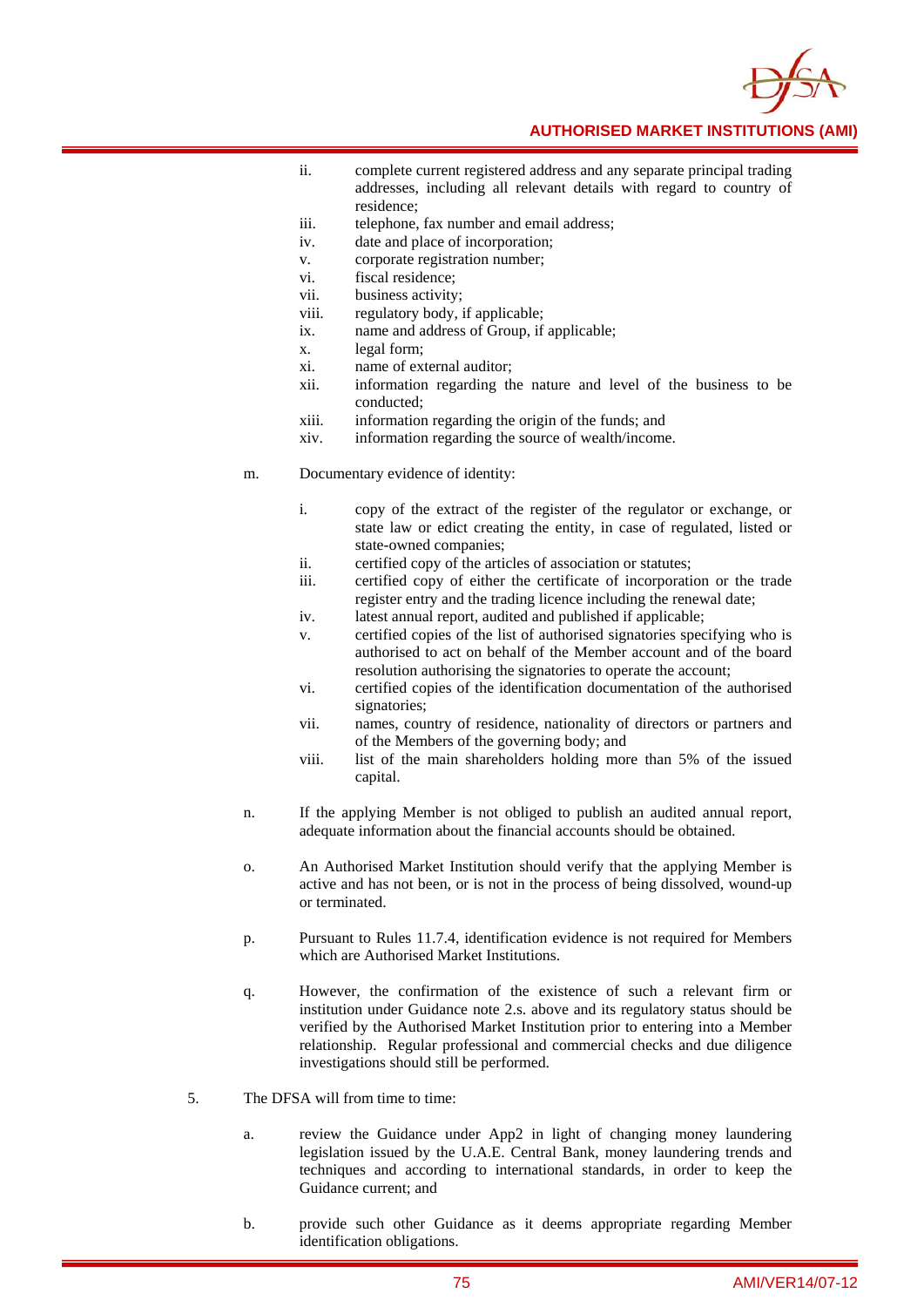ii. complete current registered address and any separate principal trading addresses, including all relevant details with regard to country of residence;
iii. telephone, fax number and email address;
iv. date and place of incorporation;
v. corporate registration number;
vi. fiscal residence;
vii. business activity;
viii. regulatory body, if applicable;
ix. name and address of Group, if applicable;
x. legal form;
xi. name of external auditor;
xii. information regarding the nature and level of the business to be conducted;
xiii. information regarding the origin of the funds; and
xiv. information regarding the source of wealth/income.

m. Documentary evidence of identity:

i. copy of the extract of the register of the regulator or exchange, or state law or edict creating the entity, in case of regulated, listed or state-owned companies;
ii. certified copy of the articles of association or statutes;
iii. certified copy of either the certificate of incorporation or the trade register entry and the trading licence including the renewal date;
iv. latest annual report, audited and published if applicable;
v. certified copies of the list of authorised signatories specifying who is authorised to act on behalf of the Member account and of the board resolution authorising the signatories to operate the account;
vi. certified copies of the identification documentation of the authorised signatories;
vii. names, country of residence, nationality of directors or partners and of the Members of the governing body; and
viii. list of the main shareholders holding more than 5% of the issued capital.

n. If the applying Member is not obliged to publish an audited annual report, adequate information about the financial accounts should be obtained.

o. An Authorised Market Institution should verify that the applying Member is active and has not been, or is not in the process of being dissolved, wound-up or terminated.

p. Pursuant to Rules 11.7.4, identification evidence is not required for Members which are Authorised Market Institutions.

q. However, the confirmation of the existence of such a relevant firm or institution under Guidance note 2.s. above and its regulatory status should be verified by the Authorised Market Institution prior to entering into a Member relationship. Regular professional and commercial checks and due diligence investigations should still be performed.

5. The DFSA will from time to time:

a. review the Guidance under App2 in light of changing money laundering legislation issued by the U.A.E. Central Bank, money laundering trends and techniques and according to international standards, in order to keep the Guidance current; and

b. provide such other Guidance as it deems appropriate regarding Member identification obligations.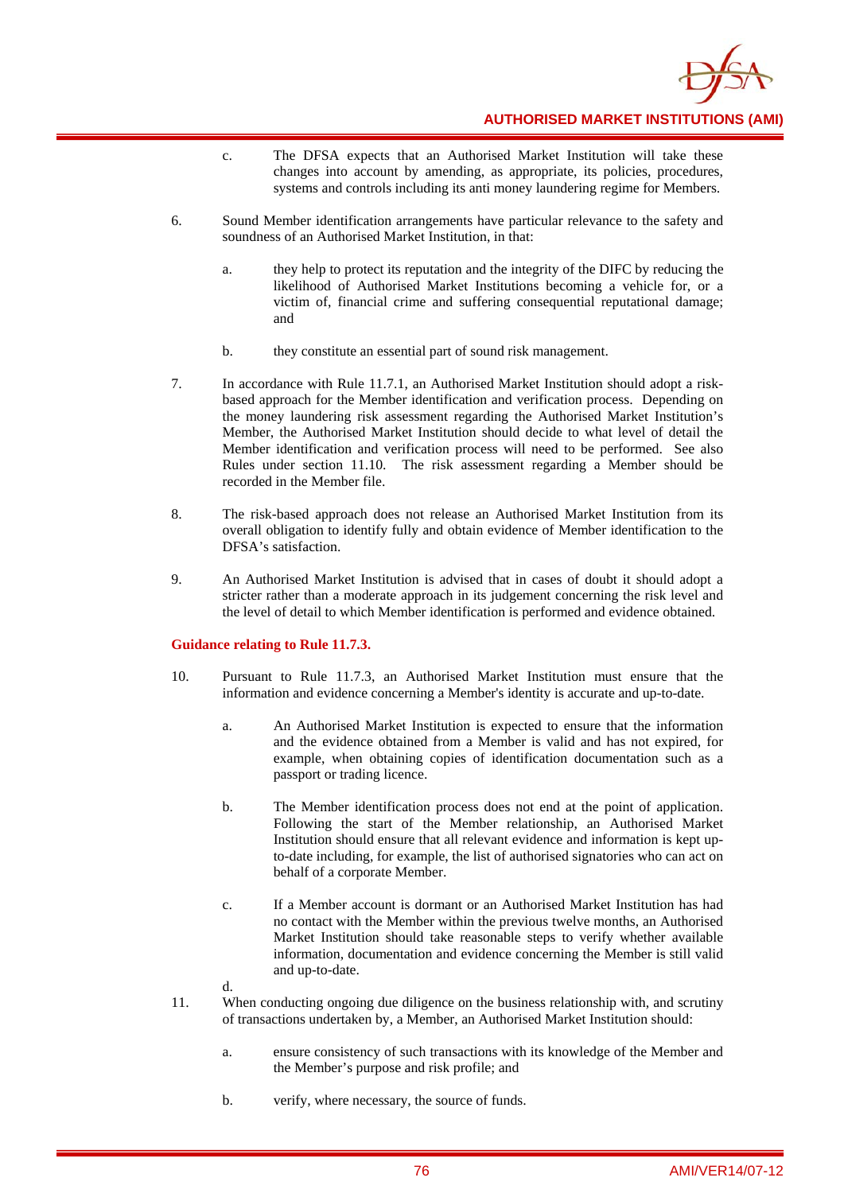c. The DFSA expects that an Authorised Market Institution will take these changes into account by amending, as appropriate, its policies, procedures, systems and controls including its anti money laundering regime for Members.

6. Sound Member identification arrangements have particular relevance to the safety and soundness of an Authorised Market Institution, in that:

   a. they help to protect its reputation and the integrity of the DIFC by reducing the likelihood of Authorised Market Institutions becoming a vehicle for, or a victim of, financial crime and suffering consequential reputational damage; and

   b. they constitute an essential part of sound risk management.

7. In accordance with Rule 11.7.1, an Authorised Market Institution should adopt a risk-based approach for the Member identification and verification process. Depending on the money laundering risk assessment regarding the Authorised Market Institution's Member, the Authorised Market Institution should decide to what level of detail the Member identification and verification process will need to be performed. See also Rules under section 11.10. The risk assessment regarding a Member should be recorded in the Member file.

8. The risk-based approach does not release an Authorised Market Institution from its overall obligation to identify fully and obtain evidence of Member identification to the DFSA's satisfaction.

9. An Authorised Market Institution is advised that in cases of doubt it should adopt a stricter rather than a moderate approach in its judgement concerning the risk level and the level of detail to which Member identification is performed and evidence obtained.

**Guidance relating to Rule 11.7.3.**

10. Pursuant to Rule 11.7.3, an Authorised Market Institution must ensure that the information and evidence concerning a Member's identity is accurate and up-to-date.

    a. An Authorised Market Institution is expected to ensure that the information and the evidence obtained from a Member is valid and has not expired, for example, when obtaining copies of identification documentation such as a passport or trading licence.

    b. The Member identification process does not end at the point of application. Following the start of the Member relationship, an Authorised Market Institution should ensure that all relevant evidence and information is kept up-to-date including, for example, the list of authorised signatories who can act on behalf of a corporate Member.

    c. If a Member account is dormant or an Authorised Market Institution has had no contact with the Member within the previous twelve months, an Authorised Market Institution should take reasonable steps to verify whether available information, documentation and evidence concerning the Member is still valid and up-to-date.

    d.

11. When conducting ongoing due diligence on the business relationship with, and scrutiny of transactions undertaken by, a Member, an Authorised Market Institution should:

    a. ensure consistency of such transactions with its knowledge of the Member and the Member's purpose and risk profile; and

    b. verify, where necessary, the source of funds.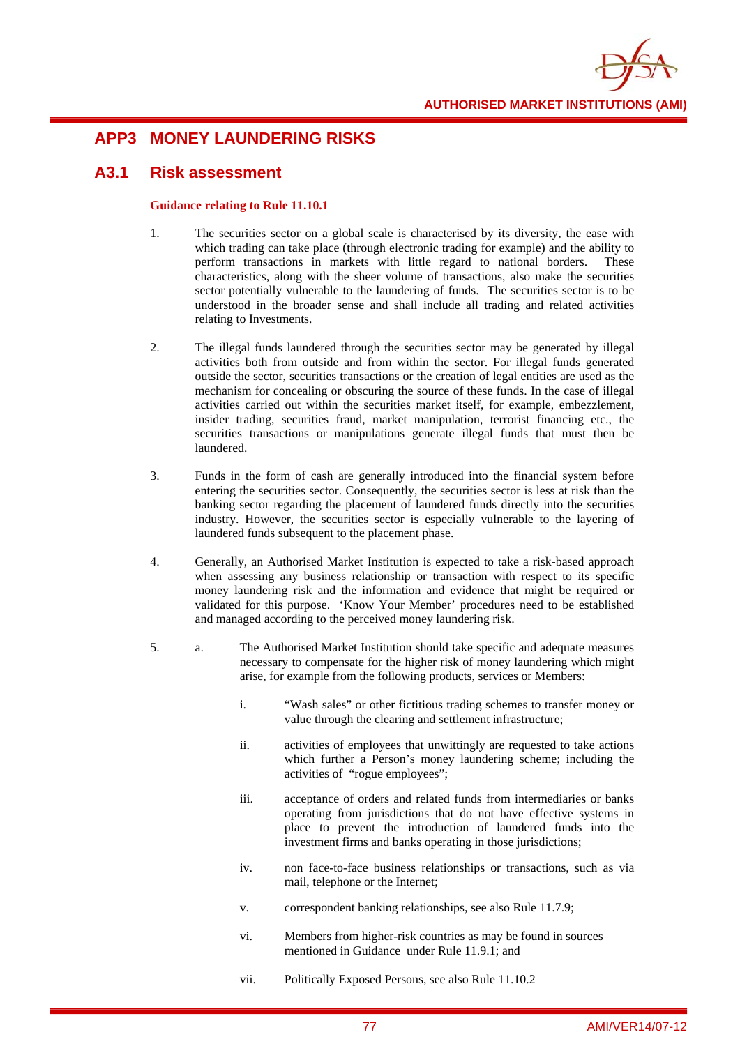## APP3 MONEY LAUNDERING RISKS

## A3.1 Risk assessment

**Guidance relating to Rule 11.10.1**

1. The securities sector on a global scale is characterised by its diversity, the ease with which trading can take place (through electronic trading for example) and the ability to perform transactions in markets with little regard to national borders. These characteristics, along with the sheer volume of transactions, also make the securities sector potentially vulnerable to the laundering of funds. The securities sector is to be understood in the broader sense and shall include all trading and related activities relating to Investments.

2. The illegal funds laundered through the securities sector may be generated by illegal activities both from outside and from within the sector. For illegal funds generated outside the sector, securities transactions or the creation of legal entities are used as the mechanism for concealing or obscuring the source of these funds. In the case of illegal activities carried out within the securities market itself, for example, embezzlement, insider trading, securities fraud, market manipulation, terrorist financing etc., the securities transactions or manipulations generate illegal funds that must then be laundered.

3. Funds in the form of cash are generally introduced into the financial system before entering the securities sector. Consequently, the securities sector is less at risk than the banking sector regarding the placement of laundered funds directly into the securities industry. However, the securities sector is especially vulnerable to the layering of laundered funds subsequent to the placement phase.

4. Generally, an Authorised Market Institution is expected to take a risk-based approach when assessing any business relationship or transaction with respect to its specific money laundering risk and the information and evidence that might be required or validated for this purpose. 'Know Your Member' procedures need to be established and managed according to the perceived money laundering risk.

5. a. The Authorised Market Institution should take specific and adequate measures necessary to compensate for the higher risk of money laundering which might arise, for example from the following products, services or Members:

   i. "Wash sales" or other fictitious trading schemes to transfer money or value through the clearing and settlement infrastructure;

   ii. activities of employees that unwittingly are requested to take actions which further a Person's money laundering scheme; including the activities of "rogue employees";

   iii. acceptance of orders and related funds from intermediaries or banks operating from jurisdictions that do not have effective systems in place to prevent the introduction of laundered funds into the investment firms and banks operating in those jurisdictions;

   iv. non face-to-face business relationships or transactions, such as via mail, telephone or the Internet;

   v. correspondent banking relationships, see also Rule 11.7.9;

   vi. Members from higher-risk countries as may be found in sources mentioned in Guidance under Rule 11.9.1; and

   vii. Politically Exposed Persons, see also Rule 11.10.2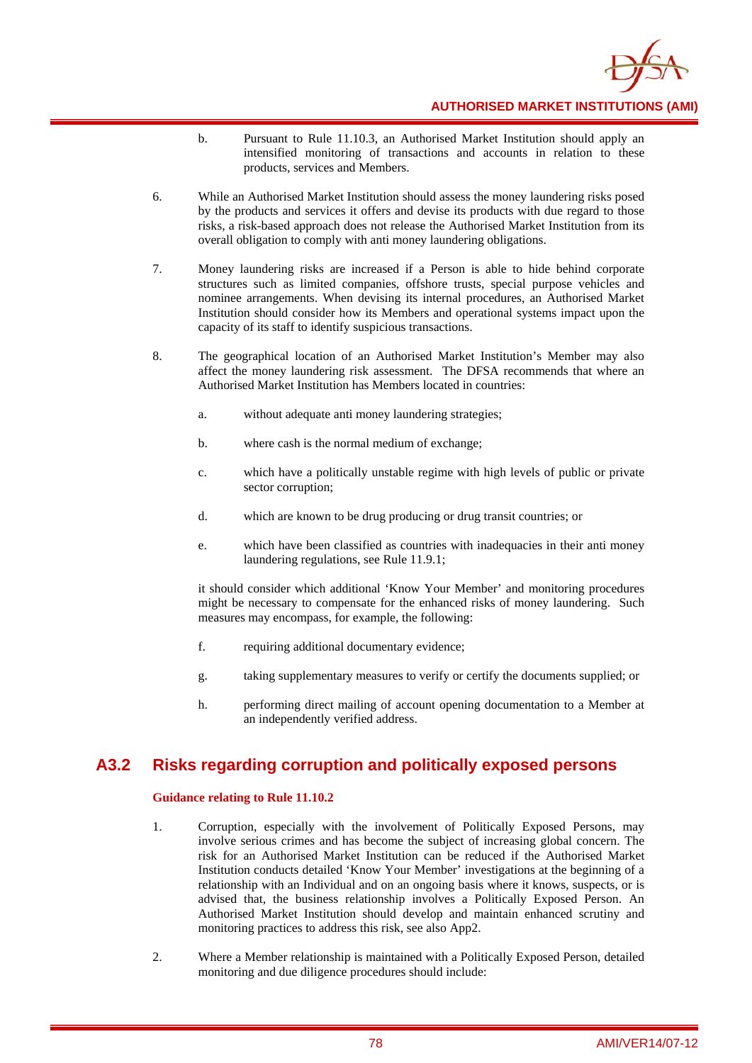b. Pursuant to Rule 11.10.3, an Authorised Market Institution should apply an intensified monitoring of transactions and accounts in relation to these products, services and Members.

6. While an Authorised Market Institution should assess the money laundering risks posed by the products and services it offers and devise its products with due regard to those risks, a risk-based approach does not release the Authorised Market Institution from its overall obligation to comply with anti money laundering obligations.

7. Money laundering risks are increased if a Person is able to hide behind corporate structures such as limited companies, offshore trusts, special purpose vehicles and nominee arrangements. When devising its internal procedures, an Authorised Market Institution should consider how its Members and operational systems impact upon the capacity of its staff to identify suspicious transactions.

8. The geographical location of an Authorised Market Institution's Member may also affect the money laundering risk assessment. The DFSA recommends that where an Authorised Market Institution has Members located in countries:

   a. without adequate anti money laundering strategies;

   b. where cash is the normal medium of exchange;

   c. which have a politically unstable regime with high levels of public or private sector corruption;

   d. which are known to be drug producing or drug transit countries; or

   e. which have been classified as countries with inadequacies in their anti money laundering regulations, see Rule 11.9.1;

   it should consider which additional 'Know Your Member' and monitoring procedures might be necessary to compensate for the enhanced risks of money laundering. Such measures may encompass, for example, the following:

   f. requiring additional documentary evidence;

   g. taking supplementary measures to verify or certify the documents supplied; or

   h. performing direct mailing of account opening documentation to a Member at an independently verified address.

## A3.2 Risks regarding corruption and politically exposed persons

**Guidance relating to Rule 11.10.2**

1. Corruption, especially with the involvement of Politically Exposed Persons, may involve serious crimes and has become the subject of increasing global concern. The risk for an Authorised Market Institution can be reduced if the Authorised Market Institution conducts detailed 'Know Your Member' investigations at the beginning of a relationship with an Individual and on an ongoing basis where it knows, suspects, or is advised that, the business relationship involves a Politically Exposed Person. An Authorised Market Institution should develop and maintain enhanced scrutiny and monitoring practices to address this risk, see also App2.

2. Where a Member relationship is maintained with a Politically Exposed Person, detailed monitoring and due diligence procedures should include: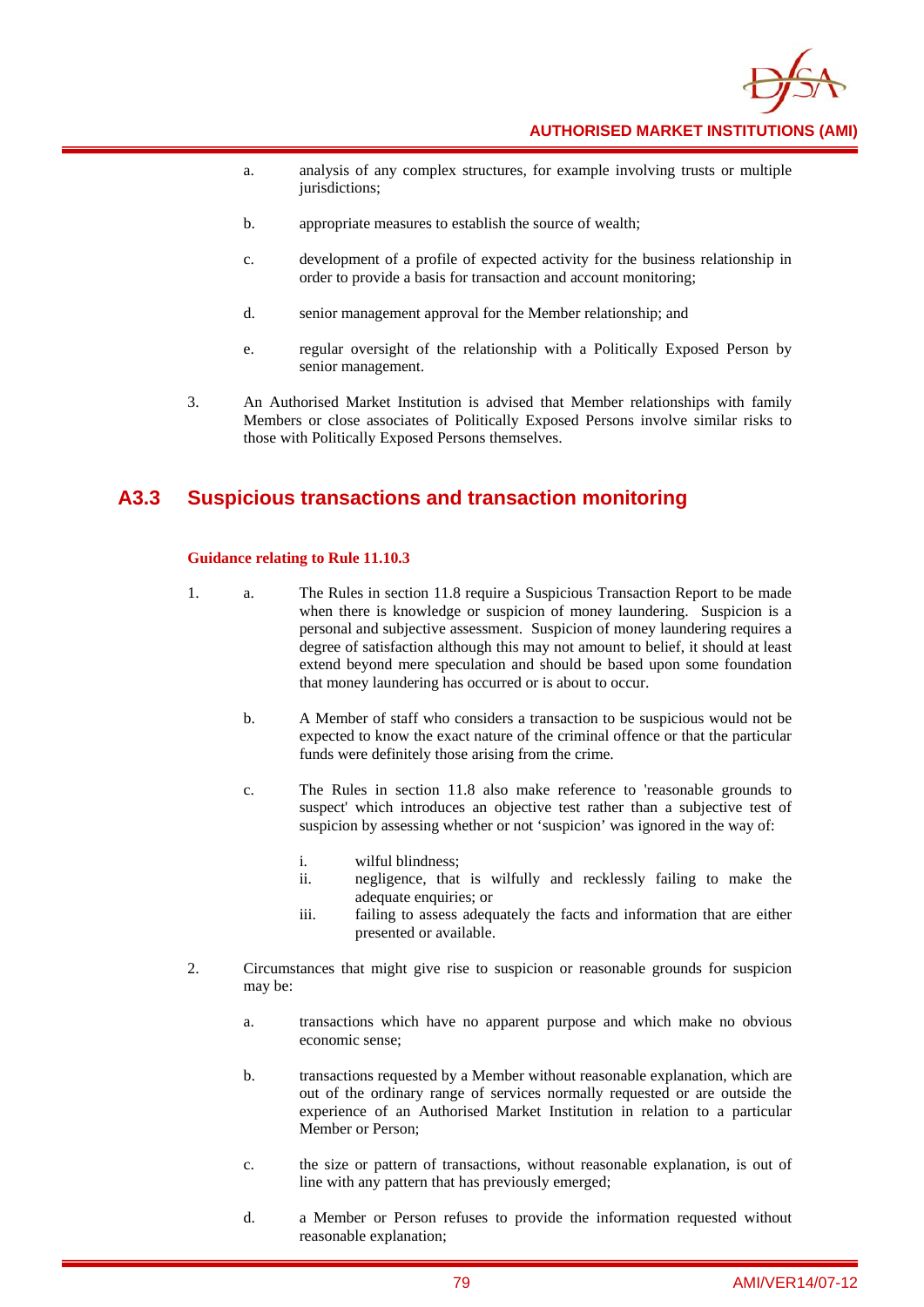a. analysis of any complex structures, for example involving trusts or multiple jurisdictions;

b. appropriate measures to establish the source of wealth;

c. development of a profile of expected activity for the business relationship in order to provide a basis for transaction and account monitoring;

d. senior management approval for the Member relationship; and

e. regular oversight of the relationship with a Politically Exposed Person by senior management.

3. An Authorised Market Institution is advised that Member relationships with family Members or close associates of Politically Exposed Persons involve similar risks to those with Politically Exposed Persons themselves.

## A3.3 Suspicious transactions and transaction monitoring

**Guidance relating to Rule 11.10.3**

1. a. The Rules in section 11.8 require a Suspicious Transaction Report to be made when there is knowledge or suspicion of money laundering. Suspicion is a personal and subjective assessment. Suspicion of money laundering requires a degree of satisfaction although this may not amount to belief, it should at least extend beyond mere speculation and should be based upon some foundation that money laundering has occurred or is about to occur.

   b. A Member of staff who considers a transaction to be suspicious would not be expected to know the exact nature of the criminal offence or that the particular funds were definitely those arising from the crime.

   c. The Rules in section 11.8 also make reference to 'reasonable grounds to suspect' which introduces an objective test rather than a subjective test of suspicion by assessing whether or not 'suspicion' was ignored in the way of:

      i. wilful blindness;
      ii. negligence, that is wilfully and recklessly failing to make the adequate enquiries; or
      iii. failing to assess adequately the facts and information that are either presented or available.

2. Circumstances that might give rise to suspicion or reasonable grounds for suspicion may be:

   a. transactions which have no apparent purpose and which make no obvious economic sense;

   b. transactions requested by a Member without reasonable explanation, which are out of the ordinary range of services normally requested or are outside the experience of an Authorised Market Institution in relation to a particular Member or Person;

   c. the size or pattern of transactions, without reasonable explanation, is out of line with any pattern that has previously emerged;

   d. a Member or Person refuses to provide the information requested without reasonable explanation;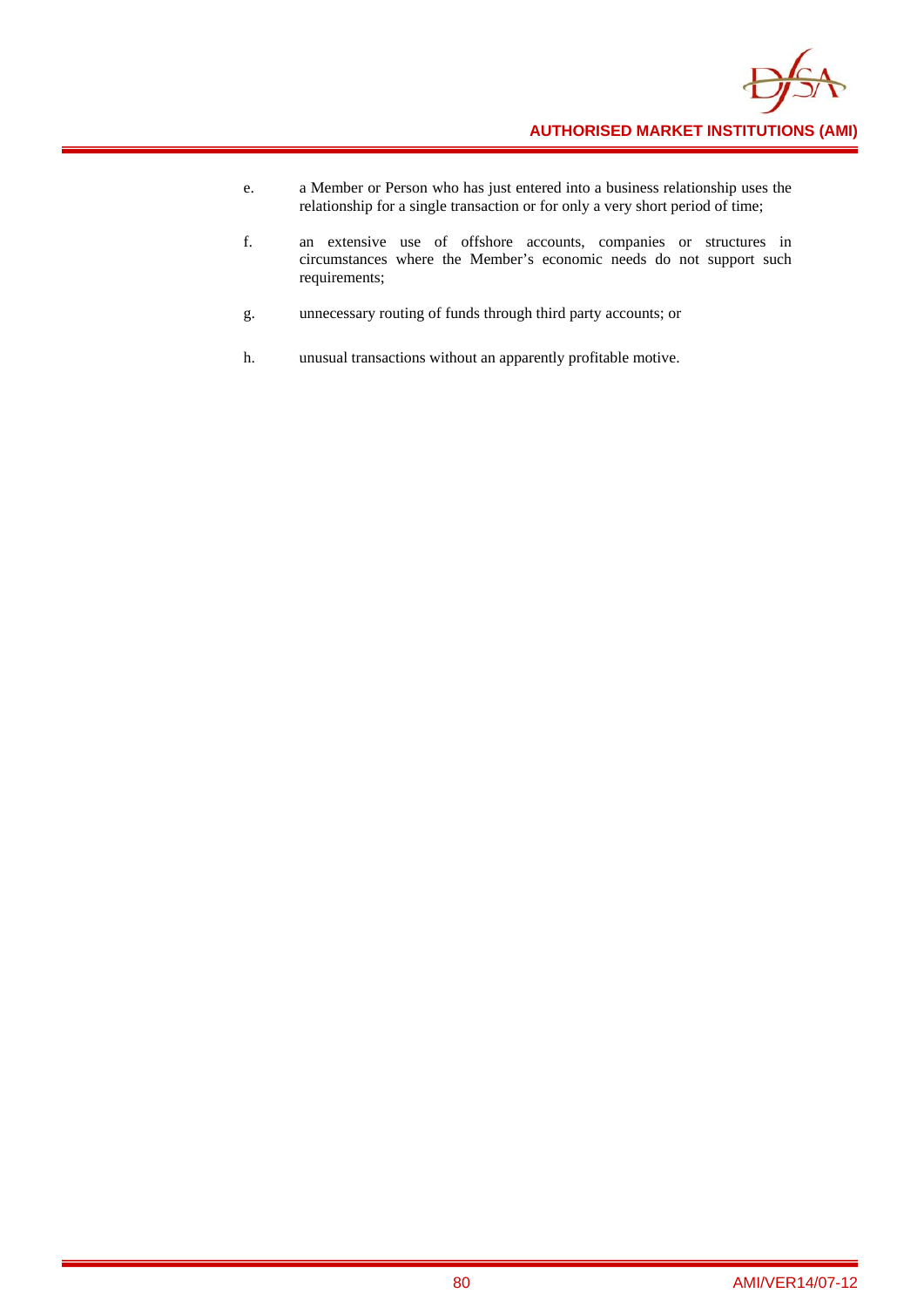e. a Member or Person who has just entered into a business relationship uses the relationship for a single transaction or for only a very short period of time;

f. an extensive use of offshore accounts, companies or structures in circumstances where the Member's economic needs do not support such requirements;

g. unnecessary routing of funds through third party accounts; or

h. unusual transactions without an apparently profitable motive.